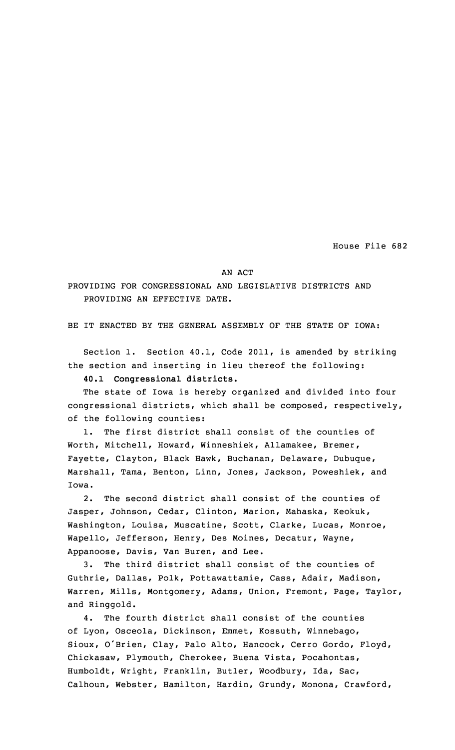House File 682

AN ACT

PROVIDING FOR CONGRESSIONAL AND LEGISLATIVE DISTRICTS AND PROVIDING AN EFFECTIVE DATE.

BE IT ENACTED BY THE GENERAL ASSEMBLY OF THE STATE OF IOWA:

Section 1. Section 40.1, Code 2011, is amended by striking the section and inserting in lieu thereof the following:

**40.1 Congressional districts.**

The state of Iowa is hereby organized and divided into four congressional districts, which shall be composed, respectively, of the following counties:

1. The first district shall consist of the counties of Worth, Mitchell, Howard, Winneshiek, Allamakee, Bremer, Fayette, Clayton, Black Hawk, Buchanan, Delaware, Dubuque, Marshall, Tama, Benton, Linn, Jones, Jackson, Poweshiek, and Iowa.

2. The second district shall consist of the counties of Jasper, Johnson, Cedar, Clinton, Marion, Mahaska, Keokuk, Washington, Louisa, Muscatine, Scott, Clarke, Lucas, Monroe, Wapello, Jefferson, Henry, Des Moines, Decatur, Wayne, Appanoose, Davis, Van Buren, and Lee.

3. The third district shall consist of the counties of Guthrie, Dallas, Polk, Pottawattamie, Cass, Adair, Madison, Warren, Mills, Montgomery, Adams, Union, Fremont, Page, Taylor, and Ringgold.

4. The fourth district shall consist of the counties of Lyon, Osceola, Dickinson, Emmet, Kossuth, Winnebago, Sioux, O'Brien, Clay, Palo Alto, Hancock, Cerro Gordo, Floyd, Chickasaw, Plymouth, Cherokee, Buena Vista, Pocahontas, Humboldt, Wright, Franklin, Butler, Woodbury, Ida, Sac, Calhoun, Webster, Hamilton, Hardin, Grundy, Monona, Crawford,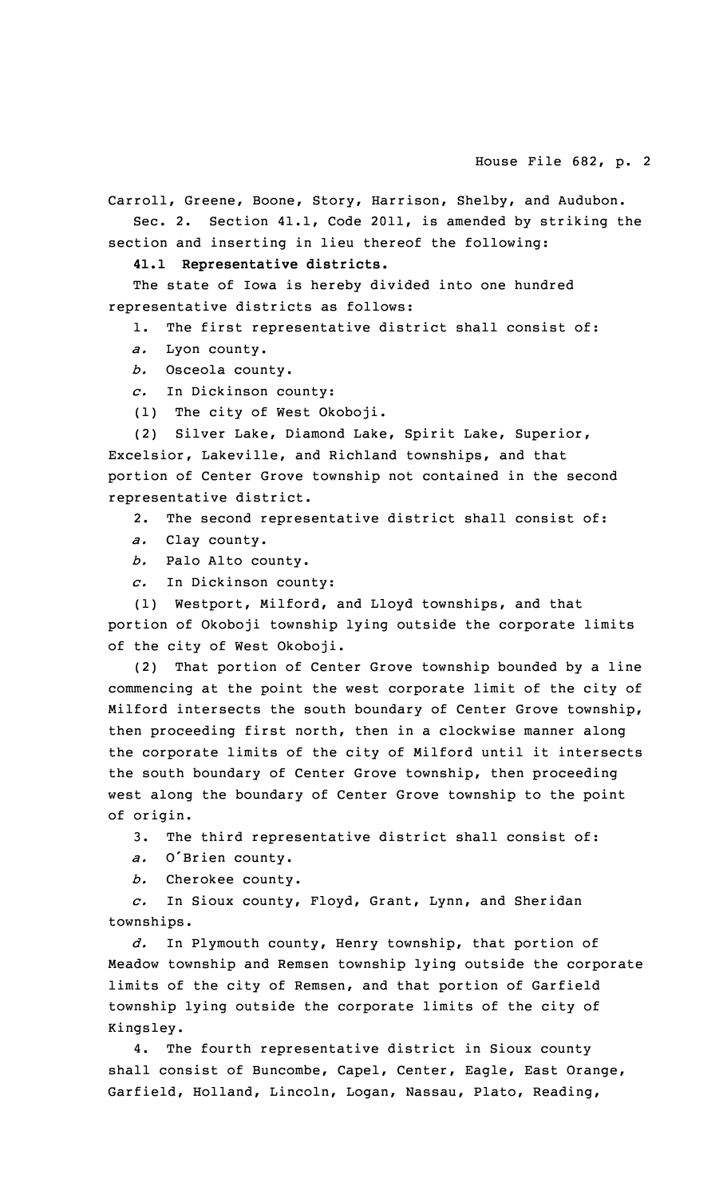Carroll, Greene, Boone, Story, Harrison, Shelby, and Audubon.

Sec. 2. Section 41.1, Code 2011, is amended by striking the section and inserting in lieu thereof the following:

**41.1 Representative districts.**

The state of Iowa is hereby divided into one hundred representative districts as follows:

1. The first representative district shall consist of:

*a.* Lyon county.

*b.* Osceola county.

*c.* In Dickinson county:

(1) The city of West Okoboji.

(2) Silver Lake, Diamond Lake, Spirit Lake, Superior, Excelsior, Lakeville, and Richland townships, and that portion of Center Grove township not contained in the second representative district.

2. The second representative district shall consist of:

*a.* Clay county.

*b.* Palo Alto county.

*c.* In Dickinson county:

(1) Westport, Milford, and Lloyd townships, and that portion of Okoboji township lying outside the corporate limits of the city of West Okoboji.

(2) That portion of Center Grove township bounded by a line commencing at the point the west corporate limit of the city of Milford intersects the south boundary of Center Grove township, then proceeding first north, then in a clockwise manner along the corporate limits of the city of Milford until it intersects the south boundary of Center Grove township, then proceeding west along the boundary of Center Grove township to the point of origin.

3. The third representative district shall consist of:

*a.* O'Brien county.

*b.* Cherokee county.

*c.* In Sioux county, Floyd, Grant, Lynn, and Sheridan townships.

*d.* In Plymouth county, Henry township, that portion of Meadow township and Remsen township lying outside the corporate limits of the city of Remsen, and that portion of Garfield township lying outside the corporate limits of the city of Kingsley.

4. The fourth representative district in Sioux county shall consist of Buncombe, Capel, Center, Eagle, East Orange, Garfield, Holland, Lincoln, Logan, Nassau, Plato, Reading,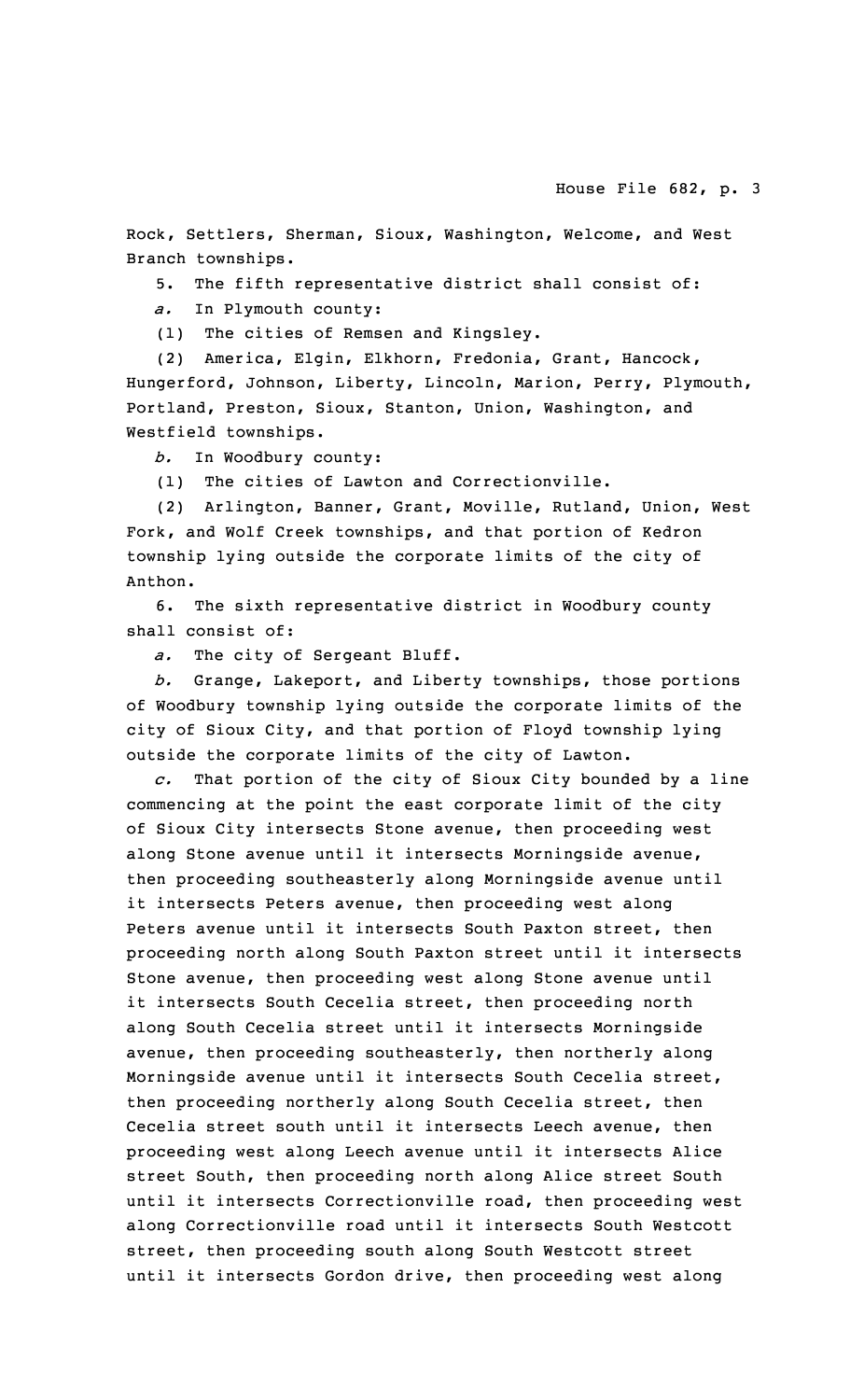Rock, Settlers, Sherman, Sioux, Washington, Welcome, and West Branch townships.

5. The fifth representative district shall consist of:

*a.* In Plymouth county:

(1) The cities of Remsen and Kingsley.

(2) America, Elgin, Elkhorn, Fredonia, Grant, Hancock, Hungerford, Johnson, Liberty, Lincoln, Marion, Perry, Plymouth, Portland, Preston, Sioux, Stanton, Union, Washington, and Westfield townships.

*b.* In Woodbury county:

(1) The cities of Lawton and Correctionville.

(2) Arlington, Banner, Grant, Moville, Rutland, Union, West Fork, and Wolf Creek townships, and that portion of Kedron township lying outside the corporate limits of the city of Anthon.

6. The sixth representative district in Woodbury county shall consist of:

*a.* The city of Sergeant Bluff.

*b.* Grange, Lakeport, and Liberty townships, those portions of Woodbury township lying outside the corporate limits of the city of Sioux City, and that portion of Floyd township lying outside the corporate limits of the city of Lawton.

*c.* That portion of the city of Sioux City bounded by a line commencing at the point the east corporate limit of the city of Sioux City intersects Stone avenue, then proceeding west along Stone avenue until it intersects Morningside avenue, then proceeding southeasterly along Morningside avenue until it intersects Peters avenue, then proceeding west along Peters avenue until it intersects South Paxton street, then proceeding north along South Paxton street until it intersects Stone avenue, then proceeding west along Stone avenue until it intersects South Cecelia street, then proceeding north along South Cecelia street until it intersects Morningside avenue, then proceeding southeasterly, then northerly along Morningside avenue until it intersects South Cecelia street, then proceeding northerly along South Cecelia street, then Cecelia street south until it intersects Leech avenue, then proceeding west along Leech avenue until it intersects Alice street South, then proceeding north along Alice street South until it intersects Correctionville road, then proceeding west along Correctionville road until it intersects South Westcott street, then proceeding south along South Westcott street until it intersects Gordon drive, then proceeding west along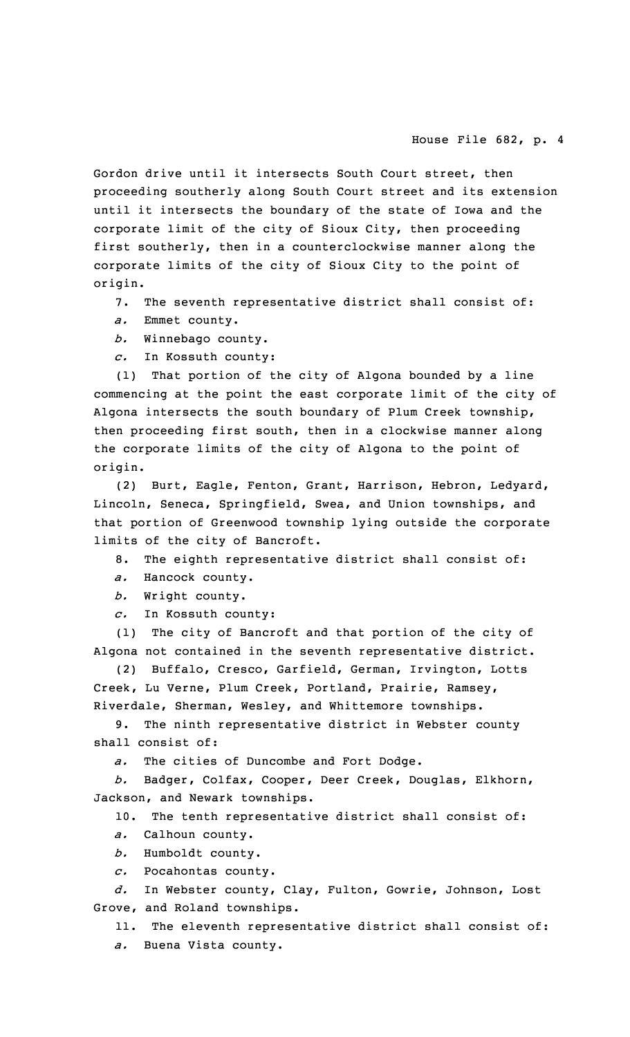Gordon drive until it intersects South Court street, then proceeding southerly along South Court street and its extension until it intersects the boundary of the state of Iowa and the corporate limit of the city of Sioux City, then proceeding first southerly, then in a counterclockwise manner along the corporate limits of the city of Sioux City to the point of origin.

7. The seventh representative district shall consist of:

*a.* Emmet county.

*b.* Winnebago county.

*c.* In Kossuth county:

(1) That portion of the city of Algona bounded by a line commencing at the point the east corporate limit of the city of Algona intersects the south boundary of Plum Creek township, then proceeding first south, then in a clockwise manner along the corporate limits of the city of Algona to the point of origin.

(2) Burt, Eagle, Fenton, Grant, Harrison, Hebron, Ledyard, Lincoln, Seneca, Springfield, Swea, and Union townships, and that portion of Greenwood township lying outside the corporate limits of the city of Bancroft.

8. The eighth representative district shall consist of:

*a.* Hancock county.

*b.* Wright county.

*c.* In Kossuth county:

(1) The city of Bancroft and that portion of the city of Algona not contained in the seventh representative district.

(2) Buffalo, Cresco, Garfield, German, Irvington, Lotts Creek, Lu Verne, Plum Creek, Portland, Prairie, Ramsey, Riverdale, Sherman, Wesley, and Whittemore townships.

9. The ninth representative district in Webster county shall consist of:

*a.* The cities of Duncombe and Fort Dodge.

*b.* Badger, Colfax, Cooper, Deer Creek, Douglas, Elkhorn, Jackson, and Newark townships.

10. The tenth representative district shall consist of:

*a.* Calhoun county.

*b.* Humboldt county.

*c.* Pocahontas county.

*d.* In Webster county, Clay, Fulton, Gowrie, Johnson, Lost Grove, and Roland townships.

11. The eleventh representative district shall consist of:

*a.* Buena Vista county.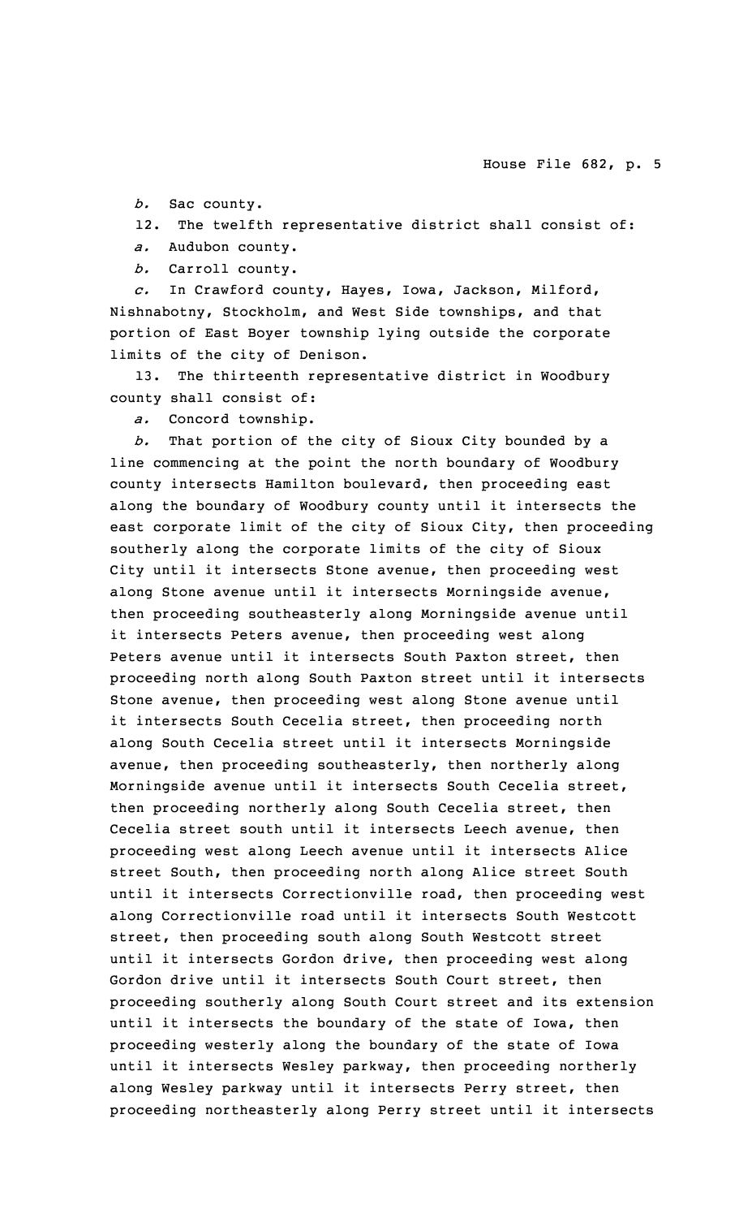*b.* Sac county.

12. The twelfth representative district shall consist of:

*a.* Audubon county.

*b.* Carroll county.

*c.* In Crawford county, Hayes, Iowa, Jackson, Milford, Nishnabotny, Stockholm, and West Side townships, and that portion of East Boyer township lying outside the corporate limits of the city of Denison.

13. The thirteenth representative district in Woodbury county shall consist of:

*a.* Concord township.

*b.* That portion of the city of Sioux City bounded by a line commencing at the point the north boundary of Woodbury county intersects Hamilton boulevard, then proceeding east along the boundary of Woodbury county until it intersects the east corporate limit of the city of Sioux City, then proceeding southerly along the corporate limits of the city of Sioux City until it intersects Stone avenue, then proceeding west along Stone avenue until it intersects Morningside avenue, then proceeding southeasterly along Morningside avenue until it intersects Peters avenue, then proceeding west along Peters avenue until it intersects South Paxton street, then proceeding north along South Paxton street until it intersects Stone avenue, then proceeding west along Stone avenue until it intersects South Cecelia street, then proceeding north along South Cecelia street until it intersects Morningside avenue, then proceeding southeasterly, then northerly along Morningside avenue until it intersects South Cecelia street, then proceeding northerly along South Cecelia street, then Cecelia street south until it intersects Leech avenue, then proceeding west along Leech avenue until it intersects Alice street South, then proceeding north along Alice street South until it intersects Correctionville road, then proceeding west along Correctionville road until it intersects South Westcott street, then proceeding south along South Westcott street until it intersects Gordon drive, then proceeding west along Gordon drive until it intersects South Court street, then proceeding southerly along South Court street and its extension until it intersects the boundary of the state of Iowa, then proceeding westerly along the boundary of the state of Iowa until it intersects Wesley parkway, then proceeding northerly along Wesley parkway until it intersects Perry street, then proceeding northeasterly along Perry street until it intersects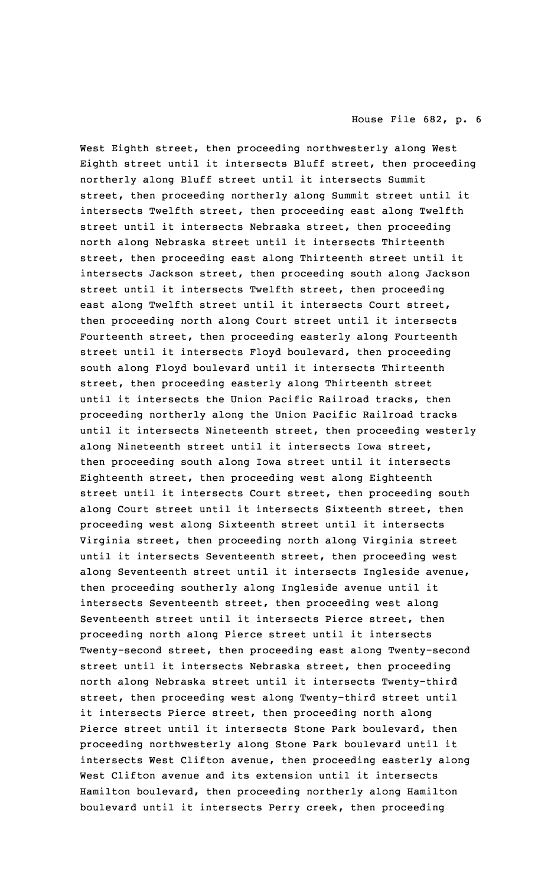West Eighth street, then proceeding northwesterly along West Eighth street until it intersects Bluff street, then proceeding northerly along Bluff street until it intersects Summit street, then proceeding northerly along Summit street until it intersects Twelfth street, then proceeding east along Twelfth street until it intersects Nebraska street, then proceeding north along Nebraska street until it intersects Thirteenth street, then proceeding east along Thirteenth street until it intersects Jackson street, then proceeding south along Jackson street until it intersects Twelfth street, then proceeding east along Twelfth street until it intersects Court street, then proceeding north along Court street until it intersects Fourteenth street, then proceeding easterly along Fourteenth street until it intersects Floyd boulevard, then proceeding south along Floyd boulevard until it intersects Thirteenth street, then proceeding easterly along Thirteenth street until it intersects the Union Pacific Railroad tracks, then proceeding northerly along the Union Pacific Railroad tracks until it intersects Nineteenth street, then proceeding westerly along Nineteenth street until it intersects Iowa street, then proceeding south along Iowa street until it intersects Eighteenth street, then proceeding west along Eighteenth street until it intersects Court street, then proceeding south along Court street until it intersects Sixteenth street, then proceeding west along Sixteenth street until it intersects Virginia street, then proceeding north along Virginia street until it intersects Seventeenth street, then proceeding west along Seventeenth street until it intersects Ingleside avenue, then proceeding southerly along Ingleside avenue until it intersects Seventeenth street, then proceeding west along Seventeenth street until it intersects Pierce street, then proceeding north along Pierce street until it intersects Twenty-second street, then proceeding east along Twenty-second street until it intersects Nebraska street, then proceeding north along Nebraska street until it intersects Twenty-third street, then proceeding west along Twenty-third street until it intersects Pierce street, then proceeding north along Pierce street until it intersects Stone Park boulevard, then proceeding northwesterly along Stone Park boulevard until it intersects West Clifton avenue, then proceeding easterly along West Clifton avenue and its extension until it intersects Hamilton boulevard, then proceeding northerly along Hamilton boulevard until it intersects Perry creek, then proceeding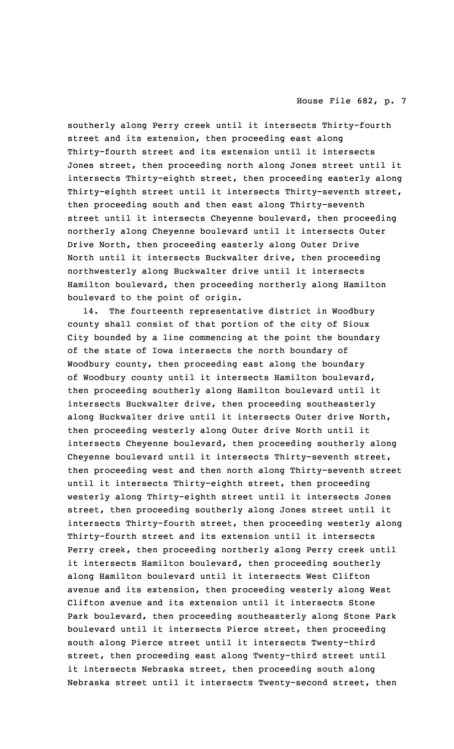southerly along Perry creek until it intersects Thirty-fourth street and its extension, then proceeding east along Thirty-fourth street and its extension until it intersects Jones street, then proceeding north along Jones street until it intersects Thirty-eighth street, then proceeding easterly along Thirty-eighth street until it intersects Thirty-seventh street, then proceeding south and then east along Thirty-seventh street until it intersects Cheyenne boulevard, then proceeding northerly along Cheyenne boulevard until it intersects Outer Drive North, then proceeding easterly along Outer Drive North until it intersects Buckwalter drive, then proceeding northwesterly along Buckwalter drive until it intersects Hamilton boulevard, then proceeding northerly along Hamilton boulevard to the point of origin.

14. The fourteenth representative district in Woodbury county shall consist of that portion of the city of Sioux City bounded by a line commencing at the point the boundary of the state of Iowa intersects the north boundary of Woodbury county, then proceeding east along the boundary of Woodbury county until it intersects Hamilton boulevard, then proceeding southerly along Hamilton boulevard until it intersects Buckwalter drive, then proceeding southeasterly along Buckwalter drive until it intersects Outer drive North, then proceeding westerly along Outer drive North until it intersects Cheyenne boulevard, then proceeding southerly along Cheyenne boulevard until it intersects Thirty-seventh street, then proceeding west and then north along Thirty-seventh street until it intersects Thirty-eighth street, then proceeding westerly along Thirty-eighth street until it intersects Jones street, then proceeding southerly along Jones street until it intersects Thirty-fourth street, then proceeding westerly along Thirty-fourth street and its extension until it intersects Perry creek, then proceeding northerly along Perry creek until it intersects Hamilton boulevard, then proceeding southerly along Hamilton boulevard until it intersects West Clifton avenue and its extension, then proceeding westerly along West Clifton avenue and its extension until it intersects Stone Park boulevard, then proceeding southeasterly along Stone Park boulevard until it intersects Pierce street, then proceeding south along Pierce street until it intersects Twenty-third street, then proceeding east along Twenty-third street until it intersects Nebraska street, then proceeding south along Nebraska street until it intersects Twenty-second street, then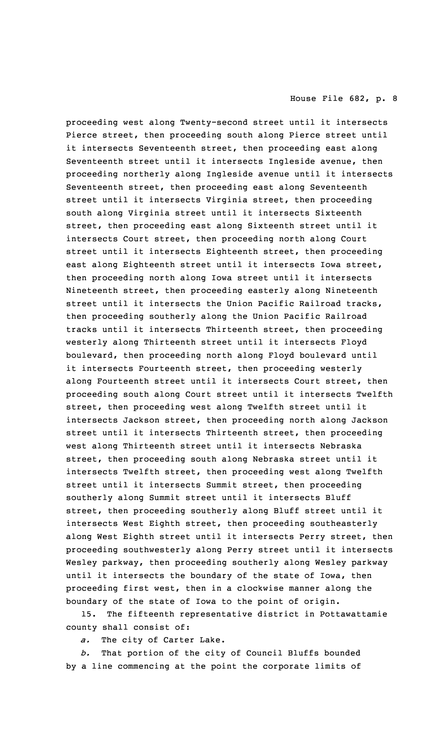proceeding west along Twenty-second street until it intersects Pierce street, then proceeding south along Pierce street until it intersects Seventeenth street, then proceeding east along Seventeenth street until it intersects Ingleside avenue, then proceeding northerly along Ingleside avenue until it intersects Seventeenth street, then proceeding east along Seventeenth street until it intersects Virginia street, then proceeding south along Virginia street until it intersects Sixteenth street, then proceeding east along Sixteenth street until it intersects Court street, then proceeding north along Court street until it intersects Eighteenth street, then proceeding east along Eighteenth street until it intersects Iowa street, then proceeding north along Iowa street until it intersects Nineteenth street, then proceeding easterly along Nineteenth street until it intersects the Union Pacific Railroad tracks, then proceeding southerly along the Union Pacific Railroad tracks until it intersects Thirteenth street, then proceeding westerly along Thirteenth street until it intersects Floyd boulevard, then proceeding north along Floyd boulevard until it intersects Fourteenth street, then proceeding westerly along Fourteenth street until it intersects Court street, then proceeding south along Court street until it intersects Twelfth street, then proceeding west along Twelfth street until it intersects Jackson street, then proceeding north along Jackson street until it intersects Thirteenth street, then proceeding west along Thirteenth street until it intersects Nebraska street, then proceeding south along Nebraska street until it intersects Twelfth street, then proceeding west along Twelfth street until it intersects Summit street, then proceeding southerly along Summit street until it intersects Bluff street, then proceeding southerly along Bluff street until it intersects West Eighth street, then proceeding southeasterly along West Eighth street until it intersects Perry street, then proceeding southwesterly along Perry street until it intersects Wesley parkway, then proceeding southerly along Wesley parkway until it intersects the boundary of the state of Iowa, then proceeding first west, then in a clockwise manner along the boundary of the state of Iowa to the point of origin.

15. The fifteenth representative district in Pottawattamie county shall consist of:

*a.* The city of Carter Lake.

*b.* That portion of the city of Council Bluffs bounded by a line commencing at the point the corporate limits of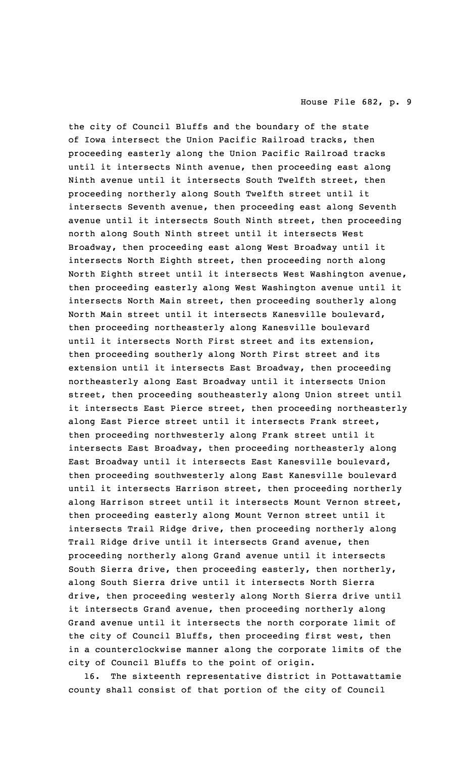the city of Council Bluffs and the boundary of the state of Iowa intersect the Union Pacific Railroad tracks, then proceeding easterly along the Union Pacific Railroad tracks until it intersects Ninth avenue, then proceeding east along Ninth avenue until it intersects South Twelfth street, then proceeding northerly along South Twelfth street until it intersects Seventh avenue, then proceeding east along Seventh avenue until it intersects South Ninth street, then proceeding north along South Ninth street until it intersects West Broadway, then proceeding east along West Broadway until it intersects North Eighth street, then proceeding north along North Eighth street until it intersects West Washington avenue, then proceeding easterly along West Washington avenue until it intersects North Main street, then proceeding southerly along North Main street until it intersects Kanesville boulevard, then proceeding northeasterly along Kanesville boulevard until it intersects North First street and its extension, then proceeding southerly along North First street and its extension until it intersects East Broadway, then proceeding northeasterly along East Broadway until it intersects Union street, then proceeding southeasterly along Union street until it intersects East Pierce street, then proceeding northeasterly along East Pierce street until it intersects Frank street, then proceeding northwesterly along Frank street until it intersects East Broadway, then proceeding northeasterly along East Broadway until it intersects East Kanesville boulevard, then proceeding southwesterly along East Kanesville boulevard until it intersects Harrison street, then proceeding northerly along Harrison street until it intersects Mount Vernon street, then proceeding easterly along Mount Vernon street until it intersects Trail Ridge drive, then proceeding northerly along Trail Ridge drive until it intersects Grand avenue, then proceeding northerly along Grand avenue until it intersects South Sierra drive, then proceeding easterly, then northerly, along South Sierra drive until it intersects North Sierra drive, then proceeding westerly along North Sierra drive until it intersects Grand avenue, then proceeding northerly along Grand avenue until it intersects the north corporate limit of the city of Council Bluffs, then proceeding first west, then in a counterclockwise manner along the corporate limits of the city of Council Bluffs to the point of origin.

16. The sixteenth representative district in Pottawattamie county shall consist of that portion of the city of Council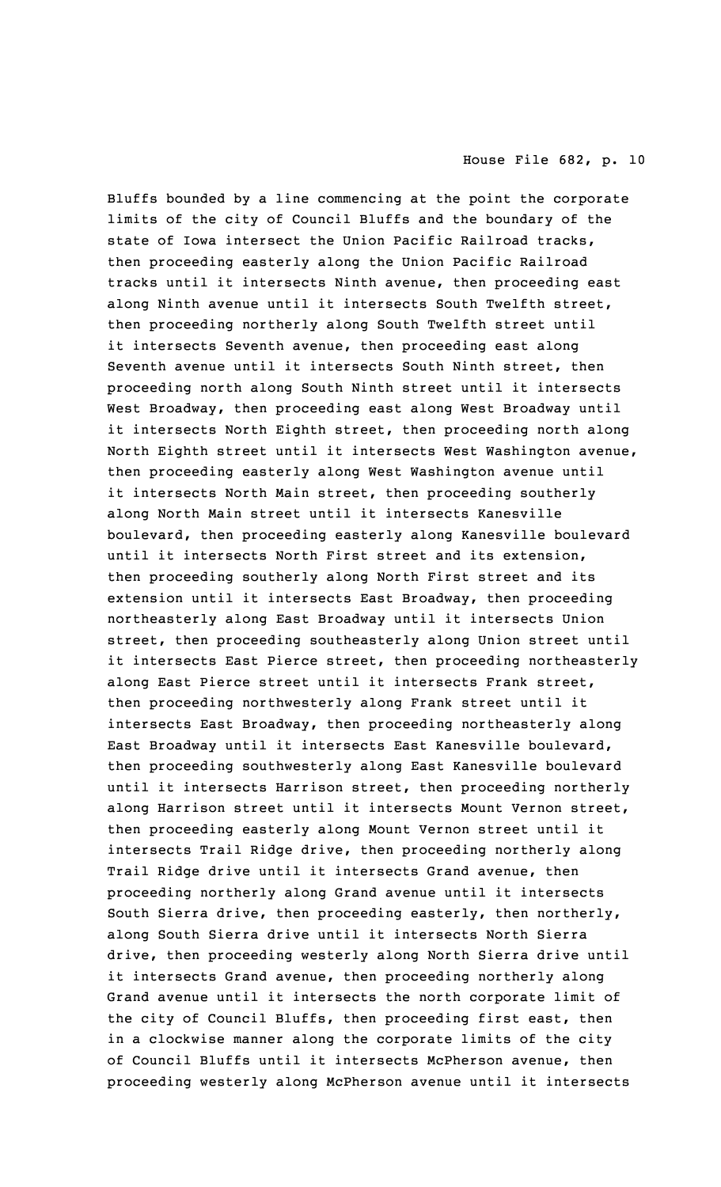Bluffs bounded by a line commencing at the point the corporate limits of the city of Council Bluffs and the boundary of the state of Iowa intersect the Union Pacific Railroad tracks, then proceeding easterly along the Union Pacific Railroad tracks until it intersects Ninth avenue, then proceeding east along Ninth avenue until it intersects South Twelfth street, then proceeding northerly along South Twelfth street until it intersects Seventh avenue, then proceeding east along Seventh avenue until it intersects South Ninth street, then proceeding north along South Ninth street until it intersects West Broadway, then proceeding east along West Broadway until it intersects North Eighth street, then proceeding north along North Eighth street until it intersects West Washington avenue, then proceeding easterly along West Washington avenue until it intersects North Main street, then proceeding southerly along North Main street until it intersects Kanesville boulevard, then proceeding easterly along Kanesville boulevard until it intersects North First street and its extension, then proceeding southerly along North First street and its extension until it intersects East Broadway, then proceeding northeasterly along East Broadway until it intersects Union street, then proceeding southeasterly along Union street until it intersects East Pierce street, then proceeding northeasterly along East Pierce street until it intersects Frank street, then proceeding northwesterly along Frank street until it intersects East Broadway, then proceeding northeasterly along East Broadway until it intersects East Kanesville boulevard, then proceeding southwesterly along East Kanesville boulevard until it intersects Harrison street, then proceeding northerly along Harrison street until it intersects Mount Vernon street, then proceeding easterly along Mount Vernon street until it intersects Trail Ridge drive, then proceeding northerly along Trail Ridge drive until it intersects Grand avenue, then proceeding northerly along Grand avenue until it intersects South Sierra drive, then proceeding easterly, then northerly, along South Sierra drive until it intersects North Sierra drive, then proceeding westerly along North Sierra drive until it intersects Grand avenue, then proceeding northerly along Grand avenue until it intersects the north corporate limit of the city of Council Bluffs, then proceeding first east, then in a clockwise manner along the corporate limits of the city of Council Bluffs until it intersects McPherson avenue, then proceeding westerly along McPherson avenue until it intersects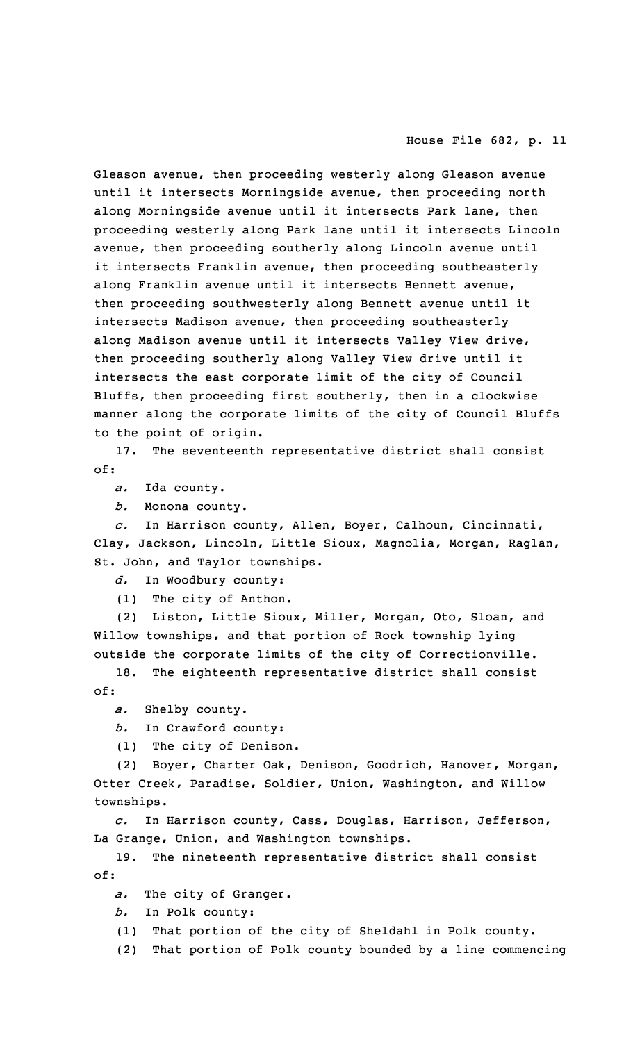Gleason avenue, then proceeding westerly along Gleason avenue until it intersects Morningside avenue, then proceeding north along Morningside avenue until it intersects Park lane, then proceeding westerly along Park lane until it intersects Lincoln avenue, then proceeding southerly along Lincoln avenue until it intersects Franklin avenue, then proceeding southeasterly along Franklin avenue until it intersects Bennett avenue, then proceeding southwesterly along Bennett avenue until it intersects Madison avenue, then proceeding southeasterly along Madison avenue until it intersects Valley View drive, then proceeding southerly along Valley View drive until it intersects the east corporate limit of the city of Council Bluffs, then proceeding first southerly, then in a clockwise manner along the corporate limits of the city of Council Bluffs to the point of origin.

17. The seventeenth representative district shall consist of:

*a.* Ida county.

*b.* Monona county.

*c.* In Harrison county, Allen, Boyer, Calhoun, Cincinnati, Clay, Jackson, Lincoln, Little Sioux, Magnolia, Morgan, Raglan, St. John, and Taylor townships.

*d.* In Woodbury county:

(1) The city of Anthon.

(2) Liston, Little Sioux, Miller, Morgan, Oto, Sloan, and Willow townships, and that portion of Rock township lying outside the corporate limits of the city of Correctionville.

18. The eighteenth representative district shall consist of:

*a.* Shelby county.

*b.* In Crawford county:

(1) The city of Denison.

(2) Boyer, Charter Oak, Denison, Goodrich, Hanover, Morgan, Otter Creek, Paradise, Soldier, Union, Washington, and Willow townships.

*c.* In Harrison county, Cass, Douglas, Harrison, Jefferson, La Grange, Union, and Washington townships.

19. The nineteenth representative district shall consist of:

*a.* The city of Granger.

*b.* In Polk county:

(1) That portion of the city of Sheldahl in Polk county.

(2) That portion of Polk county bounded by a line commencing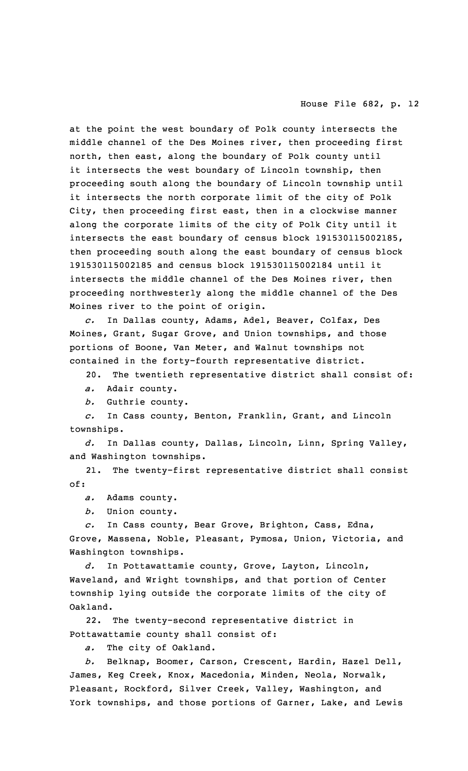at the point the west boundary of Polk county intersects the middle channel of the Des Moines river, then proceeding first north, then east, along the boundary of Polk county until it intersects the west boundary of Lincoln township, then proceeding south along the boundary of Lincoln township until it intersects the north corporate limit of the city of Polk City, then proceeding first east, then in a clockwise manner along the corporate limits of the city of Polk City until it intersects the east boundary of census block 191530115002185, then proceeding south along the east boundary of census block 191530115002185 and census block 191530115002184 until it intersects the middle channel of the Des Moines river, then proceeding northwesterly along the middle channel of the Des Moines river to the point of origin.

*c.* In Dallas county, Adams, Adel, Beaver, Colfax, Des Moines, Grant, Sugar Grove, and Union townships, and those portions of Boone, Van Meter, and Walnut townships not contained in the forty-fourth representative district.

20. The twentieth representative district shall consist of:

*a.* Adair county.

*b.* Guthrie county.

*c.* In Cass county, Benton, Franklin, Grant, and Lincoln townships.

*d.* In Dallas county, Dallas, Lincoln, Linn, Spring Valley, and Washington townships.

21. The twenty-first representative district shall consist of:

*a.* Adams county.

*b.* Union county.

*c.* In Cass county, Bear Grove, Brighton, Cass, Edna, Grove, Massena, Noble, Pleasant, Pymosa, Union, Victoria, and Washington townships.

*d.* In Pottawattamie county, Grove, Layton, Lincoln, Waveland, and Wright townships, and that portion of Center township lying outside the corporate limits of the city of Oakland.

22. The twenty-second representative district in Pottawattamie county shall consist of:

*a.* The city of Oakland.

*b.* Belknap, Boomer, Carson, Crescent, Hardin, Hazel Dell, James, Keg Creek, Knox, Macedonia, Minden, Neola, Norwalk, Pleasant, Rockford, Silver Creek, Valley, Washington, and York townships, and those portions of Garner, Lake, and Lewis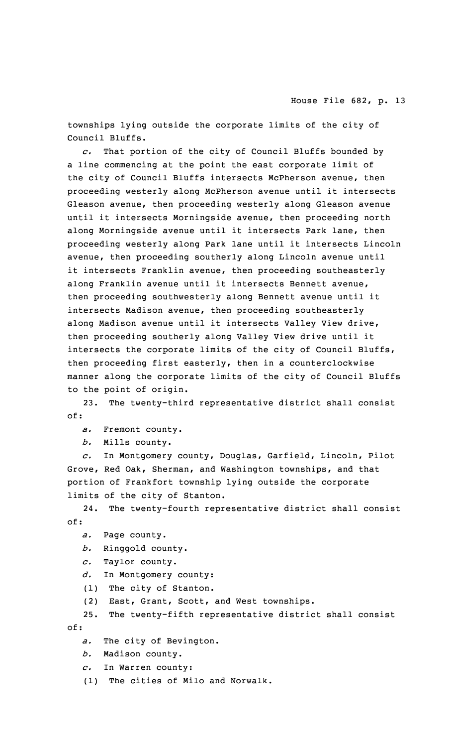townships lying outside the corporate limits of the city of Council Bluffs.

*c.* That portion of the city of Council Bluffs bounded by a line commencing at the point the east corporate limit of the city of Council Bluffs intersects McPherson avenue, then proceeding westerly along McPherson avenue until it intersects Gleason avenue, then proceeding westerly along Gleason avenue until it intersects Morningside avenue, then proceeding north along Morningside avenue until it intersects Park lane, then proceeding westerly along Park lane until it intersects Lincoln avenue, then proceeding southerly along Lincoln avenue until it intersects Franklin avenue, then proceeding southeasterly along Franklin avenue until it intersects Bennett avenue, then proceeding southwesterly along Bennett avenue until it intersects Madison avenue, then proceeding southeasterly along Madison avenue until it intersects Valley View drive, then proceeding southerly along Valley View drive until it intersects the corporate limits of the city of Council Bluffs, then proceeding first easterly, then in a counterclockwise manner along the corporate limits of the city of Council Bluffs to the point of origin.

23. The twenty-third representative district shall consist of:

*a.* Fremont county.

*b.* Mills county.

*c.* In Montgomery county, Douglas, Garfield, Lincoln, Pilot Grove, Red Oak, Sherman, and Washington townships, and that portion of Frankfort township lying outside the corporate limits of the city of Stanton.

24. The twenty-fourth representative district shall consist of:

*a.* Page county.

*b.* Ringgold county.

*c.* Taylor county.

*d.* In Montgomery county:

(1) The city of Stanton.

(2) East, Grant, Scott, and West townships.

25. The twenty-fifth representative district shall consist of:

*a.* The city of Bevington.

*b.* Madison county.

*c.* In Warren county:

(1) The cities of Milo and Norwalk.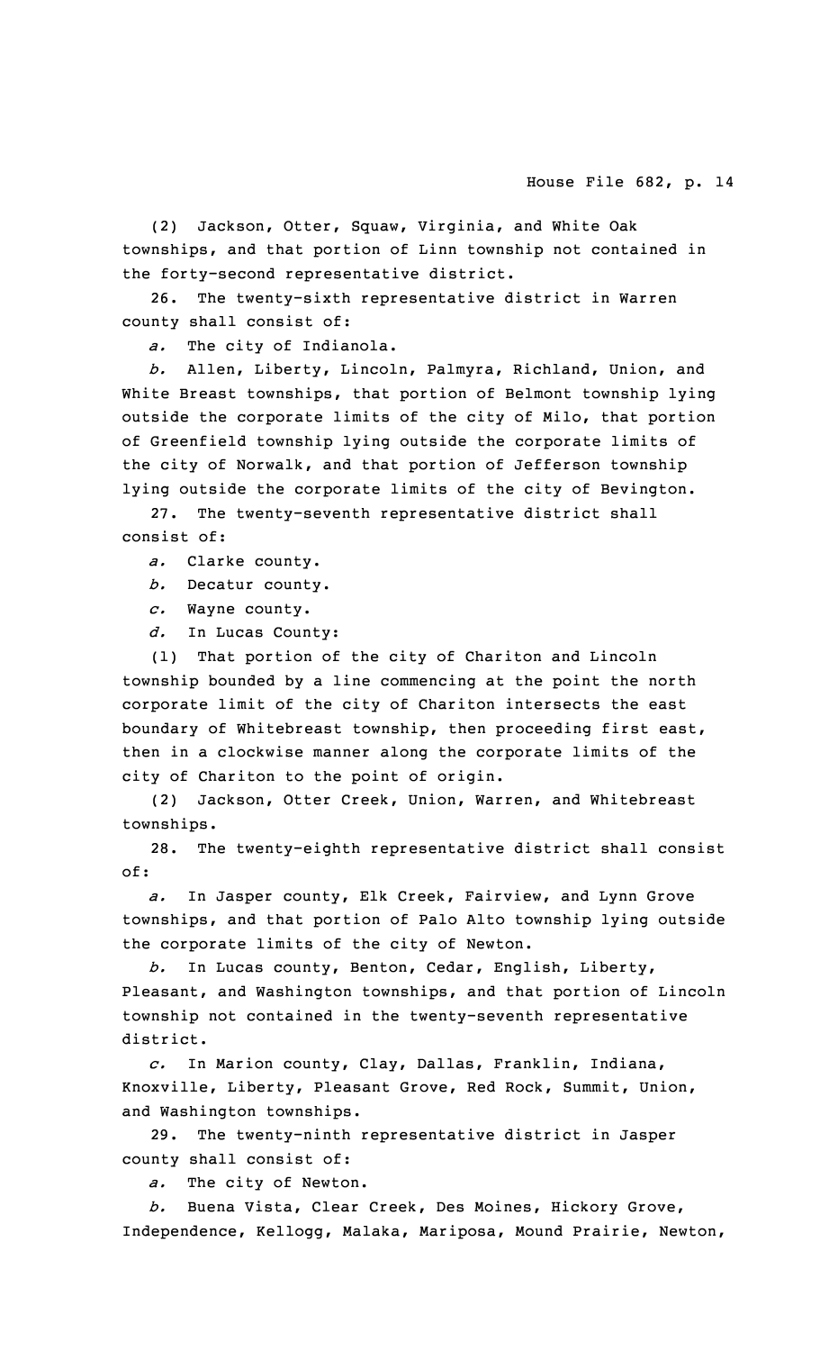(2) Jackson, Otter, Squaw, Virginia, and White Oak townships, and that portion of Linn township not contained in the forty-second representative district.

26. The twenty-sixth representative district in Warren county shall consist of:

*a.* The city of Indianola.

*b.* Allen, Liberty, Lincoln, Palmyra, Richland, Union, and White Breast townships, that portion of Belmont township lying outside the corporate limits of the city of Milo, that portion of Greenfield township lying outside the corporate limits of the city of Norwalk, and that portion of Jefferson township lying outside the corporate limits of the city of Bevington.

27. The twenty-seventh representative district shall consist of:

*a.* Clarke county.

*b.* Decatur county.

*c.* Wayne county.

*d.* In Lucas County:

(1) That portion of the city of Chariton and Lincoln township bounded by a line commencing at the point the north corporate limit of the city of Chariton intersects the east boundary of Whitebreast township, then proceeding first east, then in a clockwise manner along the corporate limits of the city of Chariton to the point of origin.

(2) Jackson, Otter Creek, Union, Warren, and Whitebreast townships.

28. The twenty-eighth representative district shall consist of:

*a.* In Jasper county, Elk Creek, Fairview, and Lynn Grove townships, and that portion of Palo Alto township lying outside the corporate limits of the city of Newton.

*b.* In Lucas county, Benton, Cedar, English, Liberty, Pleasant, and Washington townships, and that portion of Lincoln township not contained in the twenty-seventh representative district.

*c.* In Marion county, Clay, Dallas, Franklin, Indiana, Knoxville, Liberty, Pleasant Grove, Red Rock, Summit, Union, and Washington townships.

29. The twenty-ninth representative district in Jasper county shall consist of:

*a.* The city of Newton.

*b.* Buena Vista, Clear Creek, Des Moines, Hickory Grove, Independence, Kellogg, Malaka, Mariposa, Mound Prairie, Newton,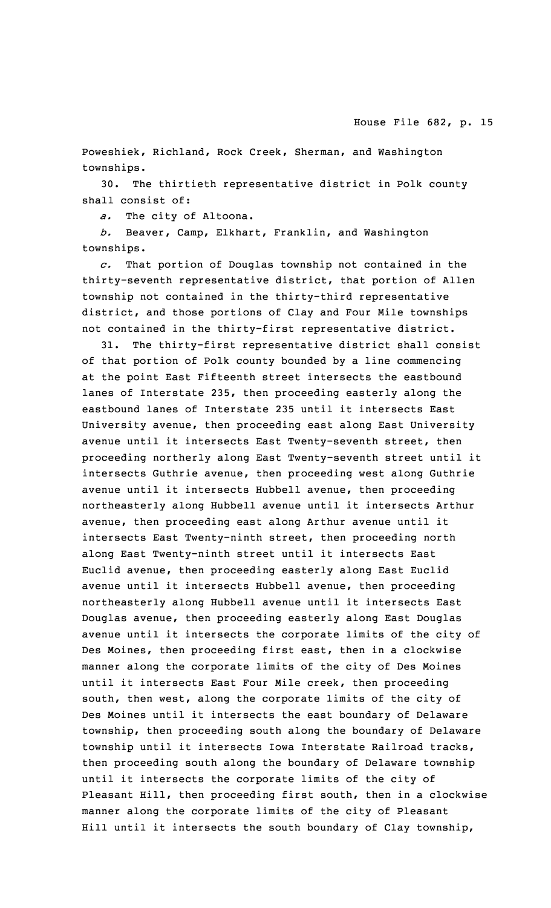Poweshiek, Richland, Rock Creek, Sherman, and Washington townships.

30. The thirtieth representative district in Polk county shall consist of:

*a.* The city of Altoona.

*b.* Beaver, Camp, Elkhart, Franklin, and Washington townships.

*c.* That portion of Douglas township not contained in the thirty-seventh representative district, that portion of Allen township not contained in the thirty-third representative district, and those portions of Clay and Four Mile townships not contained in the thirty-first representative district.

31. The thirty-first representative district shall consist of that portion of Polk county bounded by a line commencing at the point East Fifteenth street intersects the eastbound lanes of Interstate 235, then proceeding easterly along the eastbound lanes of Interstate 235 until it intersects East University avenue, then proceeding east along East University avenue until it intersects East Twenty-seventh street, then proceeding northerly along East Twenty-seventh street until it intersects Guthrie avenue, then proceeding west along Guthrie avenue until it intersects Hubbell avenue, then proceeding northeasterly along Hubbell avenue until it intersects Arthur avenue, then proceeding east along Arthur avenue until it intersects East Twenty-ninth street, then proceeding north along East Twenty-ninth street until it intersects East Euclid avenue, then proceeding easterly along East Euclid avenue until it intersects Hubbell avenue, then proceeding northeasterly along Hubbell avenue until it intersects East Douglas avenue, then proceeding easterly along East Douglas avenue until it intersects the corporate limits of the city of Des Moines, then proceeding first east, then in a clockwise manner along the corporate limits of the city of Des Moines until it intersects East Four Mile creek, then proceeding south, then west, along the corporate limits of the city of Des Moines until it intersects the east boundary of Delaware township, then proceeding south along the boundary of Delaware township until it intersects Iowa Interstate Railroad tracks, then proceeding south along the boundary of Delaware township until it intersects the corporate limits of the city of Pleasant Hill, then proceeding first south, then in a clockwise manner along the corporate limits of the city of Pleasant Hill until it intersects the south boundary of Clay township,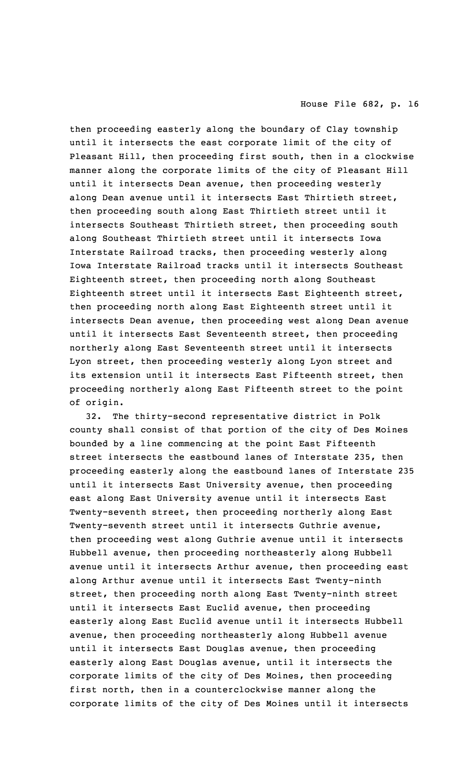then proceeding easterly along the boundary of Clay township until it intersects the east corporate limit of the city of Pleasant Hill, then proceeding first south, then in a clockwise manner along the corporate limits of the city of Pleasant Hill until it intersects Dean avenue, then proceeding westerly along Dean avenue until it intersects East Thirtieth street, then proceeding south along East Thirtieth street until it intersects Southeast Thirtieth street, then proceeding south along Southeast Thirtieth street until it intersects Iowa Interstate Railroad tracks, then proceeding westerly along Iowa Interstate Railroad tracks until it intersects Southeast Eighteenth street, then proceeding north along Southeast Eighteenth street until it intersects East Eighteenth street, then proceeding north along East Eighteenth street until it intersects Dean avenue, then proceeding west along Dean avenue until it intersects East Seventeenth street, then proceeding northerly along East Seventeenth street until it intersects Lyon street, then proceeding westerly along Lyon street and its extension until it intersects East Fifteenth street, then proceeding northerly along East Fifteenth street to the point of origin.

32. The thirty-second representative district in Polk county shall consist of that portion of the city of Des Moines bounded by a line commencing at the point East Fifteenth street intersects the eastbound lanes of Interstate 235, then proceeding easterly along the eastbound lanes of Interstate 235 until it intersects East University avenue, then proceeding east along East University avenue until it intersects East Twenty-seventh street, then proceeding northerly along East Twenty-seventh street until it intersects Guthrie avenue, then proceeding west along Guthrie avenue until it intersects Hubbell avenue, then proceeding northeasterly along Hubbell avenue until it intersects Arthur avenue, then proceeding east along Arthur avenue until it intersects East Twenty-ninth street, then proceeding north along East Twenty-ninth street until it intersects East Euclid avenue, then proceeding easterly along East Euclid avenue until it intersects Hubbell avenue, then proceeding northeasterly along Hubbell avenue until it intersects East Douglas avenue, then proceeding easterly along East Douglas avenue, until it intersects the corporate limits of the city of Des Moines, then proceeding first north, then in a counterclockwise manner along the corporate limits of the city of Des Moines until it intersects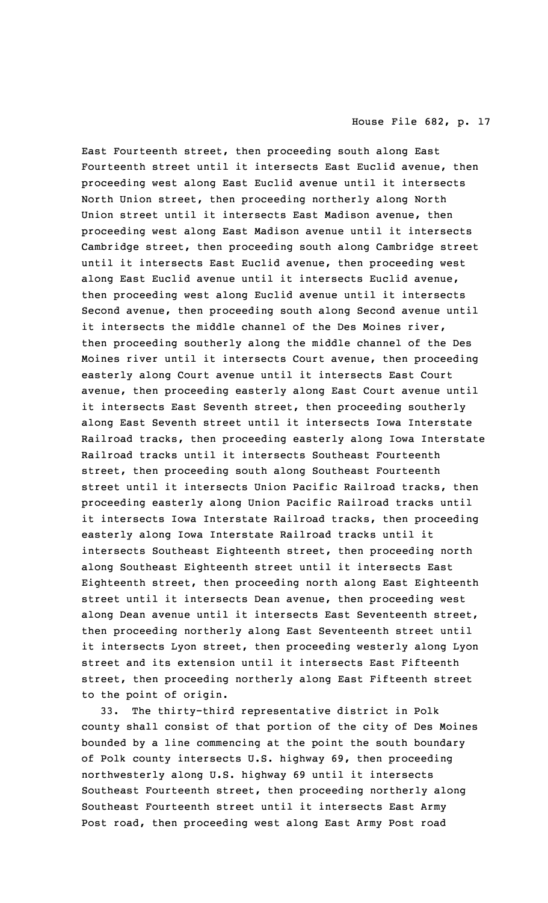East Fourteenth street, then proceeding south along East Fourteenth street until it intersects East Euclid avenue, then proceeding west along East Euclid avenue until it intersects North Union street, then proceeding northerly along North Union street until it intersects East Madison avenue, then proceeding west along East Madison avenue until it intersects Cambridge street, then proceeding south along Cambridge street until it intersects East Euclid avenue, then proceeding west along East Euclid avenue until it intersects Euclid avenue, then proceeding west along Euclid avenue until it intersects Second avenue, then proceeding south along Second avenue until it intersects the middle channel of the Des Moines river, then proceeding southerly along the middle channel of the Des Moines river until it intersects Court avenue, then proceeding easterly along Court avenue until it intersects East Court avenue, then proceeding easterly along East Court avenue until it intersects East Seventh street, then proceeding southerly along East Seventh street until it intersects Iowa Interstate Railroad tracks, then proceeding easterly along Iowa Interstate Railroad tracks until it intersects Southeast Fourteenth street, then proceeding south along Southeast Fourteenth street until it intersects Union Pacific Railroad tracks, then proceeding easterly along Union Pacific Railroad tracks until it intersects Iowa Interstate Railroad tracks, then proceeding easterly along Iowa Interstate Railroad tracks until it intersects Southeast Eighteenth street, then proceeding north along Southeast Eighteenth street until it intersects East Eighteenth street, then proceeding north along East Eighteenth street until it intersects Dean avenue, then proceeding west along Dean avenue until it intersects East Seventeenth street, then proceeding northerly along East Seventeenth street until it intersects Lyon street, then proceeding westerly along Lyon street and its extension until it intersects East Fifteenth street, then proceeding northerly along East Fifteenth street to the point of origin.

33. The thirty-third representative district in Polk county shall consist of that portion of the city of Des Moines bounded by a line commencing at the point the south boundary of Polk county intersects U.S. highway 69, then proceeding northwesterly along U.S. highway 69 until it intersects Southeast Fourteenth street, then proceeding northerly along Southeast Fourteenth street until it intersects East Army Post road, then proceeding west along East Army Post road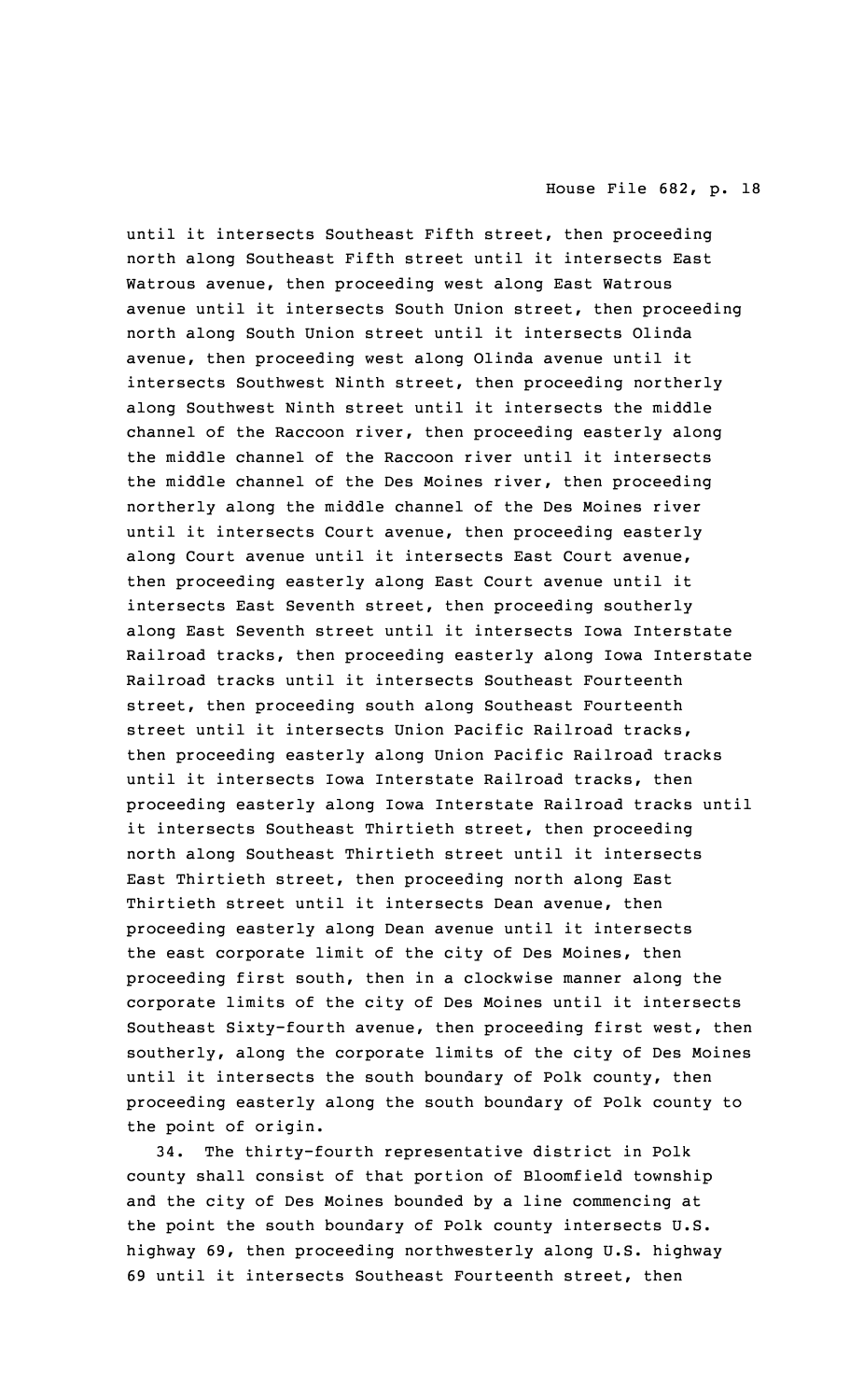until it intersects Southeast Fifth street, then proceeding north along Southeast Fifth street until it intersects East Watrous avenue, then proceeding west along East Watrous avenue until it intersects South Union street, then proceeding north along South Union street until it intersects Olinda avenue, then proceeding west along Olinda avenue until it intersects Southwest Ninth street, then proceeding northerly along Southwest Ninth street until it intersects the middle channel of the Raccoon river, then proceeding easterly along the middle channel of the Raccoon river until it intersects the middle channel of the Des Moines river, then proceeding northerly along the middle channel of the Des Moines river until it intersects Court avenue, then proceeding easterly along Court avenue until it intersects East Court avenue, then proceeding easterly along East Court avenue until it intersects East Seventh street, then proceeding southerly along East Seventh street until it intersects Iowa Interstate Railroad tracks, then proceeding easterly along Iowa Interstate Railroad tracks until it intersects Southeast Fourteenth street, then proceeding south along Southeast Fourteenth street until it intersects Union Pacific Railroad tracks, then proceeding easterly along Union Pacific Railroad tracks until it intersects Iowa Interstate Railroad tracks, then proceeding easterly along Iowa Interstate Railroad tracks until it intersects Southeast Thirtieth street, then proceeding north along Southeast Thirtieth street until it intersects East Thirtieth street, then proceeding north along East Thirtieth street until it intersects Dean avenue, then proceeding easterly along Dean avenue until it intersects the east corporate limit of the city of Des Moines, then proceeding first south, then in a clockwise manner along the corporate limits of the city of Des Moines until it intersects Southeast Sixty-fourth avenue, then proceeding first west, then southerly, along the corporate limits of the city of Des Moines until it intersects the south boundary of Polk county, then proceeding easterly along the south boundary of Polk county to the point of origin.

34. The thirty-fourth representative district in Polk county shall consist of that portion of Bloomfield township and the city of Des Moines bounded by a line commencing at the point the south boundary of Polk county intersects U.S. highway 69, then proceeding northwesterly along U.S. highway 69 until it intersects Southeast Fourteenth street, then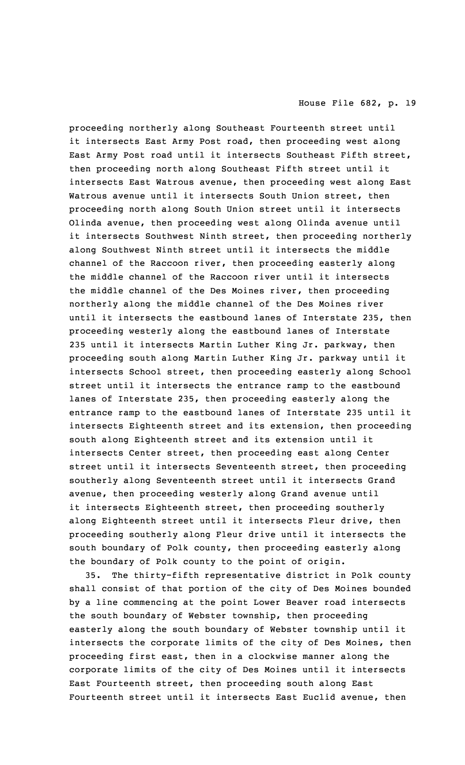proceeding northerly along Southeast Fourteenth street until it intersects East Army Post road, then proceeding west along East Army Post road until it intersects Southeast Fifth street, then proceeding north along Southeast Fifth street until it intersects East Watrous avenue, then proceeding west along East Watrous avenue until it intersects South Union street, then proceeding north along South Union street until it intersects Olinda avenue, then proceeding west along Olinda avenue until it intersects Southwest Ninth street, then proceeding northerly along Southwest Ninth street until it intersects the middle channel of the Raccoon river, then proceeding easterly along the middle channel of the Raccoon river until it intersects the middle channel of the Des Moines river, then proceeding northerly along the middle channel of the Des Moines river until it intersects the eastbound lanes of Interstate 235, then proceeding westerly along the eastbound lanes of Interstate 235 until it intersects Martin Luther King Jr. parkway, then proceeding south along Martin Luther King Jr. parkway until it intersects School street, then proceeding easterly along School street until it intersects the entrance ramp to the eastbound lanes of Interstate 235, then proceeding easterly along the entrance ramp to the eastbound lanes of Interstate 235 until it intersects Eighteenth street and its extension, then proceeding south along Eighteenth street and its extension until it intersects Center street, then proceeding east along Center street until it intersects Seventeenth street, then proceeding southerly along Seventeenth street until it intersects Grand avenue, then proceeding westerly along Grand avenue until it intersects Eighteenth street, then proceeding southerly along Eighteenth street until it intersects Fleur drive, then proceeding southerly along Fleur drive until it intersects the south boundary of Polk county, then proceeding easterly along the boundary of Polk county to the point of origin.

35. The thirty-fifth representative district in Polk county shall consist of that portion of the city of Des Moines bounded by a line commencing at the point Lower Beaver road intersects the south boundary of Webster township, then proceeding easterly along the south boundary of Webster township until it intersects the corporate limits of the city of Des Moines, then proceeding first east, then in a clockwise manner along the corporate limits of the city of Des Moines until it intersects East Fourteenth street, then proceeding south along East Fourteenth street until it intersects East Euclid avenue, then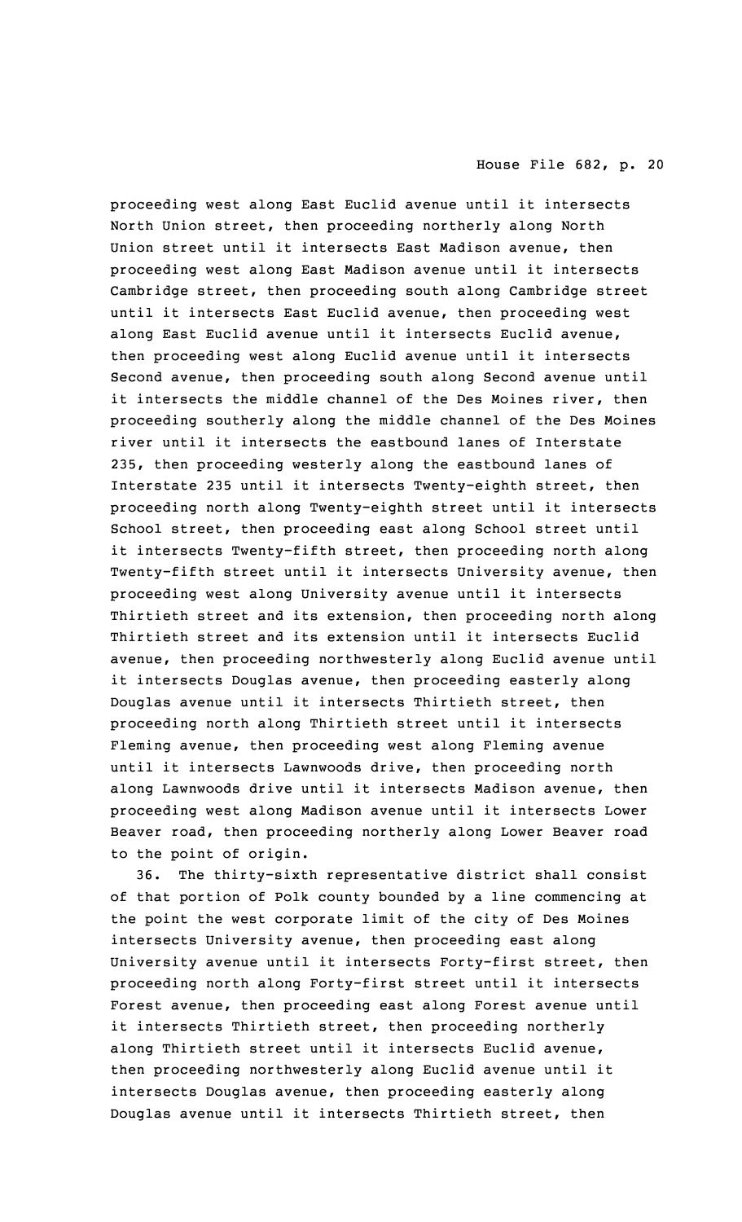proceeding west along East Euclid avenue until it intersects North Union street, then proceeding northerly along North Union street until it intersects East Madison avenue, then proceeding west along East Madison avenue until it intersects Cambridge street, then proceeding south along Cambridge street until it intersects East Euclid avenue, then proceeding west along East Euclid avenue until it intersects Euclid avenue, then proceeding west along Euclid avenue until it intersects Second avenue, then proceeding south along Second avenue until it intersects the middle channel of the Des Moines river, then proceeding southerly along the middle channel of the Des Moines river until it intersects the eastbound lanes of Interstate 235, then proceeding westerly along the eastbound lanes of Interstate 235 until it intersects Twenty-eighth street, then proceeding north along Twenty-eighth street until it intersects School street, then proceeding east along School street until it intersects Twenty-fifth street, then proceeding north along Twenty-fifth street until it intersects University avenue, then proceeding west along University avenue until it intersects Thirtieth street and its extension, then proceeding north along Thirtieth street and its extension until it intersects Euclid avenue, then proceeding northwesterly along Euclid avenue until it intersects Douglas avenue, then proceeding easterly along Douglas avenue until it intersects Thirtieth street, then proceeding north along Thirtieth street until it intersects Fleming avenue, then proceeding west along Fleming avenue until it intersects Lawnwoods drive, then proceeding north along Lawnwoods drive until it intersects Madison avenue, then proceeding west along Madison avenue until it intersects Lower Beaver road, then proceeding northerly along Lower Beaver road to the point of origin.

36. The thirty-sixth representative district shall consist of that portion of Polk county bounded by a line commencing at the point the west corporate limit of the city of Des Moines intersects University avenue, then proceeding east along University avenue until it intersects Forty-first street, then proceeding north along Forty-first street until it intersects Forest avenue, then proceeding east along Forest avenue until it intersects Thirtieth street, then proceeding northerly along Thirtieth street until it intersects Euclid avenue, then proceeding northwesterly along Euclid avenue until it intersects Douglas avenue, then proceeding easterly along Douglas avenue until it intersects Thirtieth street, then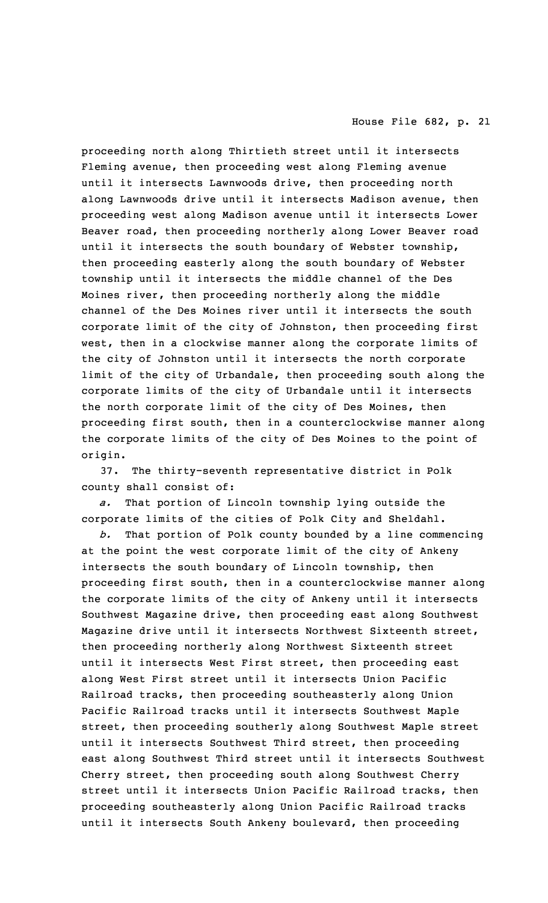proceeding north along Thirtieth street until it intersects Fleming avenue, then proceeding west along Fleming avenue until it intersects Lawnwoods drive, then proceeding north along Lawnwoods drive until it intersects Madison avenue, then proceeding west along Madison avenue until it intersects Lower Beaver road, then proceeding northerly along Lower Beaver road until it intersects the south boundary of Webster township, then proceeding easterly along the south boundary of Webster township until it intersects the middle channel of the Des Moines river, then proceeding northerly along the middle channel of the Des Moines river until it intersects the south corporate limit of the city of Johnston, then proceeding first west, then in a clockwise manner along the corporate limits of the city of Johnston until it intersects the north corporate limit of the city of Urbandale, then proceeding south along the corporate limits of the city of Urbandale until it intersects the north corporate limit of the city of Des Moines, then proceeding first south, then in a counterclockwise manner along the corporate limits of the city of Des Moines to the point of origin.

37. The thirty-seventh representative district in Polk county shall consist of:

*a.* That portion of Lincoln township lying outside the corporate limits of the cities of Polk City and Sheldahl.

*b.* That portion of Polk county bounded by a line commencing at the point the west corporate limit of the city of Ankeny intersects the south boundary of Lincoln township, then proceeding first south, then in a counterclockwise manner along the corporate limits of the city of Ankeny until it intersects Southwest Magazine drive, then proceeding east along Southwest Magazine drive until it intersects Northwest Sixteenth street, then proceeding northerly along Northwest Sixteenth street until it intersects West First street, then proceeding east along West First street until it intersects Union Pacific Railroad tracks, then proceeding southeasterly along Union Pacific Railroad tracks until it intersects Southwest Maple street, then proceeding southerly along Southwest Maple street until it intersects Southwest Third street, then proceeding east along Southwest Third street until it intersects Southwest Cherry street, then proceeding south along Southwest Cherry street until it intersects Union Pacific Railroad tracks, then proceeding southeasterly along Union Pacific Railroad tracks until it intersects South Ankeny boulevard, then proceeding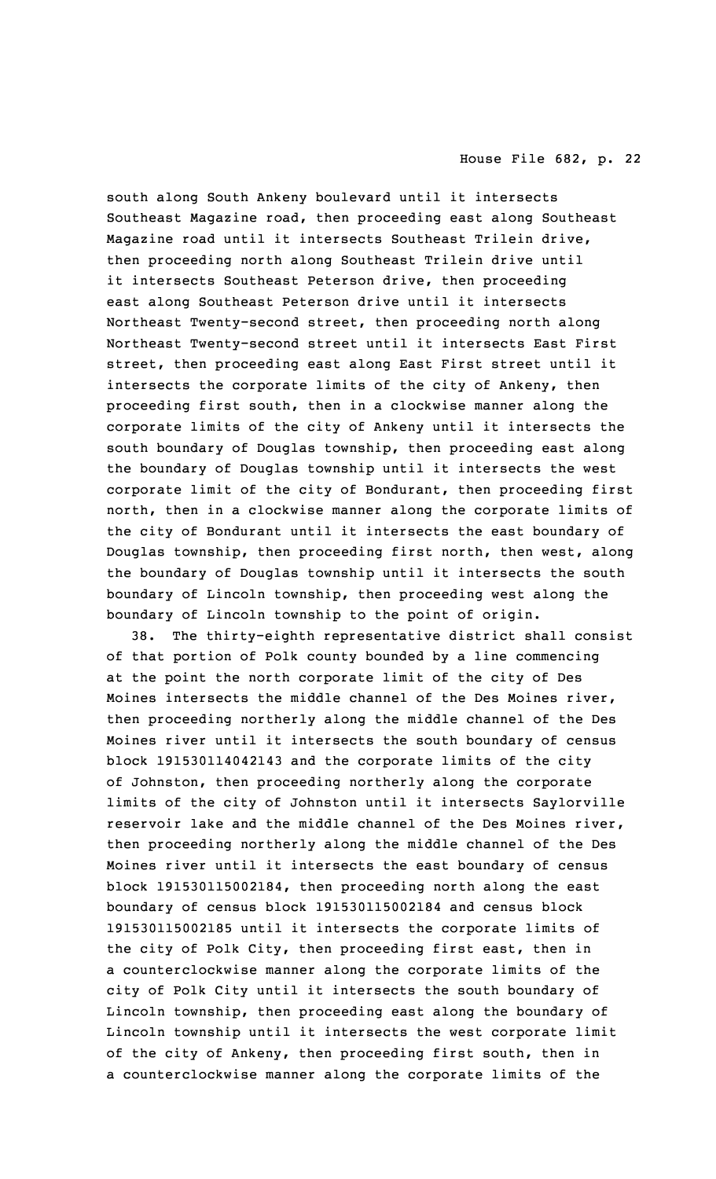south along South Ankeny boulevard until it intersects Southeast Magazine road, then proceeding east along Southeast Magazine road until it intersects Southeast Trilein drive, then proceeding north along Southeast Trilein drive until it intersects Southeast Peterson drive, then proceeding east along Southeast Peterson drive until it intersects Northeast Twenty-second street, then proceeding north along Northeast Twenty-second street until it intersects East First street, then proceeding east along East First street until it intersects the corporate limits of the city of Ankeny, then proceeding first south, then in a clockwise manner along the corporate limits of the city of Ankeny until it intersects the south boundary of Douglas township, then proceeding east along the boundary of Douglas township until it intersects the west corporate limit of the city of Bondurant, then proceeding first north, then in a clockwise manner along the corporate limits of the city of Bondurant until it intersects the east boundary of Douglas township, then proceeding first north, then west, along the boundary of Douglas township until it intersects the south boundary of Lincoln township, then proceeding west along the boundary of Lincoln township to the point of origin.

38. The thirty-eighth representative district shall consist of that portion of Polk county bounded by a line commencing at the point the north corporate limit of the city of Des Moines intersects the middle channel of the Des Moines river, then proceeding northerly along the middle channel of the Des Moines river until it intersects the south boundary of census block 191530114042143 and the corporate limits of the city of Johnston, then proceeding northerly along the corporate limits of the city of Johnston until it intersects Saylorville reservoir lake and the middle channel of the Des Moines river, then proceeding northerly along the middle channel of the Des Moines river until it intersects the east boundary of census block 191530115002184, then proceeding north along the east boundary of census block 191530115002184 and census block 191530115002185 until it intersects the corporate limits of the city of Polk City, then proceeding first east, then in a counterclockwise manner along the corporate limits of the city of Polk City until it intersects the south boundary of Lincoln township, then proceeding east along the boundary of Lincoln township until it intersects the west corporate limit of the city of Ankeny, then proceeding first south, then in a counterclockwise manner along the corporate limits of the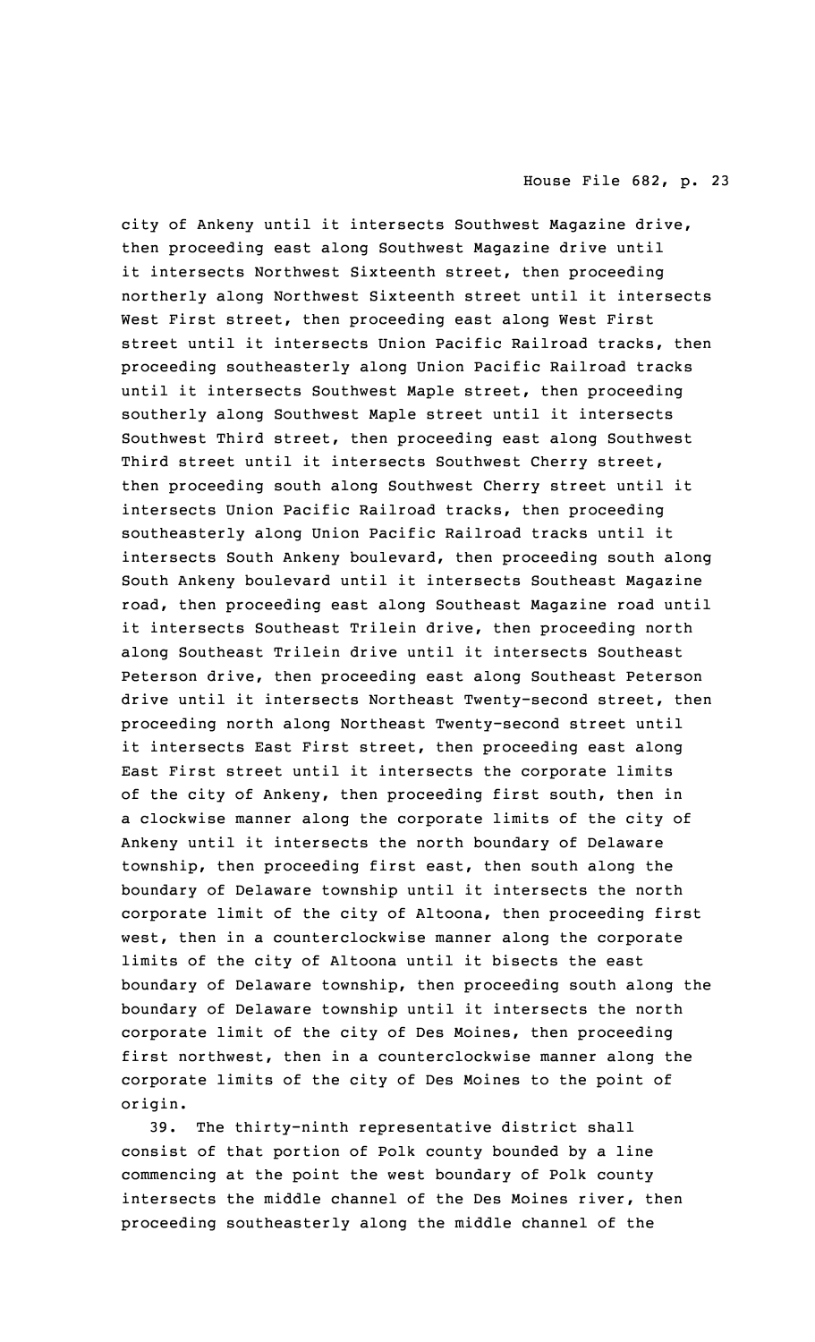city of Ankeny until it intersects Southwest Magazine drive, then proceeding east along Southwest Magazine drive until it intersects Northwest Sixteenth street, then proceeding northerly along Northwest Sixteenth street until it intersects West First street, then proceeding east along West First street until it intersects Union Pacific Railroad tracks, then proceeding southeasterly along Union Pacific Railroad tracks until it intersects Southwest Maple street, then proceeding southerly along Southwest Maple street until it intersects Southwest Third street, then proceeding east along Southwest Third street until it intersects Southwest Cherry street, then proceeding south along Southwest Cherry street until it intersects Union Pacific Railroad tracks, then proceeding southeasterly along Union Pacific Railroad tracks until it intersects South Ankeny boulevard, then proceeding south along South Ankeny boulevard until it intersects Southeast Magazine road, then proceeding east along Southeast Magazine road until it intersects Southeast Trilein drive, then proceeding north along Southeast Trilein drive until it intersects Southeast Peterson drive, then proceeding east along Southeast Peterson drive until it intersects Northeast Twenty-second street, then proceeding north along Northeast Twenty-second street until it intersects East First street, then proceeding east along East First street until it intersects the corporate limits of the city of Ankeny, then proceeding first south, then in a clockwise manner along the corporate limits of the city of Ankeny until it intersects the north boundary of Delaware township, then proceeding first east, then south along the boundary of Delaware township until it intersects the north corporate limit of the city of Altoona, then proceeding first west, then in a counterclockwise manner along the corporate limits of the city of Altoona until it bisects the east boundary of Delaware township, then proceeding south along the boundary of Delaware township until it intersects the north corporate limit of the city of Des Moines, then proceeding first northwest, then in a counterclockwise manner along the corporate limits of the city of Des Moines to the point of origin.

39. The thirty-ninth representative district shall consist of that portion of Polk county bounded by a line commencing at the point the west boundary of Polk county intersects the middle channel of the Des Moines river, then proceeding southeasterly along the middle channel of the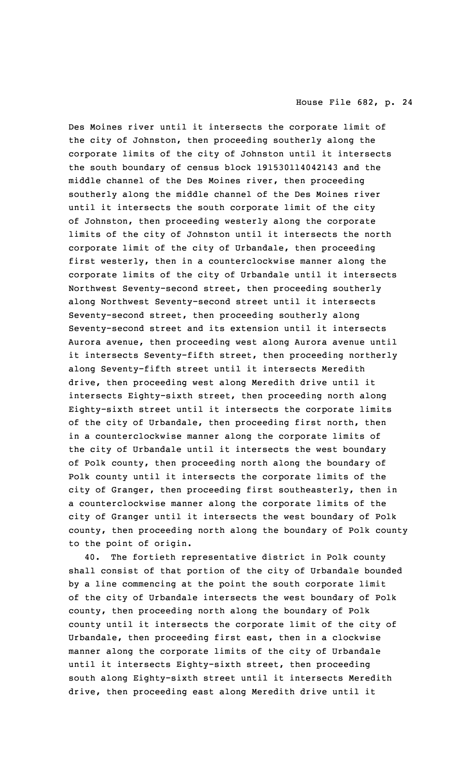Des Moines river until it intersects the corporate limit of the city of Johnston, then proceeding southerly along the corporate limits of the city of Johnston until it intersects the south boundary of census block 191530114042143 and the middle channel of the Des Moines river, then proceeding southerly along the middle channel of the Des Moines river until it intersects the south corporate limit of the city of Johnston, then proceeding westerly along the corporate limits of the city of Johnston until it intersects the north corporate limit of the city of Urbandale, then proceeding first westerly, then in a counterclockwise manner along the corporate limits of the city of Urbandale until it intersects Northwest Seventy-second street, then proceeding southerly along Northwest Seventy-second street until it intersects Seventy-second street, then proceeding southerly along Seventy-second street and its extension until it intersects Aurora avenue, then proceeding west along Aurora avenue until it intersects Seventy-fifth street, then proceeding northerly along Seventy-fifth street until it intersects Meredith drive, then proceeding west along Meredith drive until it intersects Eighty-sixth street, then proceeding north along Eighty-sixth street until it intersects the corporate limits of the city of Urbandale, then proceeding first north, then in a counterclockwise manner along the corporate limits of the city of Urbandale until it intersects the west boundary of Polk county, then proceeding north along the boundary of Polk county until it intersects the corporate limits of the city of Granger, then proceeding first southeasterly, then in a counterclockwise manner along the corporate limits of the city of Granger until it intersects the west boundary of Polk county, then proceeding north along the boundary of Polk county to the point of origin.

40. The fortieth representative district in Polk county shall consist of that portion of the city of Urbandale bounded by a line commencing at the point the south corporate limit of the city of Urbandale intersects the west boundary of Polk county, then proceeding north along the boundary of Polk county until it intersects the corporate limit of the city of Urbandale, then proceeding first east, then in a clockwise manner along the corporate limits of the city of Urbandale until it intersects Eighty-sixth street, then proceeding south along Eighty-sixth street until it intersects Meredith drive, then proceeding east along Meredith drive until it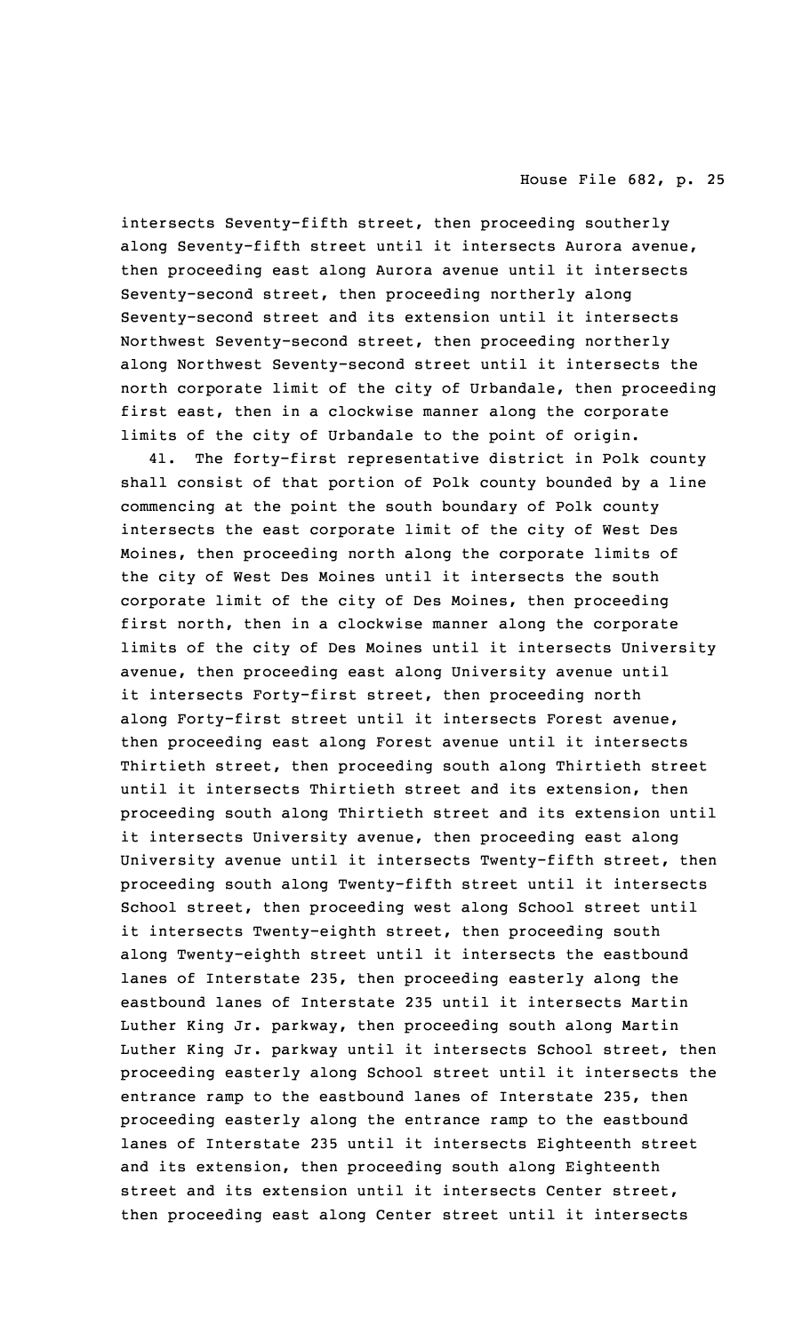intersects Seventy-fifth street, then proceeding southerly along Seventy-fifth street until it intersects Aurora avenue, then proceeding east along Aurora avenue until it intersects Seventy-second street, then proceeding northerly along Seventy-second street and its extension until it intersects Northwest Seventy-second street, then proceeding northerly along Northwest Seventy-second street until it intersects the north corporate limit of the city of Urbandale, then proceeding first east, then in a clockwise manner along the corporate limits of the city of Urbandale to the point of origin.

41. The forty-first representative district in Polk county shall consist of that portion of Polk county bounded by a line commencing at the point the south boundary of Polk county intersects the east corporate limit of the city of West Des Moines, then proceeding north along the corporate limits of the city of West Des Moines until it intersects the south corporate limit of the city of Des Moines, then proceeding first north, then in a clockwise manner along the corporate limits of the city of Des Moines until it intersects University avenue, then proceeding east along University avenue until it intersects Forty-first street, then proceeding north along Forty-first street until it intersects Forest avenue, then proceeding east along Forest avenue until it intersects Thirtieth street, then proceeding south along Thirtieth street until it intersects Thirtieth street and its extension, then proceeding south along Thirtieth street and its extension until it intersects University avenue, then proceeding east along University avenue until it intersects Twenty-fifth street, then proceeding south along Twenty-fifth street until it intersects School street, then proceeding west along School street until it intersects Twenty-eighth street, then proceeding south along Twenty-eighth street until it intersects the eastbound lanes of Interstate 235, then proceeding easterly along the eastbound lanes of Interstate 235 until it intersects Martin Luther King Jr. parkway, then proceeding south along Martin Luther King Jr. parkway until it intersects School street, then proceeding easterly along School street until it intersects the entrance ramp to the eastbound lanes of Interstate 235, then proceeding easterly along the entrance ramp to the eastbound lanes of Interstate 235 until it intersects Eighteenth street and its extension, then proceeding south along Eighteenth street and its extension until it intersects Center street, then proceeding east along Center street until it intersects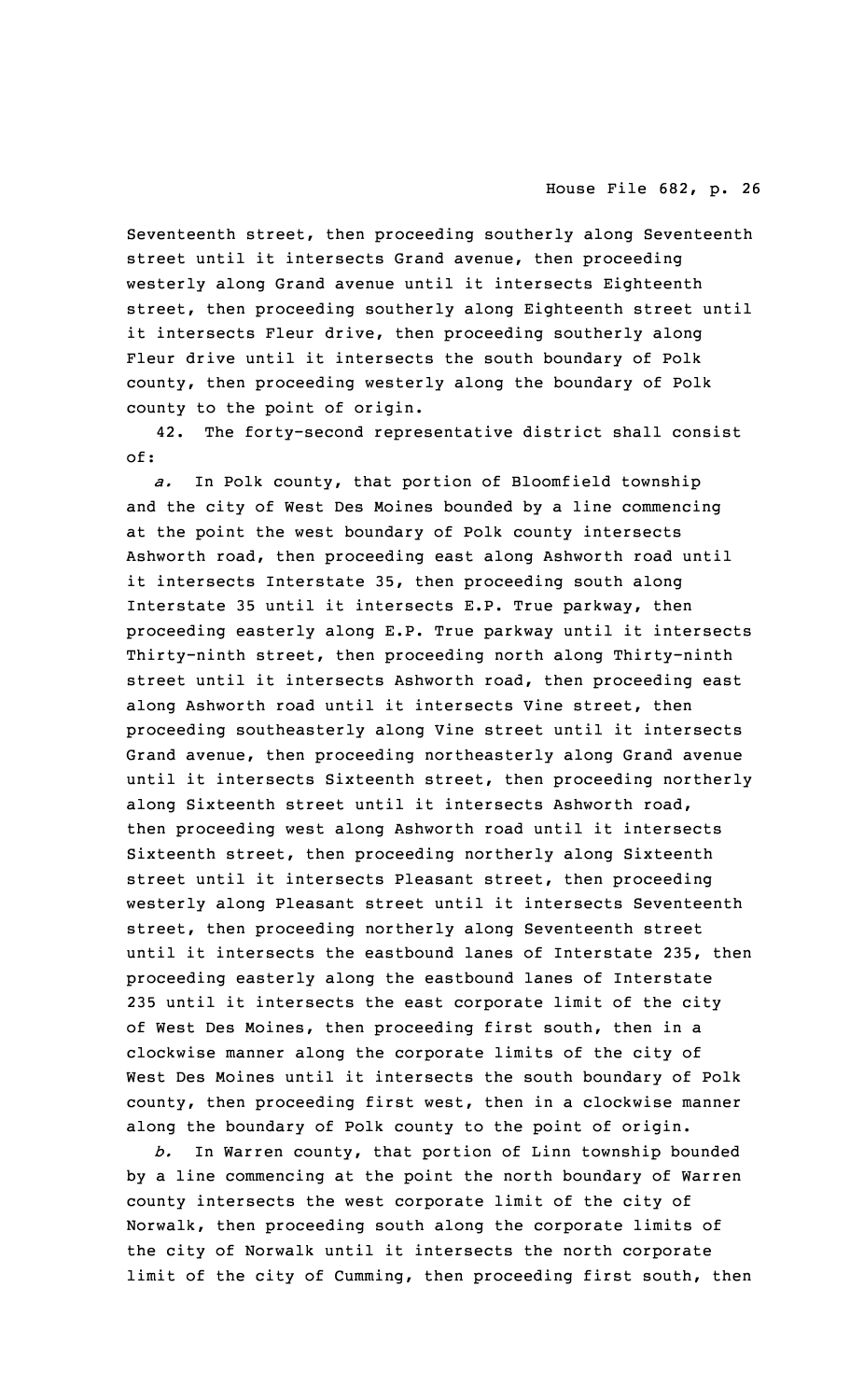Seventeenth street, then proceeding southerly along Seventeenth street until it intersects Grand avenue, then proceeding westerly along Grand avenue until it intersects Eighteenth street, then proceeding southerly along Eighteenth street until it intersects Fleur drive, then proceeding southerly along Fleur drive until it intersects the south boundary of Polk county, then proceeding westerly along the boundary of Polk county to the point of origin.

42. The forty-second representative district shall consist of:

*a.* In Polk county, that portion of Bloomfield township and the city of West Des Moines bounded by a line commencing at the point the west boundary of Polk county intersects Ashworth road, then proceeding east along Ashworth road until it intersects Interstate 35, then proceeding south along Interstate 35 until it intersects E.P. True parkway, then proceeding easterly along E.P. True parkway until it intersects Thirty-ninth street, then proceeding north along Thirty-ninth street until it intersects Ashworth road, then proceeding east along Ashworth road until it intersects Vine street, then proceeding southeasterly along Vine street until it intersects Grand avenue, then proceeding northeasterly along Grand avenue until it intersects Sixteenth street, then proceeding northerly along Sixteenth street until it intersects Ashworth road, then proceeding west along Ashworth road until it intersects Sixteenth street, then proceeding northerly along Sixteenth street until it intersects Pleasant street, then proceeding westerly along Pleasant street until it intersects Seventeenth street, then proceeding northerly along Seventeenth street until it intersects the eastbound lanes of Interstate 235, then proceeding easterly along the eastbound lanes of Interstate 235 until it intersects the east corporate limit of the city of West Des Moines, then proceeding first south, then in a clockwise manner along the corporate limits of the city of West Des Moines until it intersects the south boundary of Polk county, then proceeding first west, then in a clockwise manner along the boundary of Polk county to the point of origin.

*b.* In Warren county, that portion of Linn township bounded by a line commencing at the point the north boundary of Warren county intersects the west corporate limit of the city of Norwalk, then proceeding south along the corporate limits of the city of Norwalk until it intersects the north corporate limit of the city of Cumming, then proceeding first south, then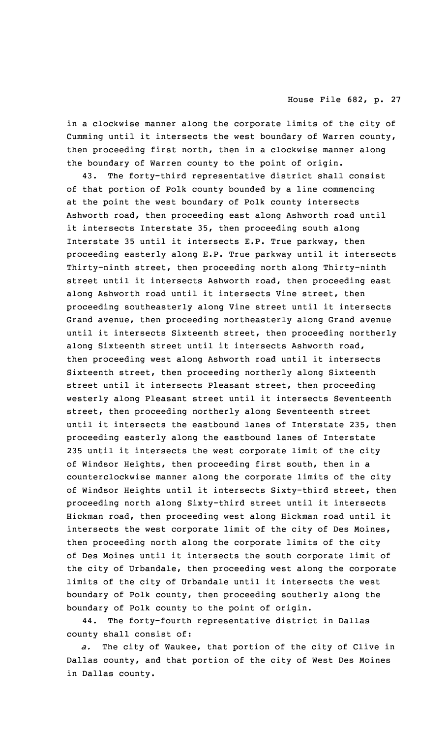in a clockwise manner along the corporate limits of the city of Cumming until it intersects the west boundary of Warren county, then proceeding first north, then in a clockwise manner along the boundary of Warren county to the point of origin.

43. The forty-third representative district shall consist of that portion of Polk county bounded by a line commencing at the point the west boundary of Polk county intersects Ashworth road, then proceeding east along Ashworth road until it intersects Interstate 35, then proceeding south along Interstate 35 until it intersects E.P. True parkway, then proceeding easterly along E.P. True parkway until it intersects Thirty-ninth street, then proceeding north along Thirty-ninth street until it intersects Ashworth road, then proceeding east along Ashworth road until it intersects Vine street, then proceeding southeasterly along Vine street until it intersects Grand avenue, then proceeding northeasterly along Grand avenue until it intersects Sixteenth street, then proceeding northerly along Sixteenth street until it intersects Ashworth road, then proceeding west along Ashworth road until it intersects Sixteenth street, then proceeding northerly along Sixteenth street until it intersects Pleasant street, then proceeding westerly along Pleasant street until it intersects Seventeenth street, then proceeding northerly along Seventeenth street until it intersects the eastbound lanes of Interstate 235, then proceeding easterly along the eastbound lanes of Interstate 235 until it intersects the west corporate limit of the city of Windsor Heights, then proceeding first south, then in a counterclockwise manner along the corporate limits of the city of Windsor Heights until it intersects Sixty-third street, then proceeding north along Sixty-third street until it intersects Hickman road, then proceeding west along Hickman road until it intersects the west corporate limit of the city of Des Moines, then proceeding north along the corporate limits of the city of Des Moines until it intersects the south corporate limit of the city of Urbandale, then proceeding west along the corporate limits of the city of Urbandale until it intersects the west boundary of Polk county, then proceeding southerly along the boundary of Polk county to the point of origin.

44. The forty-fourth representative district in Dallas county shall consist of:

*a.* The city of Waukee, that portion of the city of Clive in Dallas county, and that portion of the city of West Des Moines in Dallas county.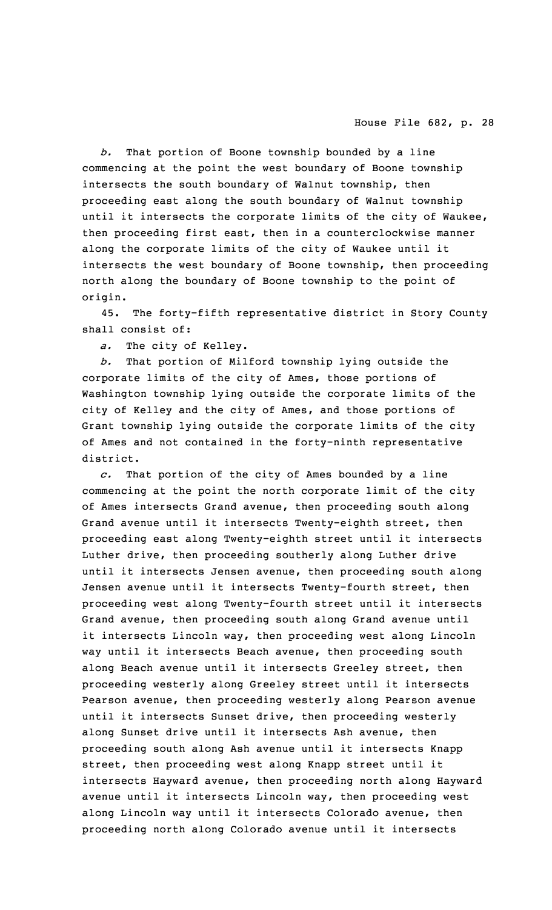*b.* That portion of Boone township bounded by a line commencing at the point the west boundary of Boone township intersects the south boundary of Walnut township, then proceeding east along the south boundary of Walnut township until it intersects the corporate limits of the city of Waukee, then proceeding first east, then in a counterclockwise manner along the corporate limits of the city of Waukee until it intersects the west boundary of Boone township, then proceeding north along the boundary of Boone township to the point of origin.

45. The forty-fifth representative district in Story County shall consist of:

*a.* The city of Kelley.

*b.* That portion of Milford township lying outside the corporate limits of the city of Ames, those portions of Washington township lying outside the corporate limits of the city of Kelley and the city of Ames, and those portions of Grant township lying outside the corporate limits of the city of Ames and not contained in the forty-ninth representative district.

*c.* That portion of the city of Ames bounded by a line commencing at the point the north corporate limit of the city of Ames intersects Grand avenue, then proceeding south along Grand avenue until it intersects Twenty-eighth street, then proceeding east along Twenty-eighth street until it intersects Luther drive, then proceeding southerly along Luther drive until it intersects Jensen avenue, then proceeding south along Jensen avenue until it intersects Twenty-fourth street, then proceeding west along Twenty-fourth street until it intersects Grand avenue, then proceeding south along Grand avenue until it intersects Lincoln way, then proceeding west along Lincoln way until it intersects Beach avenue, then proceeding south along Beach avenue until it intersects Greeley street, then proceeding westerly along Greeley street until it intersects Pearson avenue, then proceeding westerly along Pearson avenue until it intersects Sunset drive, then proceeding westerly along Sunset drive until it intersects Ash avenue, then proceeding south along Ash avenue until it intersects Knapp street, then proceeding west along Knapp street until it intersects Hayward avenue, then proceeding north along Hayward avenue until it intersects Lincoln way, then proceeding west along Lincoln way until it intersects Colorado avenue, then proceeding north along Colorado avenue until it intersects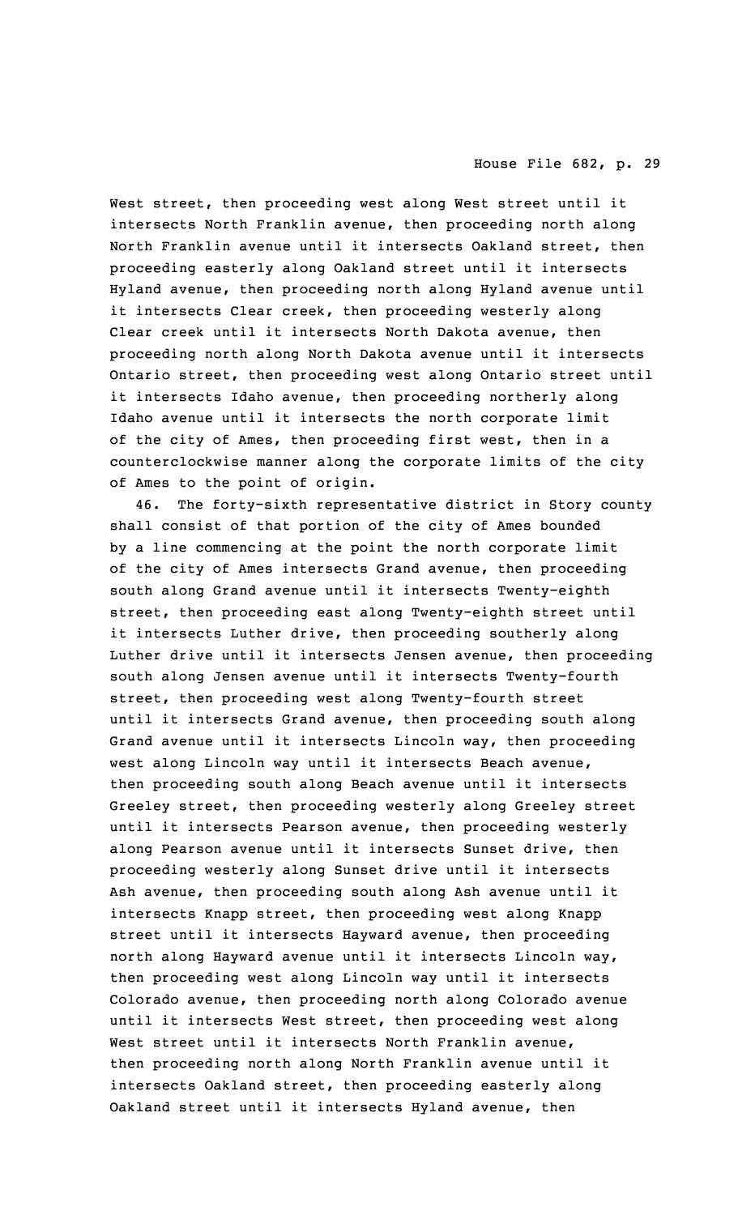West street, then proceeding west along West street until it intersects North Franklin avenue, then proceeding north along North Franklin avenue until it intersects Oakland street, then proceeding easterly along Oakland street until it intersects Hyland avenue, then proceeding north along Hyland avenue until it intersects Clear creek, then proceeding westerly along Clear creek until it intersects North Dakota avenue, then proceeding north along North Dakota avenue until it intersects Ontario street, then proceeding west along Ontario street until it intersects Idaho avenue, then proceeding northerly along Idaho avenue until it intersects the north corporate limit of the city of Ames, then proceeding first west, then in a counterclockwise manner along the corporate limits of the city of Ames to the point of origin.

46. The forty-sixth representative district in Story county shall consist of that portion of the city of Ames bounded by a line commencing at the point the north corporate limit of the city of Ames intersects Grand avenue, then proceeding south along Grand avenue until it intersects Twenty-eighth street, then proceeding east along Twenty-eighth street until it intersects Luther drive, then proceeding southerly along Luther drive until it intersects Jensen avenue, then proceeding south along Jensen avenue until it intersects Twenty-fourth street, then proceeding west along Twenty-fourth street until it intersects Grand avenue, then proceeding south along Grand avenue until it intersects Lincoln way, then proceeding west along Lincoln way until it intersects Beach avenue, then proceeding south along Beach avenue until it intersects Greeley street, then proceeding westerly along Greeley street until it intersects Pearson avenue, then proceeding westerly along Pearson avenue until it intersects Sunset drive, then proceeding westerly along Sunset drive until it intersects Ash avenue, then proceeding south along Ash avenue until it intersects Knapp street, then proceeding west along Knapp street until it intersects Hayward avenue, then proceeding north along Hayward avenue until it intersects Lincoln way, then proceeding west along Lincoln way until it intersects Colorado avenue, then proceeding north along Colorado avenue until it intersects West street, then proceeding west along West street until it intersects North Franklin avenue, then proceeding north along North Franklin avenue until it intersects Oakland street, then proceeding easterly along Oakland street until it intersects Hyland avenue, then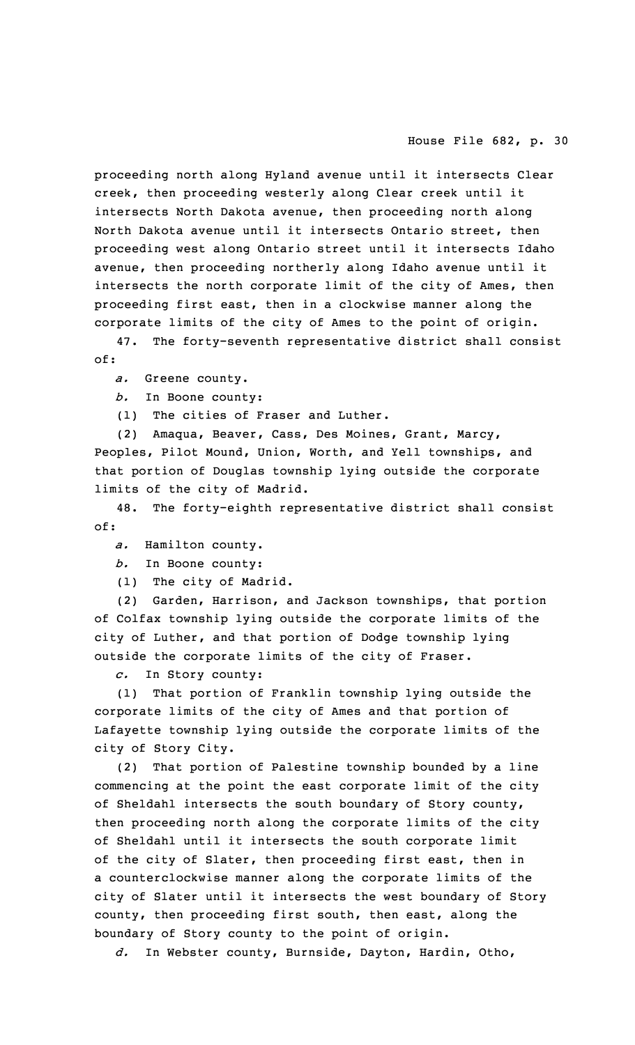proceeding north along Hyland avenue until it intersects Clear creek, then proceeding westerly along Clear creek until it intersects North Dakota avenue, then proceeding north along North Dakota avenue until it intersects Ontario street, then proceeding west along Ontario street until it intersects Idaho avenue, then proceeding northerly along Idaho avenue until it intersects the north corporate limit of the city of Ames, then proceeding first east, then in a clockwise manner along the corporate limits of the city of Ames to the point of origin.

47. The forty-seventh representative district shall consist of:

*a.* Greene county.

*b.* In Boone county:

(1) The cities of Fraser and Luther.

(2) Amaqua, Beaver, Cass, Des Moines, Grant, Marcy, Peoples, Pilot Mound, Union, Worth, and Yell townships, and that portion of Douglas township lying outside the corporate limits of the city of Madrid.

48. The forty-eighth representative district shall consist of:

*a.* Hamilton county.

*b.* In Boone county:

(1) The city of Madrid.

(2) Garden, Harrison, and Jackson townships, that portion of Colfax township lying outside the corporate limits of the city of Luther, and that portion of Dodge township lying outside the corporate limits of the city of Fraser.

*c.* In Story county:

(1) That portion of Franklin township lying outside the corporate limits of the city of Ames and that portion of Lafayette township lying outside the corporate limits of the city of Story City.

(2) That portion of Palestine township bounded by a line commencing at the point the east corporate limit of the city of Sheldahl intersects the south boundary of Story county, then proceeding north along the corporate limits of the city of Sheldahl until it intersects the south corporate limit of the city of Slater, then proceeding first east, then in a counterclockwise manner along the corporate limits of the city of Slater until it intersects the west boundary of Story county, then proceeding first south, then east, along the boundary of Story county to the point of origin.

*d.* In Webster county, Burnside, Dayton, Hardin, Otho,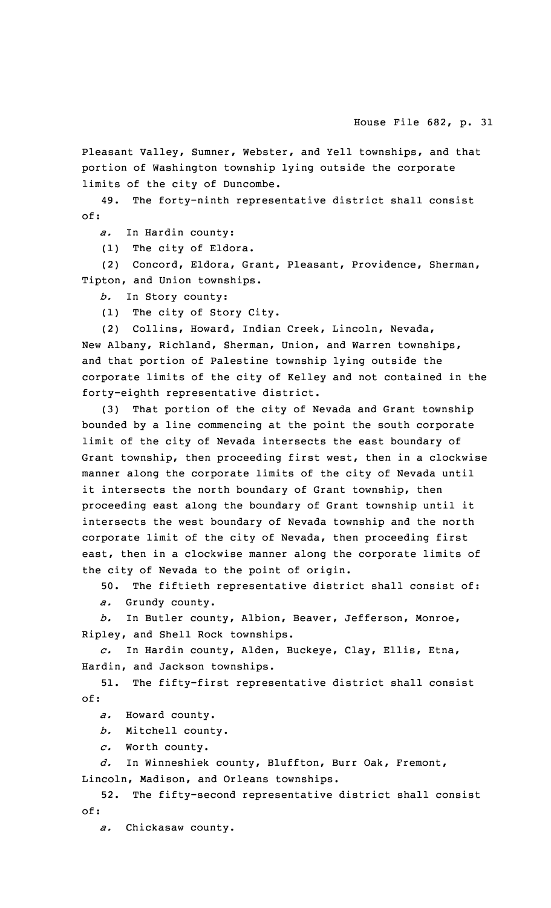Pleasant Valley, Sumner, Webster, and Yell townships, and that portion of Washington township lying outside the corporate limits of the city of Duncombe.

49. The forty-ninth representative district shall consist of:

*a.* In Hardin county:

(1) The city of Eldora.

(2) Concord, Eldora, Grant, Pleasant, Providence, Sherman, Tipton, and Union townships.

*b.* In Story county:

(1) The city of Story City.

(2) Collins, Howard, Indian Creek, Lincoln, Nevada, New Albany, Richland, Sherman, Union, and Warren townships, and that portion of Palestine township lying outside the corporate limits of the city of Kelley and not contained in the forty-eighth representative district.

(3) That portion of the city of Nevada and Grant township bounded by a line commencing at the point the south corporate limit of the city of Nevada intersects the east boundary of Grant township, then proceeding first west, then in a clockwise manner along the corporate limits of the city of Nevada until it intersects the north boundary of Grant township, then proceeding east along the boundary of Grant township until it intersects the west boundary of Nevada township and the north corporate limit of the city of Nevada, then proceeding first east, then in a clockwise manner along the corporate limits of the city of Nevada to the point of origin.

50. The fiftieth representative district shall consist of:

*a.* Grundy county.

*b.* In Butler county, Albion, Beaver, Jefferson, Monroe, Ripley, and Shell Rock townships.

*c.* In Hardin county, Alden, Buckeye, Clay, Ellis, Etna, Hardin, and Jackson townships.

51. The fifty-first representative district shall consist of:

*a.* Howard county.

*b.* Mitchell county.

*c.* Worth county.

*d.* In Winneshiek county, Bluffton, Burr Oak, Fremont, Lincoln, Madison, and Orleans townships.

52. The fifty-second representative district shall consist of:

*a.* Chickasaw county.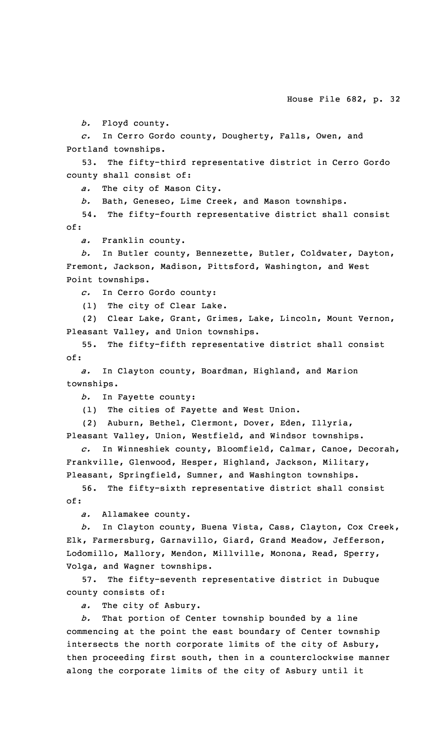*b.* Floyd county.

*c.* In Cerro Gordo county, Dougherty, Falls, Owen, and Portland townships.

53. The fifty-third representative district in Cerro Gordo county shall consist of:

*a.* The city of Mason City.

*b.* Bath, Geneseo, Lime Creek, and Mason townships.

54. The fifty-fourth representative district shall consist of:

*a.* Franklin county.

*b.* In Butler county, Bennezette, Butler, Coldwater, Dayton, Fremont, Jackson, Madison, Pittsford, Washington, and West Point townships.

*c.* In Cerro Gordo county:

(1) The city of Clear Lake.

(2) Clear Lake, Grant, Grimes, Lake, Lincoln, Mount Vernon, Pleasant Valley, and Union townships.

55. The fifty-fifth representative district shall consist of:

*a.* In Clayton county, Boardman, Highland, and Marion townships.

*b.* In Fayette county:

(1) The cities of Fayette and West Union.

(2) Auburn, Bethel, Clermont, Dover, Eden, Illyria, Pleasant Valley, Union, Westfield, and Windsor townships.

*c.* In Winneshiek county, Bloomfield, Calmar, Canoe, Decorah, Frankville, Glenwood, Hesper, Highland, Jackson, Military, Pleasant, Springfield, Sumner, and Washington townships.

56. The fifty-sixth representative district shall consist of:

*a.* Allamakee county.

*b.* In Clayton county, Buena Vista, Cass, Clayton, Cox Creek, Elk, Farmersburg, Garnavillo, Giard, Grand Meadow, Jefferson, Lodomillo, Mallory, Mendon, Millville, Monona, Read, Sperry, Volga, and Wagner townships.

57. The fifty-seventh representative district in Dubuque county consists of:

*a.* The city of Asbury.

*b.* That portion of Center township bounded by a line commencing at the point the east boundary of Center township intersects the north corporate limits of the city of Asbury, then proceeding first south, then in a counterclockwise manner along the corporate limits of the city of Asbury until it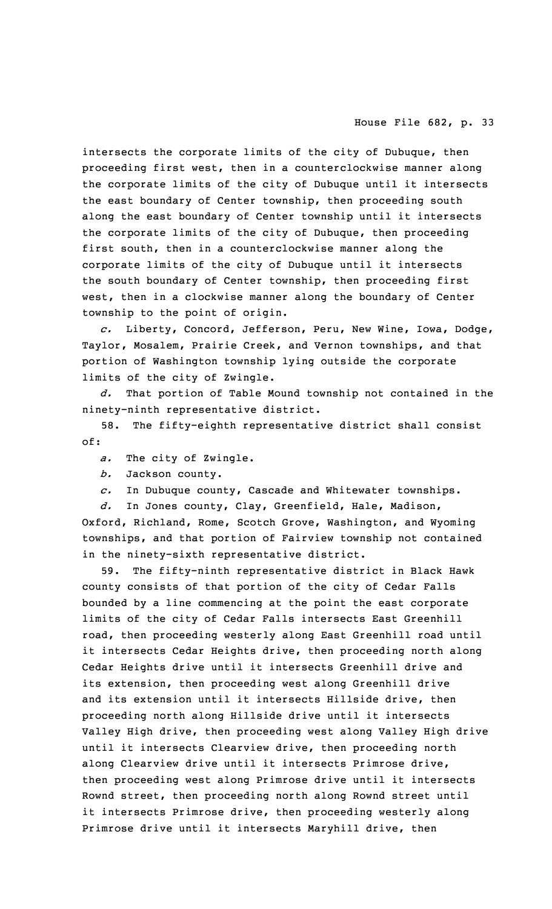intersects the corporate limits of the city of Dubuque, then proceeding first west, then in a counterclockwise manner along the corporate limits of the city of Dubuque until it intersects the east boundary of Center township, then proceeding south along the east boundary of Center township until it intersects the corporate limits of the city of Dubuque, then proceeding first south, then in a counterclockwise manner along the corporate limits of the city of Dubuque until it intersects the south boundary of Center township, then proceeding first west, then in a clockwise manner along the boundary of Center township to the point of origin.

*c.* Liberty, Concord, Jefferson, Peru, New Wine, Iowa, Dodge, Taylor, Mosalem, Prairie Creek, and Vernon townships, and that portion of Washington township lying outside the corporate limits of the city of Zwingle.

*d.* That portion of Table Mound township not contained in the ninety-ninth representative district.

58. The fifty-eighth representative district shall consist of:

*a.* The city of Zwingle.

*b.* Jackson county.

*c.* In Dubuque county, Cascade and Whitewater townships.

*d.* In Jones county, Clay, Greenfield, Hale, Madison, Oxford, Richland, Rome, Scotch Grove, Washington, and Wyoming townships, and that portion of Fairview township not contained in the ninety-sixth representative district.

59. The fifty-ninth representative district in Black Hawk county consists of that portion of the city of Cedar Falls bounded by a line commencing at the point the east corporate limits of the city of Cedar Falls intersects East Greenhill road, then proceeding westerly along East Greenhill road until it intersects Cedar Heights drive, then proceeding north along Cedar Heights drive until it intersects Greenhill drive and its extension, then proceeding west along Greenhill drive and its extension until it intersects Hillside drive, then proceeding north along Hillside drive until it intersects Valley High drive, then proceeding west along Valley High drive until it intersects Clearview drive, then proceeding north along Clearview drive until it intersects Primrose drive, then proceeding west along Primrose drive until it intersects Rownd street, then proceeding north along Rownd street until it intersects Primrose drive, then proceeding westerly along Primrose drive until it intersects Maryhill drive, then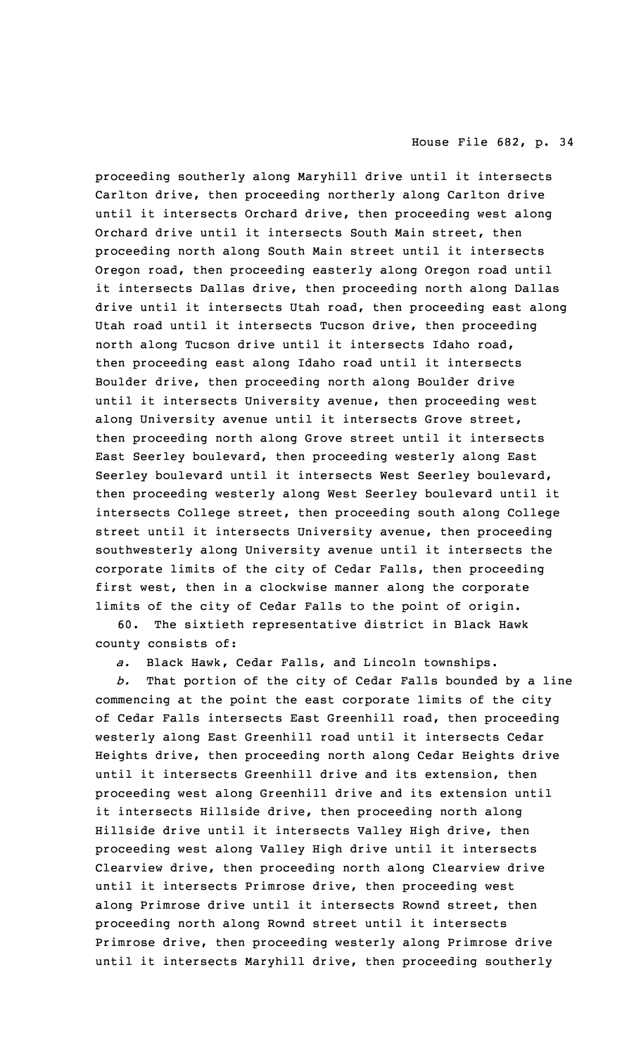proceeding southerly along Maryhill drive until it intersects Carlton drive, then proceeding northerly along Carlton drive until it intersects Orchard drive, then proceeding west along Orchard drive until it intersects South Main street, then proceeding north along South Main street until it intersects Oregon road, then proceeding easterly along Oregon road until it intersects Dallas drive, then proceeding north along Dallas drive until it intersects Utah road, then proceeding east along Utah road until it intersects Tucson drive, then proceeding north along Tucson drive until it intersects Idaho road, then proceeding east along Idaho road until it intersects Boulder drive, then proceeding north along Boulder drive until it intersects University avenue, then proceeding west along University avenue until it intersects Grove street, then proceeding north along Grove street until it intersects East Seerley boulevard, then proceeding westerly along East Seerley boulevard until it intersects West Seerley boulevard, then proceeding westerly along West Seerley boulevard until it intersects College street, then proceeding south along College street until it intersects University avenue, then proceeding southwesterly along University avenue until it intersects the corporate limits of the city of Cedar Falls, then proceeding first west, then in a clockwise manner along the corporate limits of the city of Cedar Falls to the point of origin.

60. The sixtieth representative district in Black Hawk county consists of:

*a.* Black Hawk, Cedar Falls, and Lincoln townships.

*b.* That portion of the city of Cedar Falls bounded by a line commencing at the point the east corporate limits of the city of Cedar Falls intersects East Greenhill road, then proceeding westerly along East Greenhill road until it intersects Cedar Heights drive, then proceeding north along Cedar Heights drive until it intersects Greenhill drive and its extension, then proceeding west along Greenhill drive and its extension until it intersects Hillside drive, then proceeding north along Hillside drive until it intersects Valley High drive, then proceeding west along Valley High drive until it intersects Clearview drive, then proceeding north along Clearview drive until it intersects Primrose drive, then proceeding west along Primrose drive until it intersects Rownd street, then proceeding north along Rownd street until it intersects Primrose drive, then proceeding westerly along Primrose drive until it intersects Maryhill drive, then proceeding southerly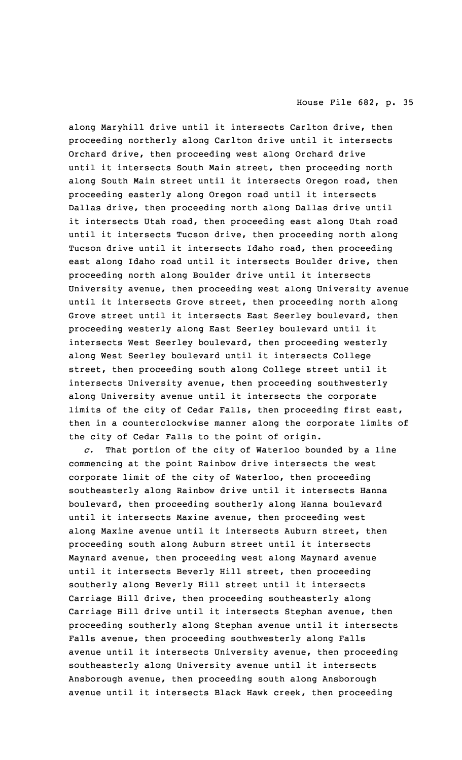along Maryhill drive until it intersects Carlton drive, then proceeding northerly along Carlton drive until it intersects Orchard drive, then proceeding west along Orchard drive until it intersects South Main street, then proceeding north along South Main street until it intersects Oregon road, then proceeding easterly along Oregon road until it intersects Dallas drive, then proceeding north along Dallas drive until it intersects Utah road, then proceeding east along Utah road until it intersects Tucson drive, then proceeding north along Tucson drive until it intersects Idaho road, then proceeding east along Idaho road until it intersects Boulder drive, then proceeding north along Boulder drive until it intersects University avenue, then proceeding west along University avenue until it intersects Grove street, then proceeding north along Grove street until it intersects East Seerley boulevard, then proceeding westerly along East Seerley boulevard until it intersects West Seerley boulevard, then proceeding westerly along West Seerley boulevard until it intersects College street, then proceeding south along College street until it intersects University avenue, then proceeding southwesterly along University avenue until it intersects the corporate limits of the city of Cedar Falls, then proceeding first east, then in a counterclockwise manner along the corporate limits of the city of Cedar Falls to the point of origin.

*c.* That portion of the city of Waterloo bounded by a line commencing at the point Rainbow drive intersects the west corporate limit of the city of Waterloo, then proceeding southeasterly along Rainbow drive until it intersects Hanna boulevard, then proceeding southerly along Hanna boulevard until it intersects Maxine avenue, then proceeding west along Maxine avenue until it intersects Auburn street, then proceeding south along Auburn street until it intersects Maynard avenue, then proceeding west along Maynard avenue until it intersects Beverly Hill street, then proceeding southerly along Beverly Hill street until it intersects Carriage Hill drive, then proceeding southeasterly along Carriage Hill drive until it intersects Stephan avenue, then proceeding southerly along Stephan avenue until it intersects Falls avenue, then proceeding southwesterly along Falls avenue until it intersects University avenue, then proceeding southeasterly along University avenue until it intersects Ansborough avenue, then proceeding south along Ansborough avenue until it intersects Black Hawk creek, then proceeding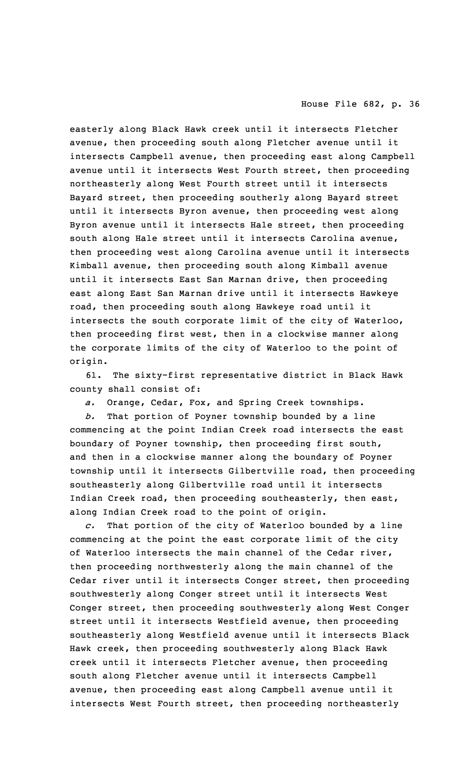easterly along Black Hawk creek until it intersects Fletcher avenue, then proceeding south along Fletcher avenue until it intersects Campbell avenue, then proceeding east along Campbell avenue until it intersects West Fourth street, then proceeding northeasterly along West Fourth street until it intersects Bayard street, then proceeding southerly along Bayard street until it intersects Byron avenue, then proceeding west along Byron avenue until it intersects Hale street, then proceeding south along Hale street until it intersects Carolina avenue, then proceeding west along Carolina avenue until it intersects Kimball avenue, then proceeding south along Kimball avenue until it intersects East San Marnan drive, then proceeding east along East San Marnan drive until it intersects Hawkeye road, then proceeding south along Hawkeye road until it intersects the south corporate limit of the city of Waterloo, then proceeding first west, then in a clockwise manner along the corporate limits of the city of Waterloo to the point of origin.

61. The sixty-first representative district in Black Hawk county shall consist of:

*a.* Orange, Cedar, Fox, and Spring Creek townships.

*b.* That portion of Poyner township bounded by a line commencing at the point Indian Creek road intersects the east boundary of Poyner township, then proceeding first south, and then in a clockwise manner along the boundary of Poyner township until it intersects Gilbertville road, then proceeding southeasterly along Gilbertville road until it intersects Indian Creek road, then proceeding southeasterly, then east, along Indian Creek road to the point of origin.

*c.* That portion of the city of Waterloo bounded by a line commencing at the point the east corporate limit of the city of Waterloo intersects the main channel of the Cedar river, then proceeding northwesterly along the main channel of the Cedar river until it intersects Conger street, then proceeding southwesterly along Conger street until it intersects West Conger street, then proceeding southwesterly along West Conger street until it intersects Westfield avenue, then proceeding southeasterly along Westfield avenue until it intersects Black Hawk creek, then proceeding southwesterly along Black Hawk creek until it intersects Fletcher avenue, then proceeding south along Fletcher avenue until it intersects Campbell avenue, then proceeding east along Campbell avenue until it intersects West Fourth street, then proceeding northeasterly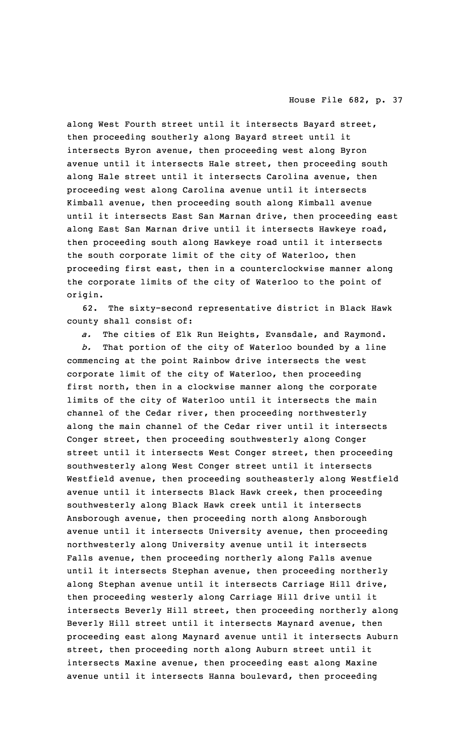along West Fourth street until it intersects Bayard street, then proceeding southerly along Bayard street until it intersects Byron avenue, then proceeding west along Byron avenue until it intersects Hale street, then proceeding south along Hale street until it intersects Carolina avenue, then proceeding west along Carolina avenue until it intersects Kimball avenue, then proceeding south along Kimball avenue until it intersects East San Marnan drive, then proceeding east along East San Marnan drive until it intersects Hawkeye road, then proceeding south along Hawkeye road until it intersects the south corporate limit of the city of Waterloo, then proceeding first east, then in a counterclockwise manner along the corporate limits of the city of Waterloo to the point of origin.

62. The sixty-second representative district in Black Hawk county shall consist of:

*a.* The cities of Elk Run Heights, Evansdale, and Raymond.

*b.* That portion of the city of Waterloo bounded by a line commencing at the point Rainbow drive intersects the west corporate limit of the city of Waterloo, then proceeding first north, then in a clockwise manner along the corporate limits of the city of Waterloo until it intersects the main channel of the Cedar river, then proceeding northwesterly along the main channel of the Cedar river until it intersects Conger street, then proceeding southwesterly along Conger street until it intersects West Conger street, then proceeding southwesterly along West Conger street until it intersects Westfield avenue, then proceeding southeasterly along Westfield avenue until it intersects Black Hawk creek, then proceeding southwesterly along Black Hawk creek until it intersects Ansborough avenue, then proceeding north along Ansborough avenue until it intersects University avenue, then proceeding northwesterly along University avenue until it intersects Falls avenue, then proceeding northerly along Falls avenue until it intersects Stephan avenue, then proceeding northerly along Stephan avenue until it intersects Carriage Hill drive, then proceeding westerly along Carriage Hill drive until it intersects Beverly Hill street, then proceeding northerly along Beverly Hill street until it intersects Maynard avenue, then proceeding east along Maynard avenue until it intersects Auburn street, then proceeding north along Auburn street until it intersects Maxine avenue, then proceeding east along Maxine avenue until it intersects Hanna boulevard, then proceeding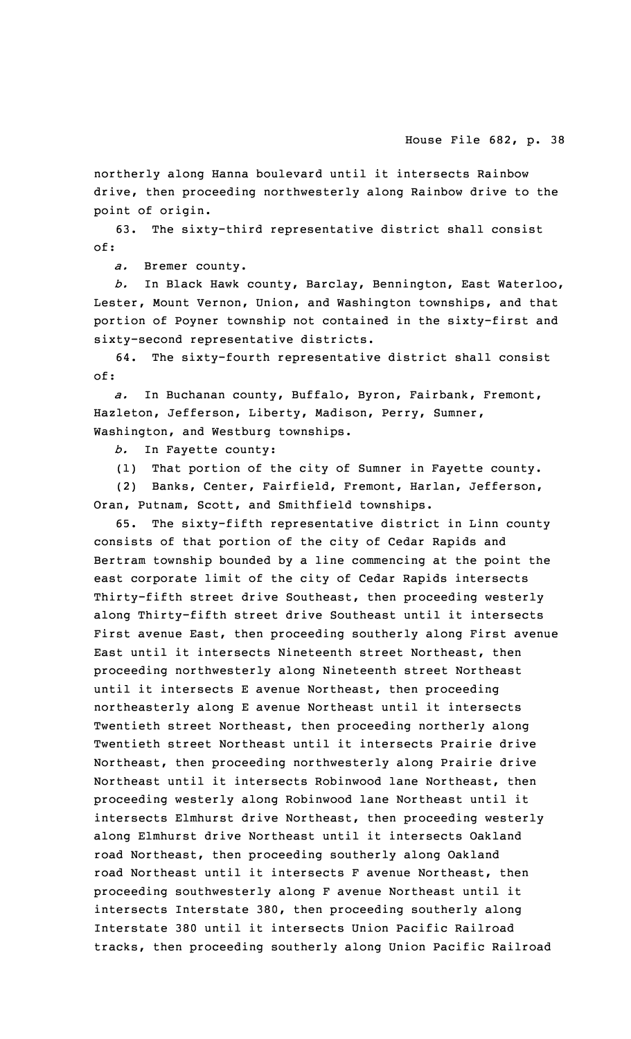northerly along Hanna boulevard until it intersects Rainbow drive, then proceeding northwesterly along Rainbow drive to the point of origin.

63. The sixty-third representative district shall consist of:

*a.* Bremer county.

*b.* In Black Hawk county, Barclay, Bennington, East Waterloo, Lester, Mount Vernon, Union, and Washington townships, and that portion of Poyner township not contained in the sixty-first and sixty-second representative districts.

64. The sixty-fourth representative district shall consist of:

*a.* In Buchanan county, Buffalo, Byron, Fairbank, Fremont, Hazleton, Jefferson, Liberty, Madison, Perry, Sumner, Washington, and Westburg townships.

*b.* In Fayette county:

(1) That portion of the city of Sumner in Fayette county.

(2) Banks, Center, Fairfield, Fremont, Harlan, Jefferson, Oran, Putnam, Scott, and Smithfield townships.

65. The sixty-fifth representative district in Linn county consists of that portion of the city of Cedar Rapids and Bertram township bounded by a line commencing at the point the east corporate limit of the city of Cedar Rapids intersects Thirty-fifth street drive Southeast, then proceeding westerly along Thirty-fifth street drive Southeast until it intersects First avenue East, then proceeding southerly along First avenue East until it intersects Nineteenth street Northeast, then proceeding northwesterly along Nineteenth street Northeast until it intersects E avenue Northeast, then proceeding northeasterly along E avenue Northeast until it intersects Twentieth street Northeast, then proceeding northerly along Twentieth street Northeast until it intersects Prairie drive Northeast, then proceeding northwesterly along Prairie drive Northeast until it intersects Robinwood lane Northeast, then proceeding westerly along Robinwood lane Northeast until it intersects Elmhurst drive Northeast, then proceeding westerly along Elmhurst drive Northeast until it intersects Oakland road Northeast, then proceeding southerly along Oakland road Northeast until it intersects F avenue Northeast, then proceeding southwesterly along F avenue Northeast until it intersects Interstate 380, then proceeding southerly along Interstate 380 until it intersects Union Pacific Railroad tracks, then proceeding southerly along Union Pacific Railroad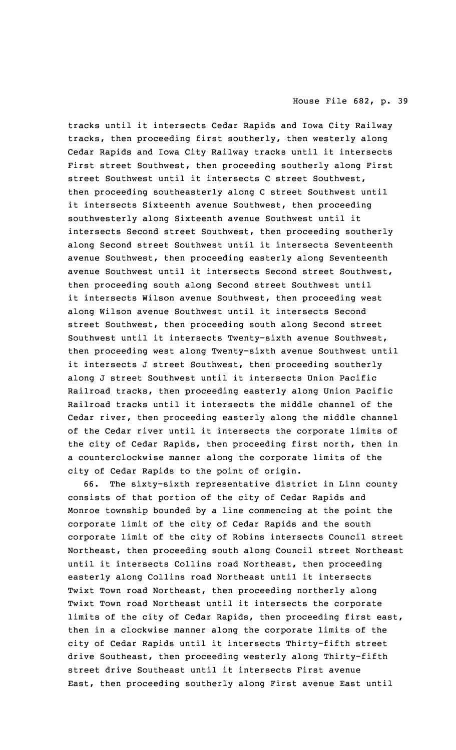tracks until it intersects Cedar Rapids and Iowa City Railway tracks, then proceeding first southerly, then westerly along Cedar Rapids and Iowa City Railway tracks until it intersects First street Southwest, then proceeding southerly along First street Southwest until it intersects C street Southwest, then proceeding southeasterly along C street Southwest until it intersects Sixteenth avenue Southwest, then proceeding southwesterly along Sixteenth avenue Southwest until it intersects Second street Southwest, then proceeding southerly along Second street Southwest until it intersects Seventeenth avenue Southwest, then proceeding easterly along Seventeenth avenue Southwest until it intersects Second street Southwest, then proceeding south along Second street Southwest until it intersects Wilson avenue Southwest, then proceeding west along Wilson avenue Southwest until it intersects Second street Southwest, then proceeding south along Second street Southwest until it intersects Twenty-sixth avenue Southwest, then proceeding west along Twenty-sixth avenue Southwest until it intersects J street Southwest, then proceeding southerly along J street Southwest until it intersects Union Pacific Railroad tracks, then proceeding easterly along Union Pacific Railroad tracks until it intersects the middle channel of the Cedar river, then proceeding easterly along the middle channel of the Cedar river until it intersects the corporate limits of the city of Cedar Rapids, then proceeding first north, then in a counterclockwise manner along the corporate limits of the city of Cedar Rapids to the point of origin.

66. The sixty-sixth representative district in Linn county consists of that portion of the city of Cedar Rapids and Monroe township bounded by a line commencing at the point the corporate limit of the city of Cedar Rapids and the south corporate limit of the city of Robins intersects Council street Northeast, then proceeding south along Council street Northeast until it intersects Collins road Northeast, then proceeding easterly along Collins road Northeast until it intersects Twixt Town road Northeast, then proceeding northerly along Twixt Town road Northeast until it intersects the corporate limits of the city of Cedar Rapids, then proceeding first east, then in a clockwise manner along the corporate limits of the city of Cedar Rapids until it intersects Thirty-fifth street drive Southeast, then proceeding westerly along Thirty-fifth street drive Southeast until it intersects First avenue East, then proceeding southerly along First avenue East until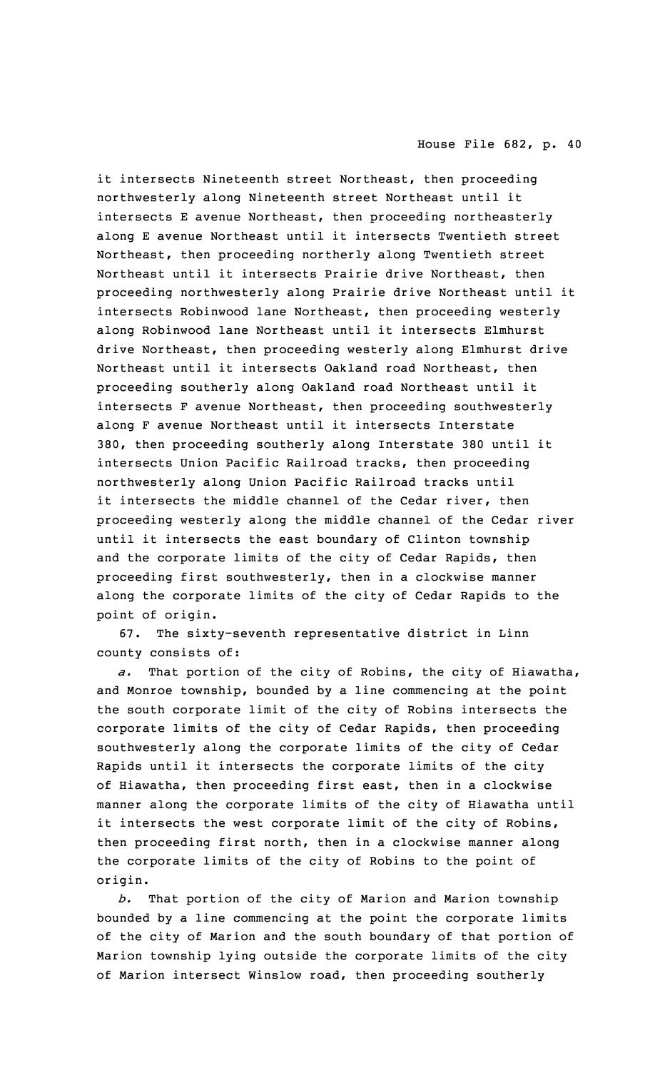it intersects Nineteenth street Northeast, then proceeding northwesterly along Nineteenth street Northeast until it intersects E avenue Northeast, then proceeding northeasterly along E avenue Northeast until it intersects Twentieth street Northeast, then proceeding northerly along Twentieth street Northeast until it intersects Prairie drive Northeast, then proceeding northwesterly along Prairie drive Northeast until it intersects Robinwood lane Northeast, then proceeding westerly along Robinwood lane Northeast until it intersects Elmhurst drive Northeast, then proceeding westerly along Elmhurst drive Northeast until it intersects Oakland road Northeast, then proceeding southerly along Oakland road Northeast until it intersects F avenue Northeast, then proceeding southwesterly along F avenue Northeast until it intersects Interstate 380, then proceeding southerly along Interstate 380 until it intersects Union Pacific Railroad tracks, then proceeding northwesterly along Union Pacific Railroad tracks until it intersects the middle channel of the Cedar river, then proceeding westerly along the middle channel of the Cedar river until it intersects the east boundary of Clinton township and the corporate limits of the city of Cedar Rapids, then proceeding first southwesterly, then in a clockwise manner along the corporate limits of the city of Cedar Rapids to the point of origin.

67. The sixty-seventh representative district in Linn county consists of:

*a.* That portion of the city of Robins, the city of Hiawatha, and Monroe township, bounded by a line commencing at the point the south corporate limit of the city of Robins intersects the corporate limits of the city of Cedar Rapids, then proceeding southwesterly along the corporate limits of the city of Cedar Rapids until it intersects the corporate limits of the city of Hiawatha, then proceeding first east, then in a clockwise manner along the corporate limits of the city of Hiawatha until it intersects the west corporate limit of the city of Robins, then proceeding first north, then in a clockwise manner along the corporate limits of the city of Robins to the point of origin.

*b.* That portion of the city of Marion and Marion township bounded by a line commencing at the point the corporate limits of the city of Marion and the south boundary of that portion of Marion township lying outside the corporate limits of the city of Marion intersect Winslow road, then proceeding southerly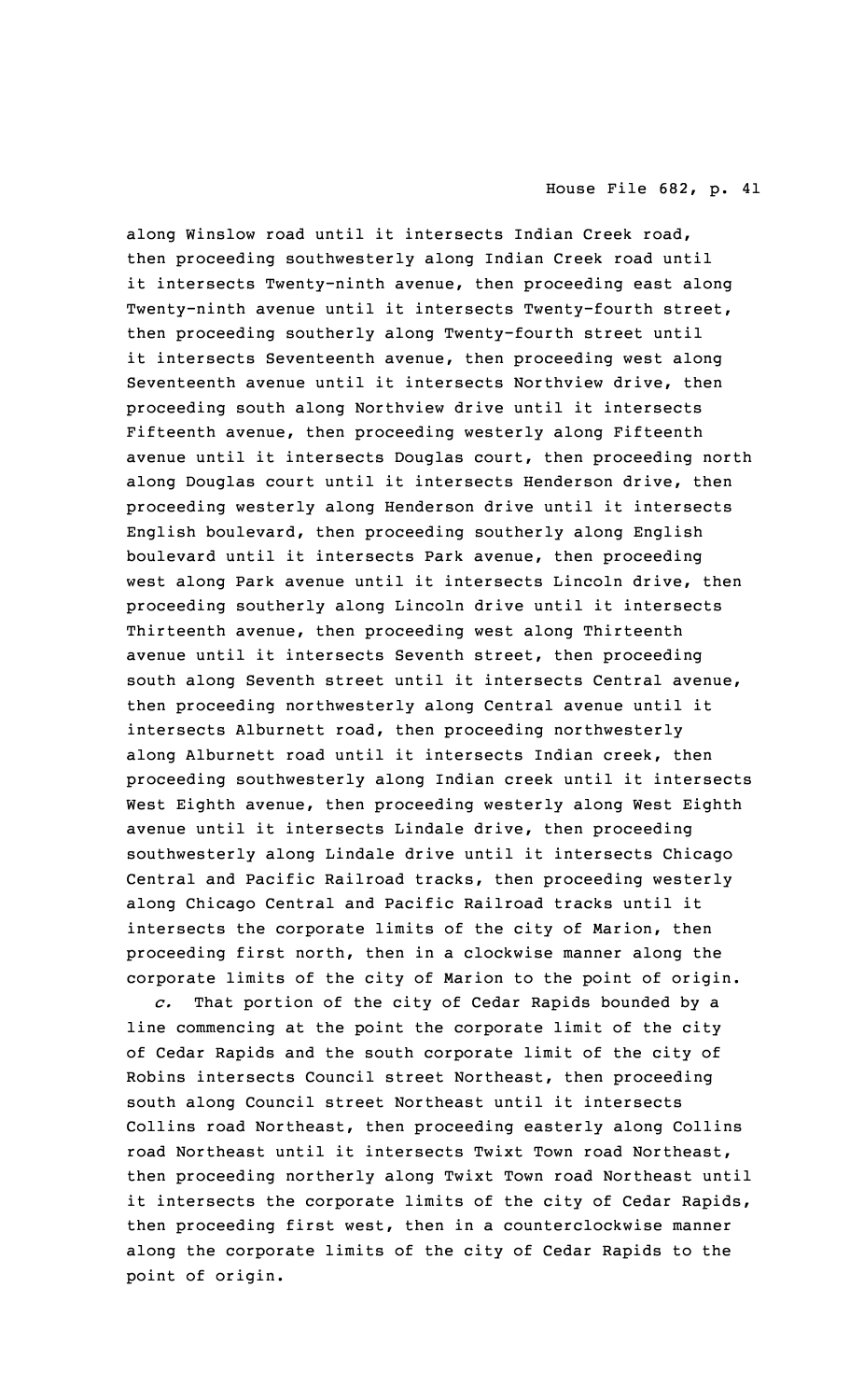along Winslow road until it intersects Indian Creek road, then proceeding southwesterly along Indian Creek road until it intersects Twenty-ninth avenue, then proceeding east along Twenty-ninth avenue until it intersects Twenty-fourth street, then proceeding southerly along Twenty-fourth street until it intersects Seventeenth avenue, then proceeding west along Seventeenth avenue until it intersects Northview drive, then proceeding south along Northview drive until it intersects Fifteenth avenue, then proceeding westerly along Fifteenth avenue until it intersects Douglas court, then proceeding north along Douglas court until it intersects Henderson drive, then proceeding westerly along Henderson drive until it intersects English boulevard, then proceeding southerly along English boulevard until it intersects Park avenue, then proceeding west along Park avenue until it intersects Lincoln drive, then proceeding southerly along Lincoln drive until it intersects Thirteenth avenue, then proceeding west along Thirteenth avenue until it intersects Seventh street, then proceeding south along Seventh street until it intersects Central avenue, then proceeding northwesterly along Central avenue until it intersects Alburnett road, then proceeding northwesterly along Alburnett road until it intersects Indian creek, then proceeding southwesterly along Indian creek until it intersects West Eighth avenue, then proceeding westerly along West Eighth avenue until it intersects Lindale drive, then proceeding southwesterly along Lindale drive until it intersects Chicago Central and Pacific Railroad tracks, then proceeding westerly along Chicago Central and Pacific Railroad tracks until it intersects the corporate limits of the city of Marion, then proceeding first north, then in a clockwise manner along the corporate limits of the city of Marion to the point of origin.

*c.* That portion of the city of Cedar Rapids bounded by a line commencing at the point the corporate limit of the city of Cedar Rapids and the south corporate limit of the city of Robins intersects Council street Northeast, then proceeding south along Council street Northeast until it intersects Collins road Northeast, then proceeding easterly along Collins road Northeast until it intersects Twixt Town road Northeast, then proceeding northerly along Twixt Town road Northeast until it intersects the corporate limits of the city of Cedar Rapids, then proceeding first west, then in a counterclockwise manner along the corporate limits of the city of Cedar Rapids to the point of origin.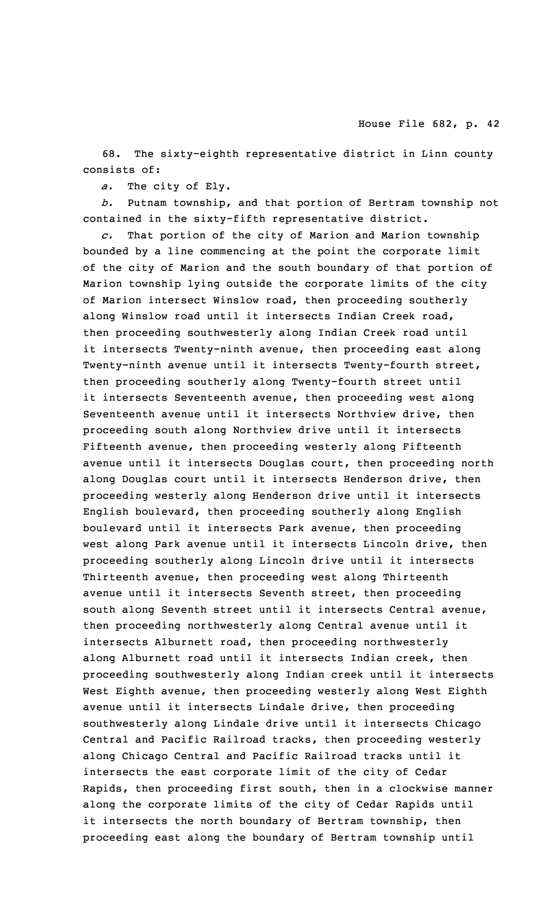68. The sixty-eighth representative district in Linn county consists of:

*a.* The city of Ely.

*b.* Putnam township, and that portion of Bertram township not contained in the sixty-fifth representative district.

*c.* That portion of the city of Marion and Marion township bounded by a line commencing at the point the corporate limit of the city of Marion and the south boundary of that portion of Marion township lying outside the corporate limits of the city of Marion intersect Winslow road, then proceeding southerly along Winslow road until it intersects Indian Creek road, then proceeding southwesterly along Indian Creek road until it intersects Twenty-ninth avenue, then proceeding east along Twenty-ninth avenue until it intersects Twenty-fourth street, then proceeding southerly along Twenty-fourth street until it intersects Seventeenth avenue, then proceeding west along Seventeenth avenue until it intersects Northview drive, then proceeding south along Northview drive until it intersects Fifteenth avenue, then proceeding westerly along Fifteenth avenue until it intersects Douglas court, then proceeding north along Douglas court until it intersects Henderson drive, then proceeding westerly along Henderson drive until it intersects English boulevard, then proceeding southerly along English boulevard until it intersects Park avenue, then proceeding west along Park avenue until it intersects Lincoln drive, then proceeding southerly along Lincoln drive until it intersects Thirteenth avenue, then proceeding west along Thirteenth avenue until it intersects Seventh street, then proceeding south along Seventh street until it intersects Central avenue, then proceeding northwesterly along Central avenue until it intersects Alburnett road, then proceeding northwesterly along Alburnett road until it intersects Indian creek, then proceeding southwesterly along Indian creek until it intersects West Eighth avenue, then proceeding westerly along West Eighth avenue until it intersects Lindale drive, then proceeding southwesterly along Lindale drive until it intersects Chicago Central and Pacific Railroad tracks, then proceeding westerly along Chicago Central and Pacific Railroad tracks until it intersects the east corporate limit of the city of Cedar Rapids, then proceeding first south, then in a clockwise manner along the corporate limits of the city of Cedar Rapids until it intersects the north boundary of Bertram township, then proceeding east along the boundary of Bertram township until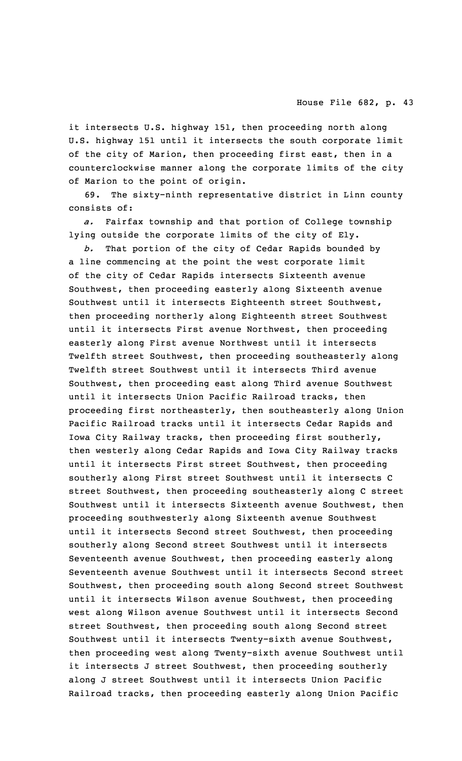it intersects U.S. highway 151, then proceeding north along U.S. highway 151 until it intersects the south corporate limit of the city of Marion, then proceeding first east, then in a counterclockwise manner along the corporate limits of the city of Marion to the point of origin.

69. The sixty-ninth representative district in Linn county consists of:

*a.* Fairfax township and that portion of College township lying outside the corporate limits of the city of Ely.

*b.* That portion of the city of Cedar Rapids bounded by a line commencing at the point the west corporate limit of the city of Cedar Rapids intersects Sixteenth avenue Southwest, then proceeding easterly along Sixteenth avenue Southwest until it intersects Eighteenth street Southwest, then proceeding northerly along Eighteenth street Southwest until it intersects First avenue Northwest, then proceeding easterly along First avenue Northwest until it intersects Twelfth street Southwest, then proceeding southeasterly along Twelfth street Southwest until it intersects Third avenue Southwest, then proceeding east along Third avenue Southwest until it intersects Union Pacific Railroad tracks, then proceeding first northeasterly, then southeasterly along Union Pacific Railroad tracks until it intersects Cedar Rapids and Iowa City Railway tracks, then proceeding first southerly, then westerly along Cedar Rapids and Iowa City Railway tracks until it intersects First street Southwest, then proceeding southerly along First street Southwest until it intersects C street Southwest, then proceeding southeasterly along C street Southwest until it intersects Sixteenth avenue Southwest, then proceeding southwesterly along Sixteenth avenue Southwest until it intersects Second street Southwest, then proceeding southerly along Second street Southwest until it intersects Seventeenth avenue Southwest, then proceeding easterly along Seventeenth avenue Southwest until it intersects Second street Southwest, then proceeding south along Second street Southwest until it intersects Wilson avenue Southwest, then proceeding west along Wilson avenue Southwest until it intersects Second street Southwest, then proceeding south along Second street Southwest until it intersects Twenty-sixth avenue Southwest, then proceeding west along Twenty-sixth avenue Southwest until it intersects J street Southwest, then proceeding southerly along J street Southwest until it intersects Union Pacific Railroad tracks, then proceeding easterly along Union Pacific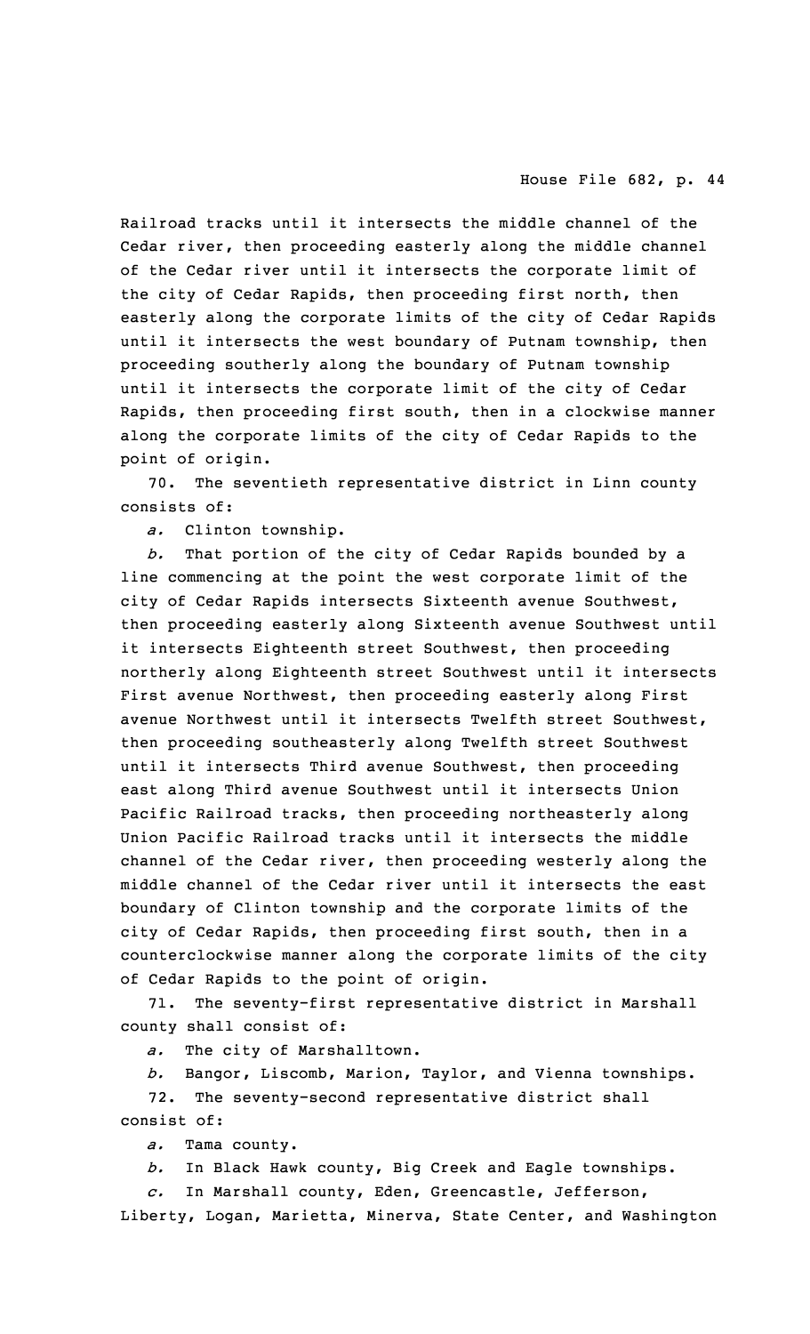Railroad tracks until it intersects the middle channel of the Cedar river, then proceeding easterly along the middle channel of the Cedar river until it intersects the corporate limit of the city of Cedar Rapids, then proceeding first north, then easterly along the corporate limits of the city of Cedar Rapids until it intersects the west boundary of Putnam township, then proceeding southerly along the boundary of Putnam township until it intersects the corporate limit of the city of Cedar Rapids, then proceeding first south, then in a clockwise manner along the corporate limits of the city of Cedar Rapids to the point of origin.

70. The seventieth representative district in Linn county consists of:

*a.* Clinton township.

*b.* That portion of the city of Cedar Rapids bounded by a line commencing at the point the west corporate limit of the city of Cedar Rapids intersects Sixteenth avenue Southwest, then proceeding easterly along Sixteenth avenue Southwest until it intersects Eighteenth street Southwest, then proceeding northerly along Eighteenth street Southwest until it intersects First avenue Northwest, then proceeding easterly along First avenue Northwest until it intersects Twelfth street Southwest, then proceeding southeasterly along Twelfth street Southwest until it intersects Third avenue Southwest, then proceeding east along Third avenue Southwest until it intersects Union Pacific Railroad tracks, then proceeding northeasterly along Union Pacific Railroad tracks until it intersects the middle channel of the Cedar river, then proceeding westerly along the middle channel of the Cedar river until it intersects the east boundary of Clinton township and the corporate limits of the city of Cedar Rapids, then proceeding first south, then in a counterclockwise manner along the corporate limits of the city of Cedar Rapids to the point of origin.

71. The seventy-first representative district in Marshall county shall consist of:

*a.* The city of Marshalltown.

*b.* Bangor, Liscomb, Marion, Taylor, and Vienna townships.

72. The seventy-second representative district shall consist of:

*a.* Tama county.

*b.* In Black Hawk county, Big Creek and Eagle townships.

*c.* In Marshall county, Eden, Greencastle, Jefferson, Liberty, Logan, Marietta, Minerva, State Center, and Washington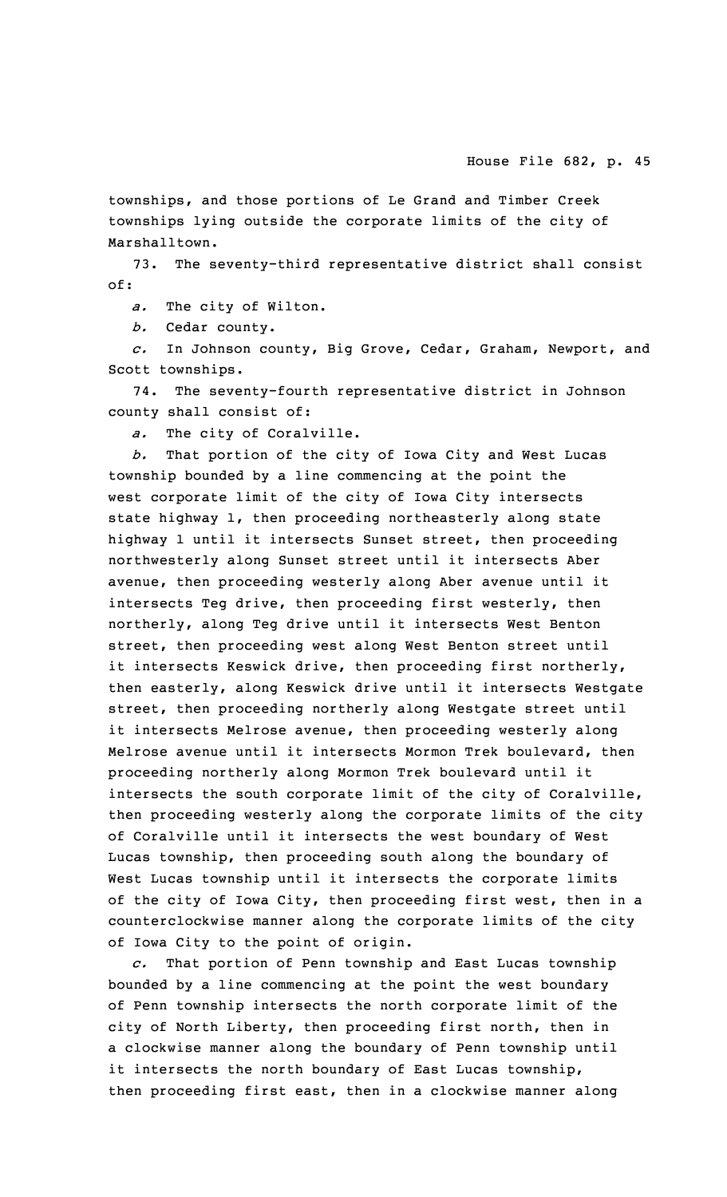townships, and those portions of Le Grand and Timber Creek townships lying outside the corporate limits of the city of Marshalltown.

73. The seventy-third representative district shall consist of:

*a.* The city of Wilton.

*b.* Cedar county.

*c.* In Johnson county, Big Grove, Cedar, Graham, Newport, and Scott townships.

74. The seventy-fourth representative district in Johnson county shall consist of:

*a.* The city of Coralville.

*b.* That portion of the city of Iowa City and West Lucas township bounded by a line commencing at the point the west corporate limit of the city of Iowa City intersects state highway 1, then proceeding northeasterly along state highway 1 until it intersects Sunset street, then proceeding northwesterly along Sunset street until it intersects Aber avenue, then proceeding westerly along Aber avenue until it intersects Teg drive, then proceeding first westerly, then northerly, along Teg drive until it intersects West Benton street, then proceeding west along West Benton street until it intersects Keswick drive, then proceeding first northerly, then easterly, along Keswick drive until it intersects Westgate street, then proceeding northerly along Westgate street until it intersects Melrose avenue, then proceeding westerly along Melrose avenue until it intersects Mormon Trek boulevard, then proceeding northerly along Mormon Trek boulevard until it intersects the south corporate limit of the city of Coralville, then proceeding westerly along the corporate limits of the city of Coralville until it intersects the west boundary of West Lucas township, then proceeding south along the boundary of West Lucas township until it intersects the corporate limits of the city of Iowa City, then proceeding first west, then in a counterclockwise manner along the corporate limits of the city of Iowa City to the point of origin.

*c.* That portion of Penn township and East Lucas township bounded by a line commencing at the point the west boundary of Penn township intersects the north corporate limit of the city of North Liberty, then proceeding first north, then in a clockwise manner along the boundary of Penn township until it intersects the north boundary of East Lucas township, then proceeding first east, then in a clockwise manner along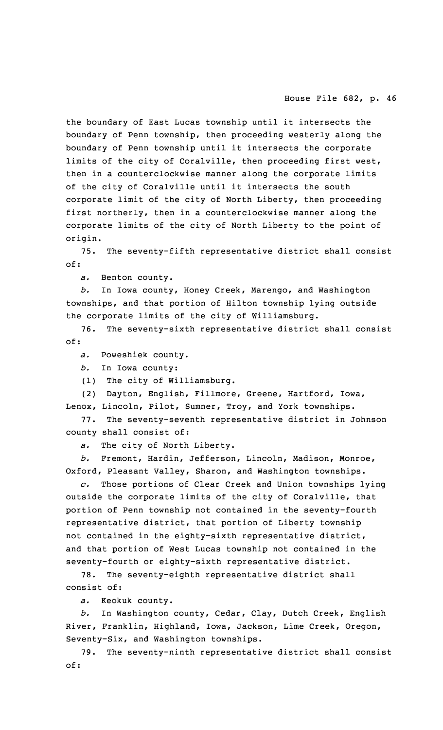the boundary of East Lucas township until it intersects the boundary of Penn township, then proceeding westerly along the boundary of Penn township until it intersects the corporate limits of the city of Coralville, then proceeding first west, then in a counterclockwise manner along the corporate limits of the city of Coralville until it intersects the south corporate limit of the city of North Liberty, then proceeding first northerly, then in a counterclockwise manner along the corporate limits of the city of North Liberty to the point of origin.

75. The seventy-fifth representative district shall consist of:

*a.* Benton county.

*b.* In Iowa county, Honey Creek, Marengo, and Washington townships, and that portion of Hilton township lying outside the corporate limits of the city of Williamsburg.

76. The seventy-sixth representative district shall consist of:

*a.* Poweshiek county.

*b.* In Iowa county:

(1) The city of Williamsburg.

(2) Dayton, English, Fillmore, Greene, Hartford, Iowa, Lenox, Lincoln, Pilot, Sumner, Troy, and York townships.

77. The seventy-seventh representative district in Johnson county shall consist of:

*a.* The city of North Liberty.

*b.* Fremont, Hardin, Jefferson, Lincoln, Madison, Monroe, Oxford, Pleasant Valley, Sharon, and Washington townships.

*c.* Those portions of Clear Creek and Union townships lying outside the corporate limits of the city of Coralville, that portion of Penn township not contained in the seventy-fourth representative district, that portion of Liberty township not contained in the eighty-sixth representative district, and that portion of West Lucas township not contained in the seventy-fourth or eighty-sixth representative district.

78. The seventy-eighth representative district shall consist of:

*a.* Keokuk county.

*b.* In Washington county, Cedar, Clay, Dutch Creek, English River, Franklin, Highland, Iowa, Jackson, Lime Creek, Oregon, Seventy-Six, and Washington townships.

79. The seventy-ninth representative district shall consist of: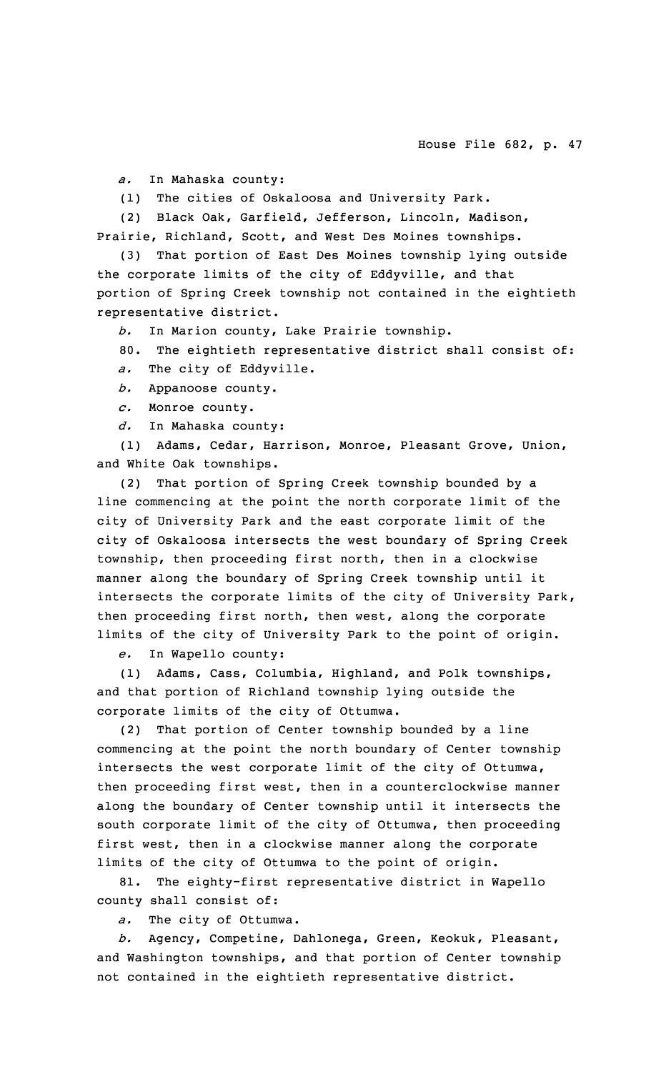*a.* In Mahaska county:

(1) The cities of Oskaloosa and University Park.

(2) Black Oak, Garfield, Jefferson, Lincoln, Madison, Prairie, Richland, Scott, and West Des Moines townships.

(3) That portion of East Des Moines township lying outside the corporate limits of the city of Eddyville, and that portion of Spring Creek township not contained in the eightieth representative district.

*b.* In Marion county, Lake Prairie township.

80. The eightieth representative district shall consist of:

*a.* The city of Eddyville.

*b.* Appanoose county.

*c.* Monroe county.

*d.* In Mahaska county:

(1) Adams, Cedar, Harrison, Monroe, Pleasant Grove, Union, and White Oak townships.

(2) That portion of Spring Creek township bounded by a line commencing at the point the north corporate limit of the city of University Park and the east corporate limit of the city of Oskaloosa intersects the west boundary of Spring Creek township, then proceeding first north, then in a clockwise manner along the boundary of Spring Creek township until it intersects the corporate limits of the city of University Park, then proceeding first north, then west, along the corporate limits of the city of University Park to the point of origin.

*e.* In Wapello county:

(1) Adams, Cass, Columbia, Highland, and Polk townships, and that portion of Richland township lying outside the corporate limits of the city of Ottumwa.

(2) That portion of Center township bounded by a line commencing at the point the north boundary of Center township intersects the west corporate limit of the city of Ottumwa, then proceeding first west, then in a counterclockwise manner along the boundary of Center township until it intersects the south corporate limit of the city of Ottumwa, then proceeding first west, then in a clockwise manner along the corporate limits of the city of Ottumwa to the point of origin.

81. The eighty-first representative district in Wapello county shall consist of:

*a.* The city of Ottumwa.

*b.* Agency, Competine, Dahlonega, Green, Keokuk, Pleasant, and Washington townships, and that portion of Center township not contained in the eightieth representative district.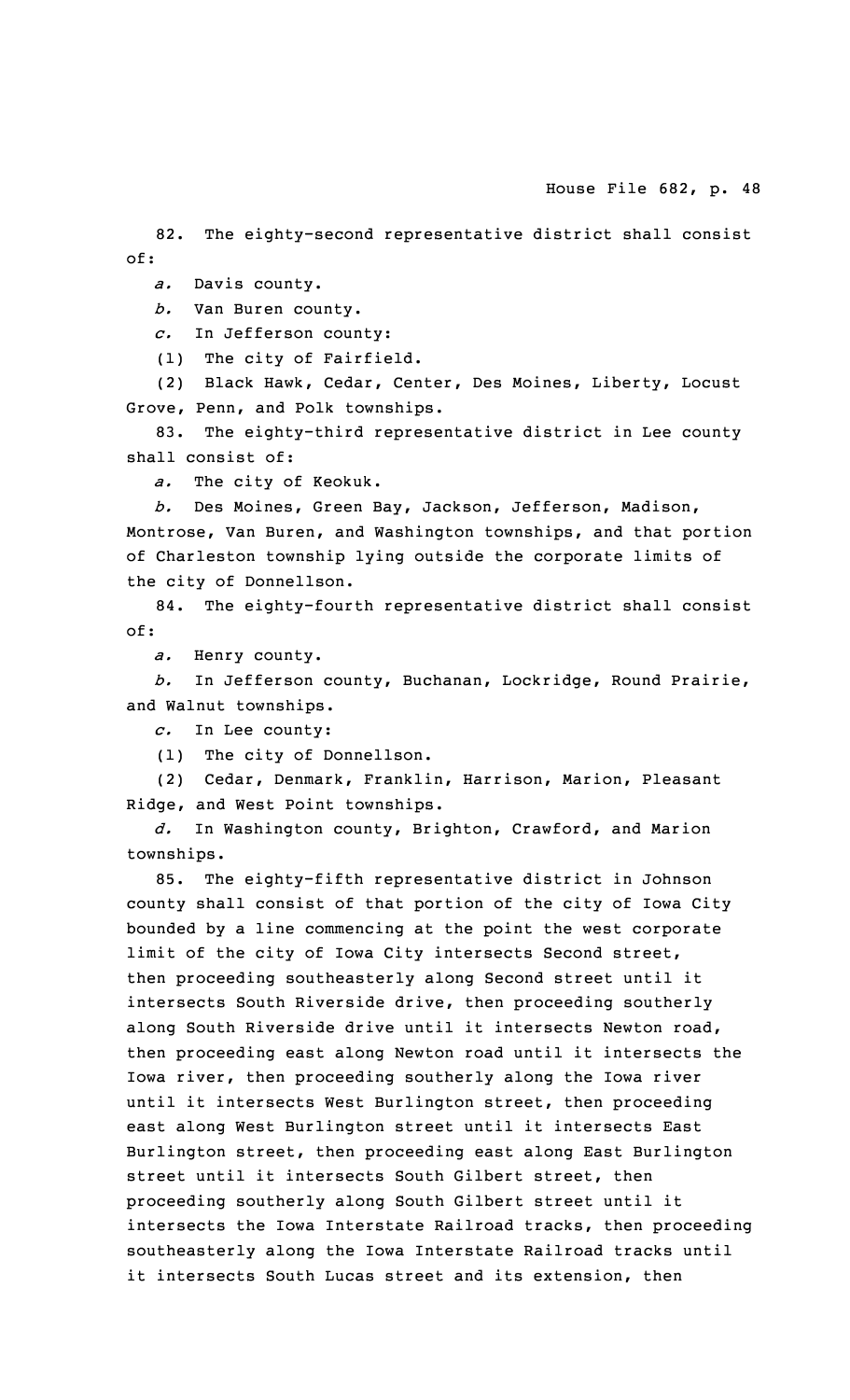82. The eighty-second representative district shall consist of:

*a.* Davis county.

*b.* Van Buren county.

*c.* In Jefferson county:

(1) The city of Fairfield.

(2) Black Hawk, Cedar, Center, Des Moines, Liberty, Locust Grove, Penn, and Polk townships.

83. The eighty-third representative district in Lee county shall consist of:

*a.* The city of Keokuk.

*b.* Des Moines, Green Bay, Jackson, Jefferson, Madison, Montrose, Van Buren, and Washington townships, and that portion of Charleston township lying outside the corporate limits of the city of Donnellson.

84. The eighty-fourth representative district shall consist of:

*a.* Henry county.

*b.* In Jefferson county, Buchanan, Lockridge, Round Prairie, and Walnut townships.

*c.* In Lee county:

(1) The city of Donnellson.

(2) Cedar, Denmark, Franklin, Harrison, Marion, Pleasant Ridge, and West Point townships.

*d.* In Washington county, Brighton, Crawford, and Marion townships.

85. The eighty-fifth representative district in Johnson county shall consist of that portion of the city of Iowa City bounded by a line commencing at the point the west corporate limit of the city of Iowa City intersects Second street, then proceeding southeasterly along Second street until it intersects South Riverside drive, then proceeding southerly along South Riverside drive until it intersects Newton road, then proceeding east along Newton road until it intersects the Iowa river, then proceeding southerly along the Iowa river until it intersects West Burlington street, then proceeding east along West Burlington street until it intersects East Burlington street, then proceeding east along East Burlington street until it intersects South Gilbert street, then proceeding southerly along South Gilbert street until it intersects the Iowa Interstate Railroad tracks, then proceeding southeasterly along the Iowa Interstate Railroad tracks until it intersects South Lucas street and its extension, then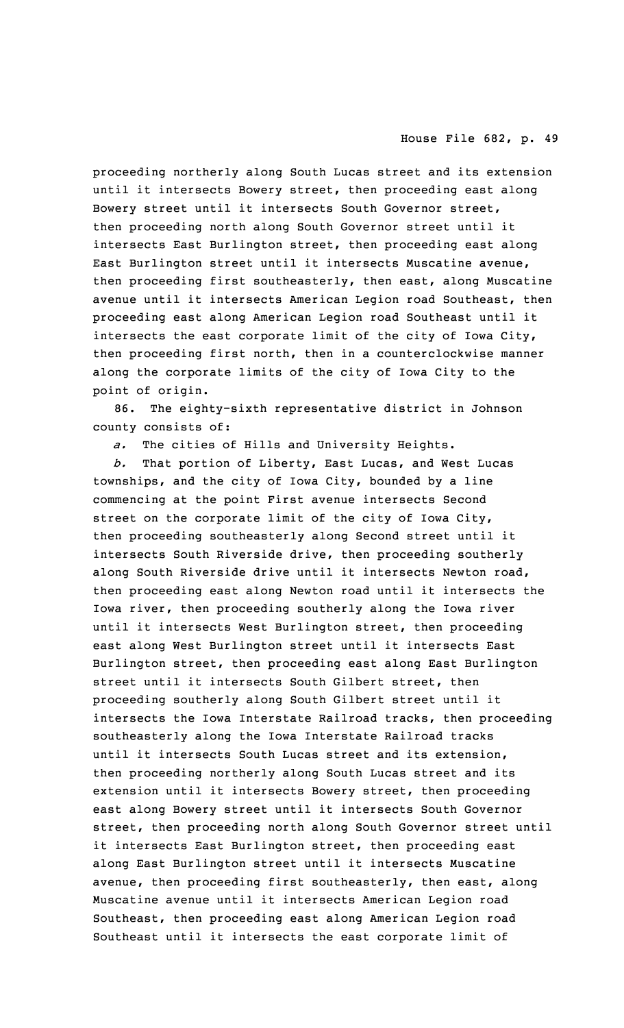proceeding northerly along South Lucas street and its extension until it intersects Bowery street, then proceeding east along Bowery street until it intersects South Governor street, then proceeding north along South Governor street until it intersects East Burlington street, then proceeding east along East Burlington street until it intersects Muscatine avenue, then proceeding first southeasterly, then east, along Muscatine avenue until it intersects American Legion road Southeast, then proceeding east along American Legion road Southeast until it intersects the east corporate limit of the city of Iowa City, then proceeding first north, then in a counterclockwise manner along the corporate limits of the city of Iowa City to the point of origin.

86. The eighty-sixth representative district in Johnson county consists of:

*a.* The cities of Hills and University Heights.

*b.* That portion of Liberty, East Lucas, and West Lucas townships, and the city of Iowa City, bounded by a line commencing at the point First avenue intersects Second street on the corporate limit of the city of Iowa City, then proceeding southeasterly along Second street until it intersects South Riverside drive, then proceeding southerly along South Riverside drive until it intersects Newton road, then proceeding east along Newton road until it intersects the Iowa river, then proceeding southerly along the Iowa river until it intersects West Burlington street, then proceeding east along West Burlington street until it intersects East Burlington street, then proceeding east along East Burlington street until it intersects South Gilbert street, then proceeding southerly along South Gilbert street until it intersects the Iowa Interstate Railroad tracks, then proceeding southeasterly along the Iowa Interstate Railroad tracks until it intersects South Lucas street and its extension, then proceeding northerly along South Lucas street and its extension until it intersects Bowery street, then proceeding east along Bowery street until it intersects South Governor street, then proceeding north along South Governor street until it intersects East Burlington street, then proceeding east along East Burlington street until it intersects Muscatine avenue, then proceeding first southeasterly, then east, along Muscatine avenue until it intersects American Legion road Southeast, then proceeding east along American Legion road Southeast until it intersects the east corporate limit of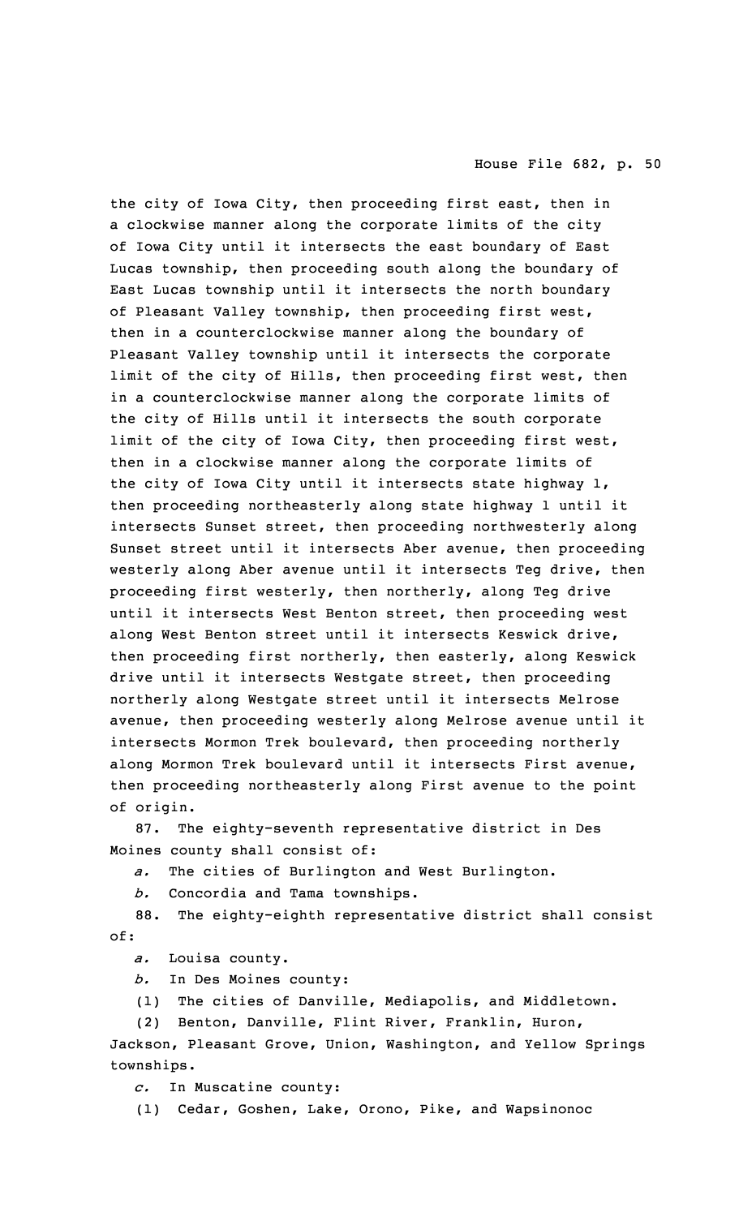the city of Iowa City, then proceeding first east, then in a clockwise manner along the corporate limits of the city of Iowa City until it intersects the east boundary of East Lucas township, then proceeding south along the boundary of East Lucas township until it intersects the north boundary of Pleasant Valley township, then proceeding first west, then in a counterclockwise manner along the boundary of Pleasant Valley township until it intersects the corporate limit of the city of Hills, then proceeding first west, then in a counterclockwise manner along the corporate limits of the city of Hills until it intersects the south corporate limit of the city of Iowa City, then proceeding first west, then in a clockwise manner along the corporate limits of the city of Iowa City until it intersects state highway 1, then proceeding northeasterly along state highway 1 until it intersects Sunset street, then proceeding northwesterly along Sunset street until it intersects Aber avenue, then proceeding westerly along Aber avenue until it intersects Teg drive, then proceeding first westerly, then northerly, along Teg drive until it intersects West Benton street, then proceeding west along West Benton street until it intersects Keswick drive, then proceeding first northerly, then easterly, along Keswick drive until it intersects Westgate street, then proceeding northerly along Westgate street until it intersects Melrose avenue, then proceeding westerly along Melrose avenue until it intersects Mormon Trek boulevard, then proceeding northerly along Mormon Trek boulevard until it intersects First avenue, then proceeding northeasterly along First avenue to the point of origin.

87. The eighty-seventh representative district in Des Moines county shall consist of:

*a.* The cities of Burlington and West Burlington.

*b.* Concordia and Tama townships.

88. The eighty-eighth representative district shall consist of:

*a.* Louisa county.

*b.* In Des Moines county:

(1) The cities of Danville, Mediapolis, and Middletown.

(2) Benton, Danville, Flint River, Franklin, Huron, Jackson, Pleasant Grove, Union, Washington, and Yellow Springs townships.

*c.* In Muscatine county:

(1) Cedar, Goshen, Lake, Orono, Pike, and Wapsinonoc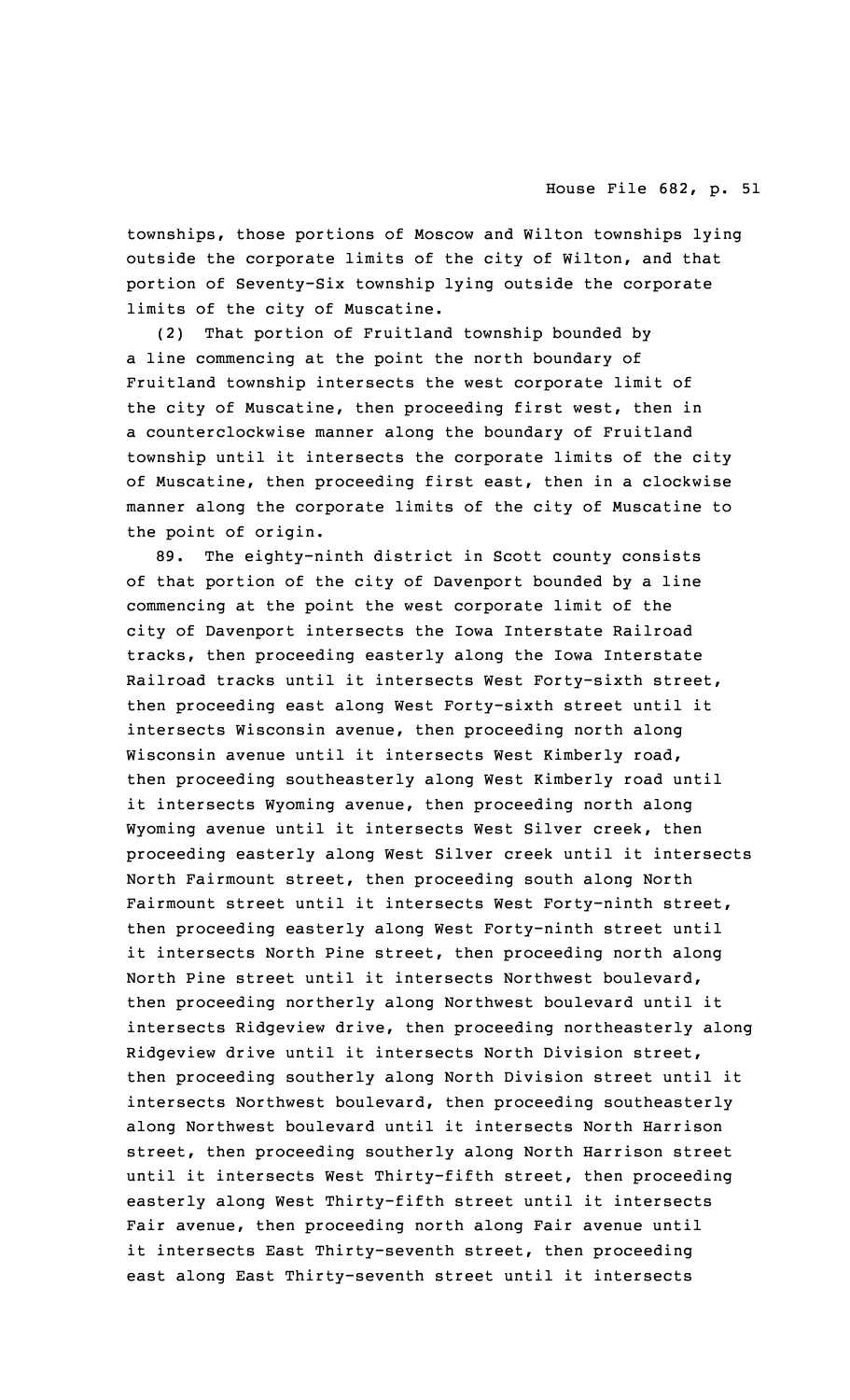townships, those portions of Moscow and Wilton townships lying outside the corporate limits of the city of Wilton, and that portion of Seventy-Six township lying outside the corporate limits of the city of Muscatine.

(2) That portion of Fruitland township bounded by a line commencing at the point the north boundary of Fruitland township intersects the west corporate limit of the city of Muscatine, then proceeding first west, then in a counterclockwise manner along the boundary of Fruitland township until it intersects the corporate limits of the city of Muscatine, then proceeding first east, then in a clockwise manner along the corporate limits of the city of Muscatine to the point of origin.

89. The eighty-ninth district in Scott county consists of that portion of the city of Davenport bounded by a line commencing at the point the west corporate limit of the city of Davenport intersects the Iowa Interstate Railroad tracks, then proceeding easterly along the Iowa Interstate Railroad tracks until it intersects West Forty-sixth street, then proceeding east along West Forty-sixth street until it intersects Wisconsin avenue, then proceeding north along Wisconsin avenue until it intersects West Kimberly road, then proceeding southeasterly along West Kimberly road until it intersects Wyoming avenue, then proceeding north along Wyoming avenue until it intersects West Silver creek, then proceeding easterly along West Silver creek until it intersects North Fairmount street, then proceeding south along North Fairmount street until it intersects West Forty-ninth street, then proceeding easterly along West Forty-ninth street until it intersects North Pine street, then proceeding north along North Pine street until it intersects Northwest boulevard, then proceeding northerly along Northwest boulevard until it intersects Ridgeview drive, then proceeding northeasterly along Ridgeview drive until it intersects North Division street, then proceeding southerly along North Division street until it intersects Northwest boulevard, then proceeding southeasterly along Northwest boulevard until it intersects North Harrison street, then proceeding southerly along North Harrison street until it intersects West Thirty-fifth street, then proceeding easterly along West Thirty-fifth street until it intersects Fair avenue, then proceeding north along Fair avenue until it intersects East Thirty-seventh street, then proceeding east along East Thirty-seventh street until it intersects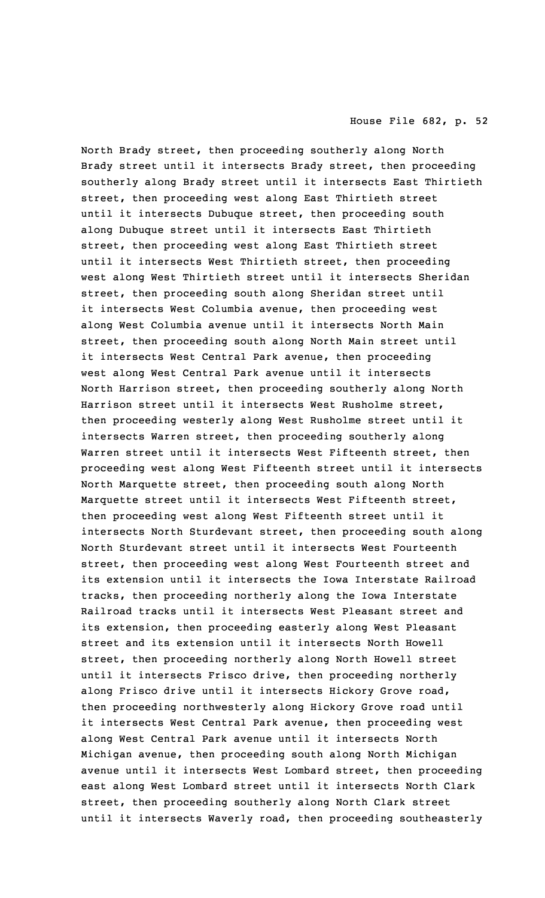North Brady street, then proceeding southerly along North Brady street until it intersects Brady street, then proceeding southerly along Brady street until it intersects East Thirtieth street, then proceeding west along East Thirtieth street until it intersects Dubuque street, then proceeding south along Dubuque street until it intersects East Thirtieth street, then proceeding west along East Thirtieth street until it intersects West Thirtieth street, then proceeding west along West Thirtieth street until it intersects Sheridan street, then proceeding south along Sheridan street until it intersects West Columbia avenue, then proceeding west along West Columbia avenue until it intersects North Main street, then proceeding south along North Main street until it intersects West Central Park avenue, then proceeding west along West Central Park avenue until it intersects North Harrison street, then proceeding southerly along North Harrison street until it intersects West Rusholme street, then proceeding westerly along West Rusholme street until it intersects Warren street, then proceeding southerly along Warren street until it intersects West Fifteenth street, then proceeding west along West Fifteenth street until it intersects North Marquette street, then proceeding south along North Marquette street until it intersects West Fifteenth street, then proceeding west along West Fifteenth street until it intersects North Sturdevant street, then proceeding south along North Sturdevant street until it intersects West Fourteenth street, then proceeding west along West Fourteenth street and its extension until it intersects the Iowa Interstate Railroad tracks, then proceeding northerly along the Iowa Interstate Railroad tracks until it intersects West Pleasant street and its extension, then proceeding easterly along West Pleasant street and its extension until it intersects North Howell street, then proceeding northerly along North Howell street until it intersects Frisco drive, then proceeding northerly along Frisco drive until it intersects Hickory Grove road, then proceeding northwesterly along Hickory Grove road until it intersects West Central Park avenue, then proceeding west along West Central Park avenue until it intersects North Michigan avenue, then proceeding south along North Michigan avenue until it intersects West Lombard street, then proceeding east along West Lombard street until it intersects North Clark street, then proceeding southerly along North Clark street until it intersects Waverly road, then proceeding southeasterly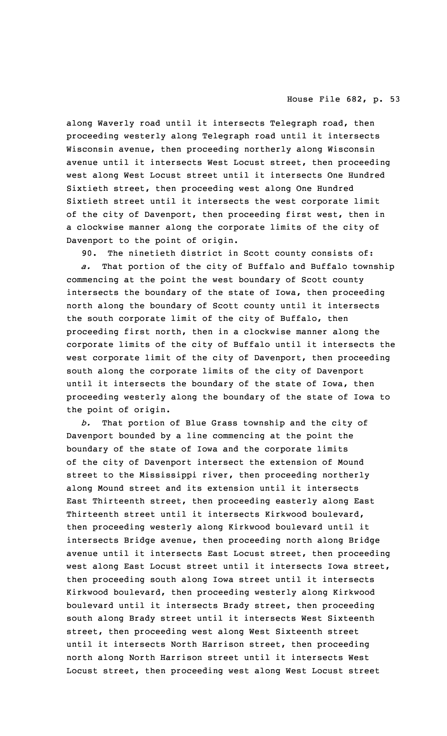along Waverly road until it intersects Telegraph road, then proceeding westerly along Telegraph road until it intersects Wisconsin avenue, then proceeding northerly along Wisconsin avenue until it intersects West Locust street, then proceeding west along West Locust street until it intersects One Hundred Sixtieth street, then proceeding west along One Hundred Sixtieth street until it intersects the west corporate limit of the city of Davenport, then proceeding first west, then in a clockwise manner along the corporate limits of the city of Davenport to the point of origin.

90. The ninetieth district in Scott county consists of:

*a.* That portion of the city of Buffalo and Buffalo township commencing at the point the west boundary of Scott county intersects the boundary of the state of Iowa, then proceeding north along the boundary of Scott county until it intersects the south corporate limit of the city of Buffalo, then proceeding first north, then in a clockwise manner along the corporate limits of the city of Buffalo until it intersects the west corporate limit of the city of Davenport, then proceeding south along the corporate limits of the city of Davenport until it intersects the boundary of the state of Iowa, then proceeding westerly along the boundary of the state of Iowa to the point of origin.

*b.* That portion of Blue Grass township and the city of Davenport bounded by a line commencing at the point the boundary of the state of Iowa and the corporate limits of the city of Davenport intersect the extension of Mound street to the Mississippi river, then proceeding northerly along Mound street and its extension until it intersects East Thirteenth street, then proceeding easterly along East Thirteenth street until it intersects Kirkwood boulevard, then proceeding westerly along Kirkwood boulevard until it intersects Bridge avenue, then proceeding north along Bridge avenue until it intersects East Locust street, then proceeding west along East Locust street until it intersects Iowa street, then proceeding south along Iowa street until it intersects Kirkwood boulevard, then proceeding westerly along Kirkwood boulevard until it intersects Brady street, then proceeding south along Brady street until it intersects West Sixteenth street, then proceeding west along West Sixteenth street until it intersects North Harrison street, then proceeding north along North Harrison street until it intersects West Locust street, then proceeding west along West Locust street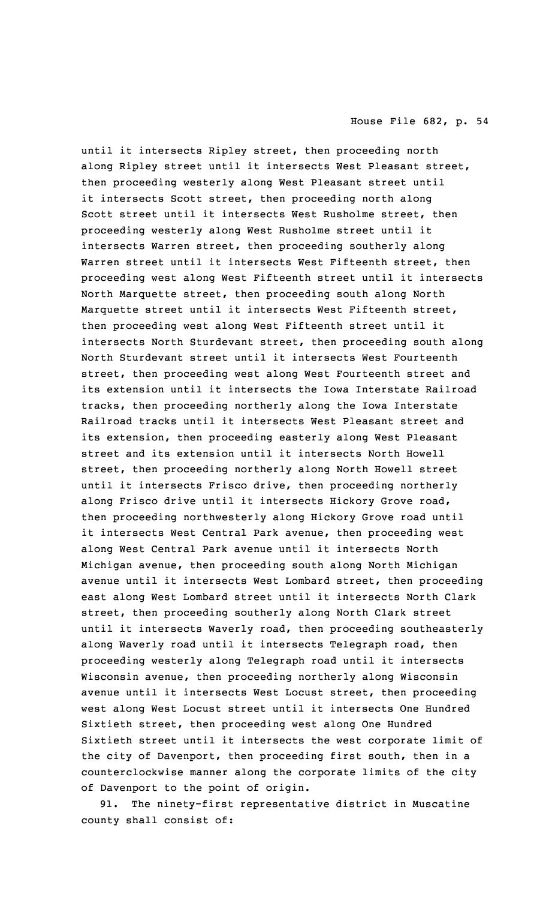until it intersects Ripley street, then proceeding north along Ripley street until it intersects West Pleasant street, then proceeding westerly along West Pleasant street until it intersects Scott street, then proceeding north along Scott street until it intersects West Rusholme street, then proceeding westerly along West Rusholme street until it intersects Warren street, then proceeding southerly along Warren street until it intersects West Fifteenth street, then proceeding west along West Fifteenth street until it intersects North Marquette street, then proceeding south along North Marquette street until it intersects West Fifteenth street, then proceeding west along West Fifteenth street until it intersects North Sturdevant street, then proceeding south along North Sturdevant street until it intersects West Fourteenth street, then proceeding west along West Fourteenth street and its extension until it intersects the Iowa Interstate Railroad tracks, then proceeding northerly along the Iowa Interstate Railroad tracks until it intersects West Pleasant street and its extension, then proceeding easterly along West Pleasant street and its extension until it intersects North Howell street, then proceeding northerly along North Howell street until it intersects Frisco drive, then proceeding northerly along Frisco drive until it intersects Hickory Grove road, then proceeding northwesterly along Hickory Grove road until it intersects West Central Park avenue, then proceeding west along West Central Park avenue until it intersects North Michigan avenue, then proceeding south along North Michigan avenue until it intersects West Lombard street, then proceeding east along West Lombard street until it intersects North Clark street, then proceeding southerly along North Clark street until it intersects Waverly road, then proceeding southeasterly along Waverly road until it intersects Telegraph road, then proceeding westerly along Telegraph road until it intersects Wisconsin avenue, then proceeding northerly along Wisconsin avenue until it intersects West Locust street, then proceeding west along West Locust street until it intersects One Hundred Sixtieth street, then proceeding west along One Hundred Sixtieth street until it intersects the west corporate limit of the city of Davenport, then proceeding first south, then in a counterclockwise manner along the corporate limits of the city of Davenport to the point of origin.

91. The ninety-first representative district in Muscatine county shall consist of: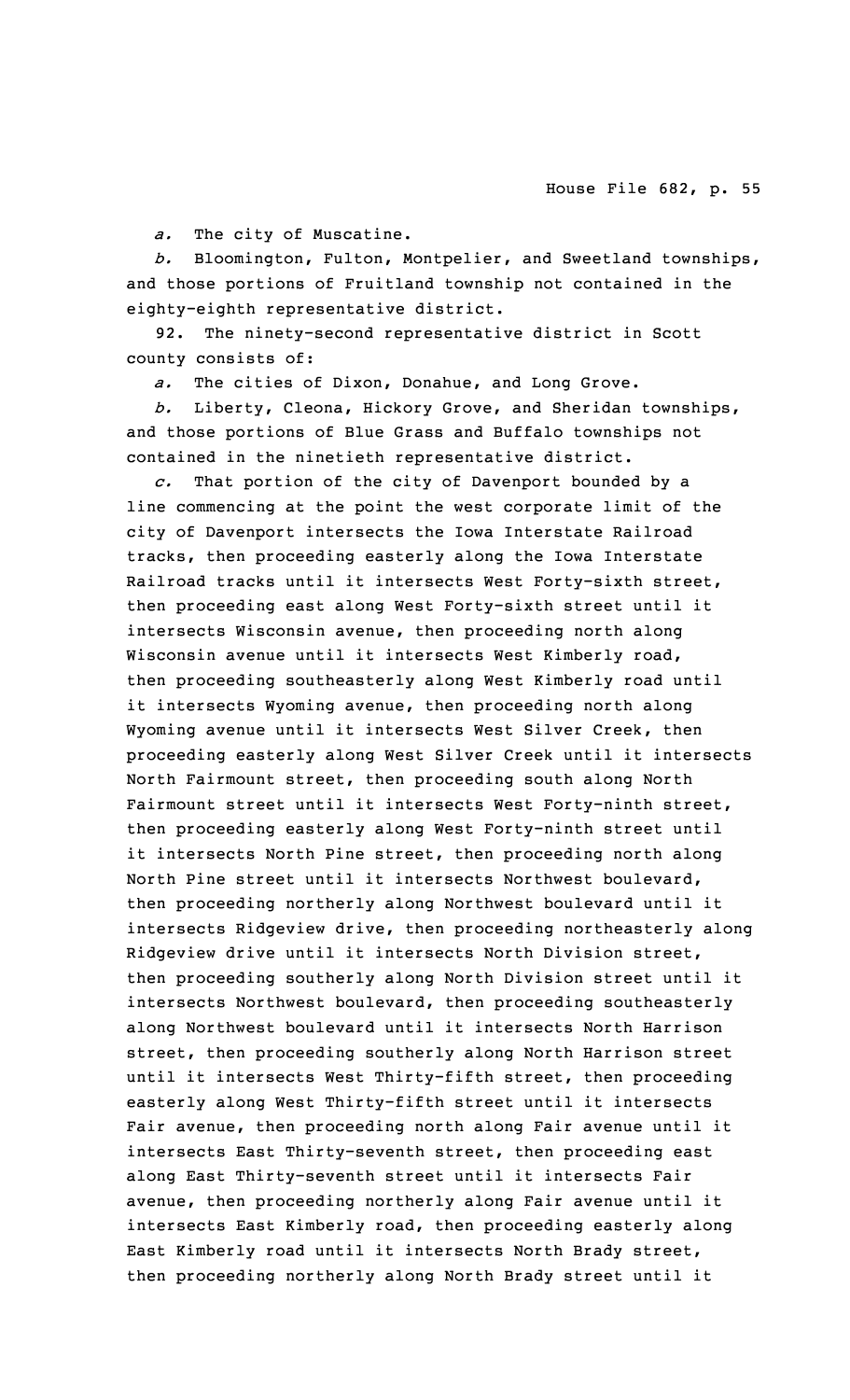*a.* The city of Muscatine.

*b.* Bloomington, Fulton, Montpelier, and Sweetland townships, and those portions of Fruitland township not contained in the eighty-eighth representative district.

92. The ninety-second representative district in Scott county consists of:

*a.* The cities of Dixon, Donahue, and Long Grove.

*b.* Liberty, Cleona, Hickory Grove, and Sheridan townships, and those portions of Blue Grass and Buffalo townships not contained in the ninetieth representative district.

*c.* That portion of the city of Davenport bounded by a line commencing at the point the west corporate limit of the city of Davenport intersects the Iowa Interstate Railroad tracks, then proceeding easterly along the Iowa Interstate Railroad tracks until it intersects West Forty-sixth street, then proceeding east along West Forty-sixth street until it intersects Wisconsin avenue, then proceeding north along Wisconsin avenue until it intersects West Kimberly road, then proceeding southeasterly along West Kimberly road until it intersects Wyoming avenue, then proceeding north along Wyoming avenue until it intersects West Silver Creek, then proceeding easterly along West Silver Creek until it intersects North Fairmount street, then proceeding south along North Fairmount street until it intersects West Forty-ninth street, then proceeding easterly along West Forty-ninth street until it intersects North Pine street, then proceeding north along North Pine street until it intersects Northwest boulevard, then proceeding northerly along Northwest boulevard until it intersects Ridgeview drive, then proceeding northeasterly along Ridgeview drive until it intersects North Division street, then proceeding southerly along North Division street until it intersects Northwest boulevard, then proceeding southeasterly along Northwest boulevard until it intersects North Harrison street, then proceeding southerly along North Harrison street until it intersects West Thirty-fifth street, then proceeding easterly along West Thirty-fifth street until it intersects Fair avenue, then proceeding north along Fair avenue until it intersects East Thirty-seventh street, then proceeding east along East Thirty-seventh street until it intersects Fair avenue, then proceeding northerly along Fair avenue until it intersects East Kimberly road, then proceeding easterly along East Kimberly road until it intersects North Brady street, then proceeding northerly along North Brady street until it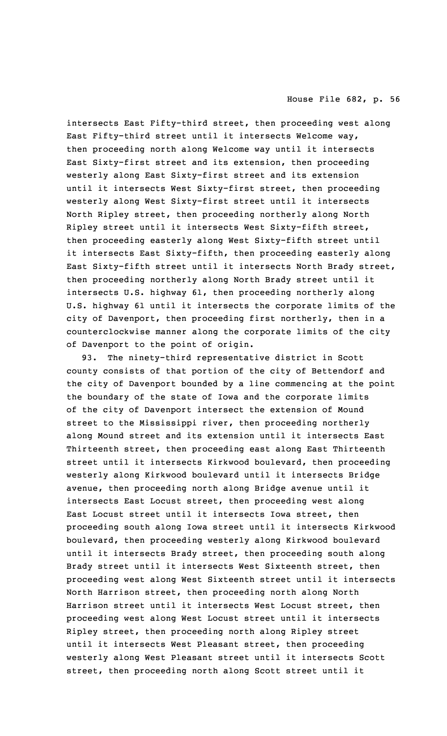intersects East Fifty-third street, then proceeding west along East Fifty-third street until it intersects Welcome way, then proceeding north along Welcome way until it intersects East Sixty-first street and its extension, then proceeding westerly along East Sixty-first street and its extension until it intersects West Sixty-first street, then proceeding westerly along West Sixty-first street until it intersects North Ripley street, then proceeding northerly along North Ripley street until it intersects West Sixty-fifth street, then proceeding easterly along West Sixty-fifth street until it intersects East Sixty-fifth, then proceeding easterly along East Sixty-fifth street until it intersects North Brady street, then proceeding northerly along North Brady street until it intersects U.S. highway 61, then proceeding northerly along U.S. highway 61 until it intersects the corporate limits of the city of Davenport, then proceeding first northerly, then in a counterclockwise manner along the corporate limits of the city of Davenport to the point of origin.

93. The ninety-third representative district in Scott county consists of that portion of the city of Bettendorf and the city of Davenport bounded by a line commencing at the point the boundary of the state of Iowa and the corporate limits of the city of Davenport intersect the extension of Mound street to the Mississippi river, then proceeding northerly along Mound street and its extension until it intersects East Thirteenth street, then proceeding east along East Thirteenth street until it intersects Kirkwood boulevard, then proceeding westerly along Kirkwood boulevard until it intersects Bridge avenue, then proceeding north along Bridge avenue until it intersects East Locust street, then proceeding west along East Locust street until it intersects Iowa street, then proceeding south along Iowa street until it intersects Kirkwood boulevard, then proceeding westerly along Kirkwood boulevard until it intersects Brady street, then proceeding south along Brady street until it intersects West Sixteenth street, then proceeding west along West Sixteenth street until it intersects North Harrison street, then proceeding north along North Harrison street until it intersects West Locust street, then proceeding west along West Locust street until it intersects Ripley street, then proceeding north along Ripley street until it intersects West Pleasant street, then proceeding westerly along West Pleasant street until it intersects Scott street, then proceeding north along Scott street until it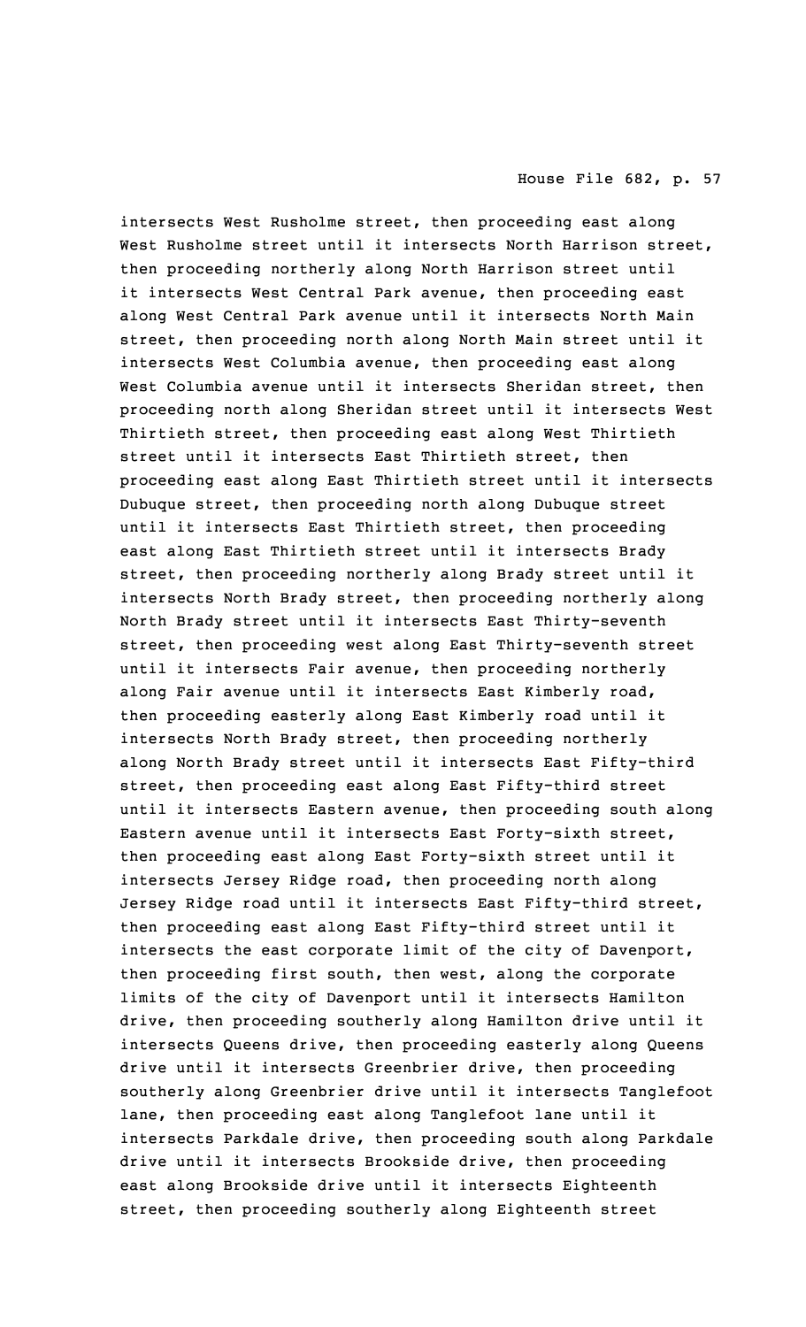intersects West Rusholme street, then proceeding east along West Rusholme street until it intersects North Harrison street, then proceeding northerly along North Harrison street until it intersects West Central Park avenue, then proceeding east along West Central Park avenue until it intersects North Main street, then proceeding north along North Main street until it intersects West Columbia avenue, then proceeding east along West Columbia avenue until it intersects Sheridan street, then proceeding north along Sheridan street until it intersects West Thirtieth street, then proceeding east along West Thirtieth street until it intersects East Thirtieth street, then proceeding east along East Thirtieth street until it intersects Dubuque street, then proceeding north along Dubuque street until it intersects East Thirtieth street, then proceeding east along East Thirtieth street until it intersects Brady street, then proceeding northerly along Brady street until it intersects North Brady street, then proceeding northerly along North Brady street until it intersects East Thirty-seventh street, then proceeding west along East Thirty-seventh street until it intersects Fair avenue, then proceeding northerly along Fair avenue until it intersects East Kimberly road, then proceeding easterly along East Kimberly road until it intersects North Brady street, then proceeding northerly along North Brady street until it intersects East Fifty-third street, then proceeding east along East Fifty-third street until it intersects Eastern avenue, then proceeding south along Eastern avenue until it intersects East Forty-sixth street, then proceeding east along East Forty-sixth street until it intersects Jersey Ridge road, then proceeding north along Jersey Ridge road until it intersects East Fifty-third street, then proceeding east along East Fifty-third street until it intersects the east corporate limit of the city of Davenport, then proceeding first south, then west, along the corporate limits of the city of Davenport until it intersects Hamilton drive, then proceeding southerly along Hamilton drive until it intersects Queens drive, then proceeding easterly along Queens drive until it intersects Greenbrier drive, then proceeding southerly along Greenbrier drive until it intersects Tanglefoot lane, then proceeding east along Tanglefoot lane until it intersects Parkdale drive, then proceeding south along Parkdale drive until it intersects Brookside drive, then proceeding east along Brookside drive until it intersects Eighteenth street, then proceeding southerly along Eighteenth street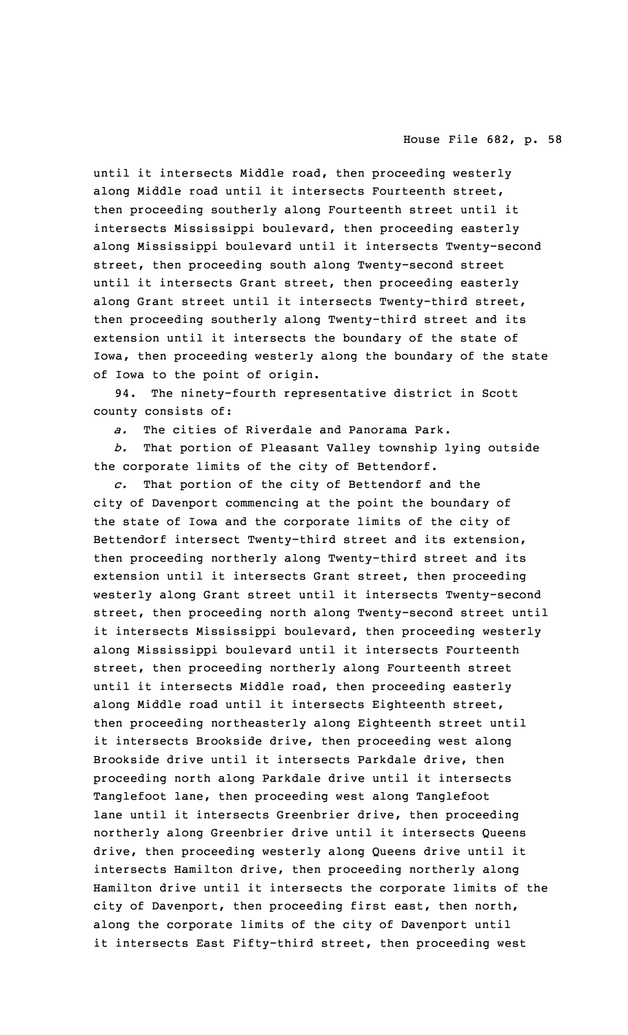until it intersects Middle road, then proceeding westerly along Middle road until it intersects Fourteenth street, then proceeding southerly along Fourteenth street until it intersects Mississippi boulevard, then proceeding easterly along Mississippi boulevard until it intersects Twenty-second street, then proceeding south along Twenty-second street until it intersects Grant street, then proceeding easterly along Grant street until it intersects Twenty-third street, then proceeding southerly along Twenty-third street and its extension until it intersects the boundary of the state of Iowa, then proceeding westerly along the boundary of the state of Iowa to the point of origin.

94. The ninety-fourth representative district in Scott county consists of:

*a.* The cities of Riverdale and Panorama Park.

*b.* That portion of Pleasant Valley township lying outside the corporate limits of the city of Bettendorf.

*c.* That portion of the city of Bettendorf and the city of Davenport commencing at the point the boundary of the state of Iowa and the corporate limits of the city of Bettendorf intersect Twenty-third street and its extension, then proceeding northerly along Twenty-third street and its extension until it intersects Grant street, then proceeding westerly along Grant street until it intersects Twenty-second street, then proceeding north along Twenty-second street until it intersects Mississippi boulevard, then proceeding westerly along Mississippi boulevard until it intersects Fourteenth street, then proceeding northerly along Fourteenth street until it intersects Middle road, then proceeding easterly along Middle road until it intersects Eighteenth street, then proceeding northeasterly along Eighteenth street until it intersects Brookside drive, then proceeding west along Brookside drive until it intersects Parkdale drive, then proceeding north along Parkdale drive until it intersects Tanglefoot lane, then proceeding west along Tanglefoot lane until it intersects Greenbrier drive, then proceeding northerly along Greenbrier drive until it intersects Queens drive, then proceeding westerly along Queens drive until it intersects Hamilton drive, then proceeding northerly along Hamilton drive until it intersects the corporate limits of the city of Davenport, then proceeding first east, then north, along the corporate limits of the city of Davenport until it intersects East Fifty-third street, then proceeding west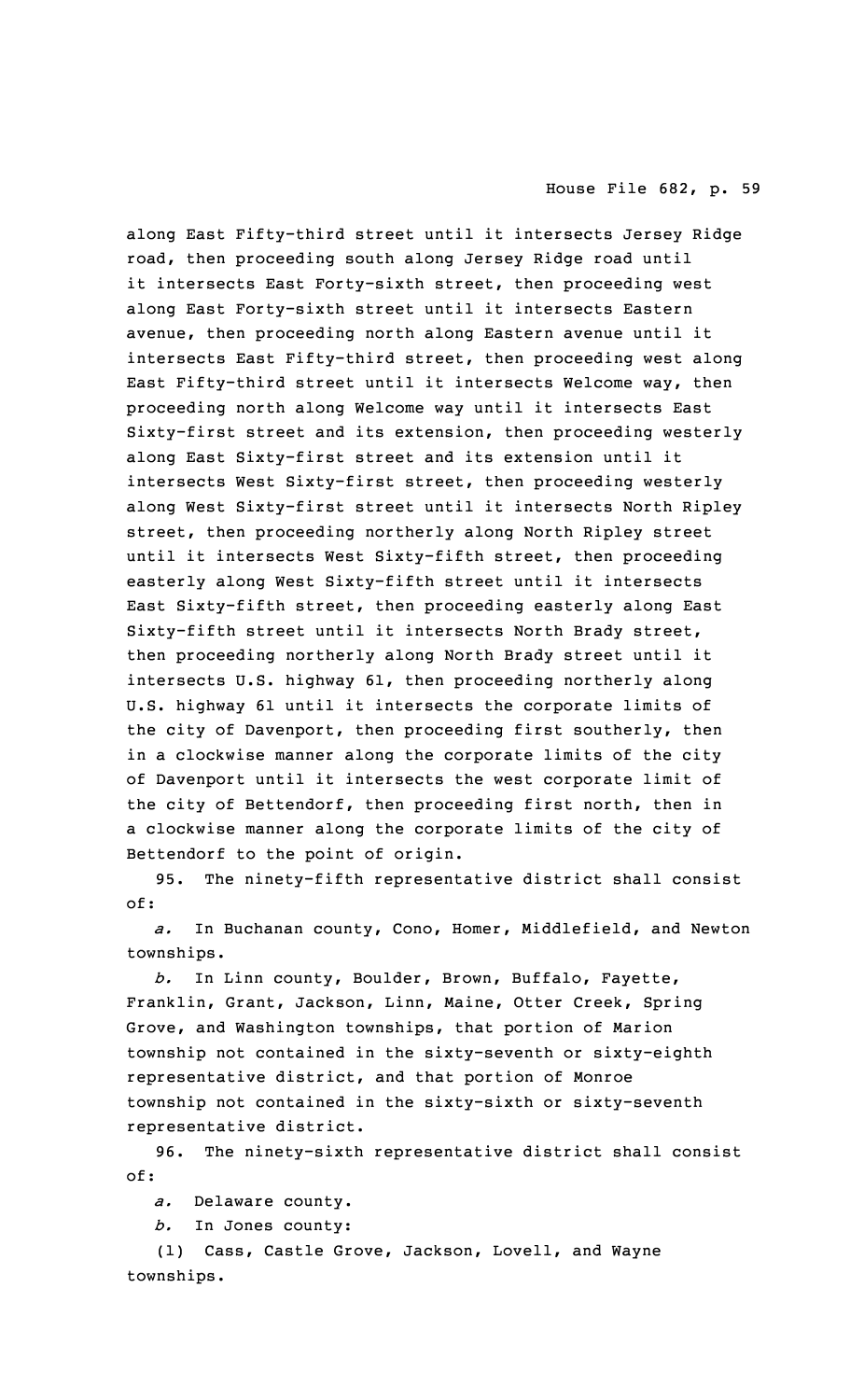along East Fifty-third street until it intersects Jersey Ridge road, then proceeding south along Jersey Ridge road until it intersects East Forty-sixth street, then proceeding west along East Forty-sixth street until it intersects Eastern avenue, then proceeding north along Eastern avenue until it intersects East Fifty-third street, then proceeding west along East Fifty-third street until it intersects Welcome way, then proceeding north along Welcome way until it intersects East Sixty-first street and its extension, then proceeding westerly along East Sixty-first street and its extension until it intersects West Sixty-first street, then proceeding westerly along West Sixty-first street until it intersects North Ripley street, then proceeding northerly along North Ripley street until it intersects West Sixty-fifth street, then proceeding easterly along West Sixty-fifth street until it intersects East Sixty-fifth street, then proceeding easterly along East Sixty-fifth street until it intersects North Brady street, then proceeding northerly along North Brady street until it intersects U.S. highway 61, then proceeding northerly along U.S. highway 61 until it intersects the corporate limits of the city of Davenport, then proceeding first southerly, then in a clockwise manner along the corporate limits of the city of Davenport until it intersects the west corporate limit of the city of Bettendorf, then proceeding first north, then in a clockwise manner along the corporate limits of the city of Bettendorf to the point of origin.

95. The ninety-fifth representative district shall consist of:

*a.* In Buchanan county, Cono, Homer, Middlefield, and Newton townships.

*b.* In Linn county, Boulder, Brown, Buffalo, Fayette, Franklin, Grant, Jackson, Linn, Maine, Otter Creek, Spring Grove, and Washington townships, that portion of Marion township not contained in the sixty-seventh or sixty-eighth representative district, and that portion of Monroe township not contained in the sixty-sixth or sixty-seventh representative district.

96. The ninety-sixth representative district shall consist of:

*a.* Delaware county.

*b.* In Jones county:

(1) Cass, Castle Grove, Jackson, Lovell, and Wayne townships.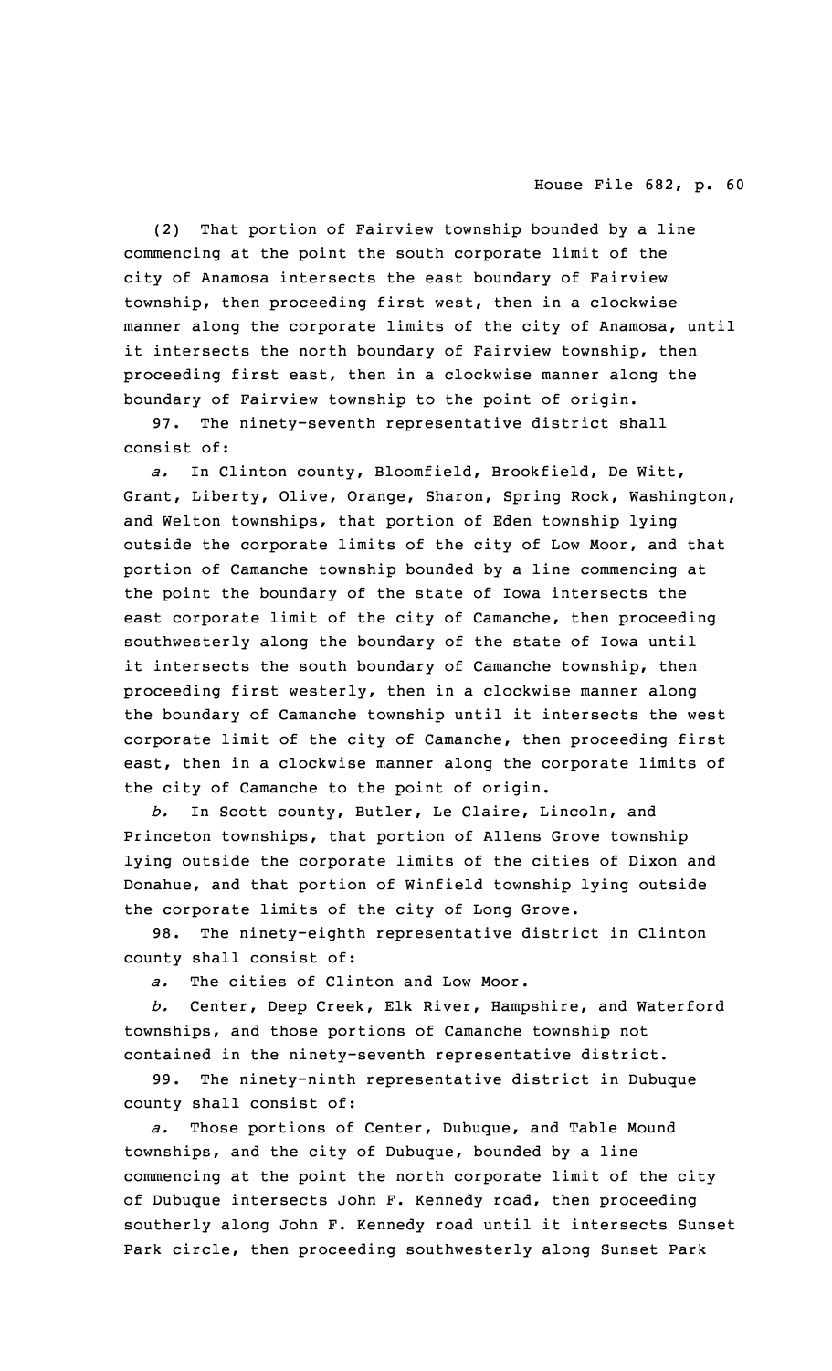(2) That portion of Fairview township bounded by a line commencing at the point the south corporate limit of the city of Anamosa intersects the east boundary of Fairview township, then proceeding first west, then in a clockwise manner along the corporate limits of the city of Anamosa, until it intersects the north boundary of Fairview township, then proceeding first east, then in a clockwise manner along the boundary of Fairview township to the point of origin.

97. The ninety-seventh representative district shall consist of:

*a.* In Clinton county, Bloomfield, Brookfield, De Witt, Grant, Liberty, Olive, Orange, Sharon, Spring Rock, Washington, and Welton townships, that portion of Eden township lying outside the corporate limits of the city of Low Moor, and that portion of Camanche township bounded by a line commencing at the point the boundary of the state of Iowa intersects the east corporate limit of the city of Camanche, then proceeding southwesterly along the boundary of the state of Iowa until it intersects the south boundary of Camanche township, then proceeding first westerly, then in a clockwise manner along the boundary of Camanche township until it intersects the west corporate limit of the city of Camanche, then proceeding first east, then in a clockwise manner along the corporate limits of the city of Camanche to the point of origin.

*b.* In Scott county, Butler, Le Claire, Lincoln, and Princeton townships, that portion of Allens Grove township lying outside the corporate limits of the cities of Dixon and Donahue, and that portion of Winfield township lying outside the corporate limits of the city of Long Grove.

98. The ninety-eighth representative district in Clinton county shall consist of:

*a.* The cities of Clinton and Low Moor.

*b.* Center, Deep Creek, Elk River, Hampshire, and Waterford townships, and those portions of Camanche township not contained in the ninety-seventh representative district.

99. The ninety-ninth representative district in Dubuque county shall consist of:

*a.* Those portions of Center, Dubuque, and Table Mound townships, and the city of Dubuque, bounded by a line commencing at the point the north corporate limit of the city of Dubuque intersects John F. Kennedy road, then proceeding southerly along John F. Kennedy road until it intersects Sunset Park circle, then proceeding southwesterly along Sunset Park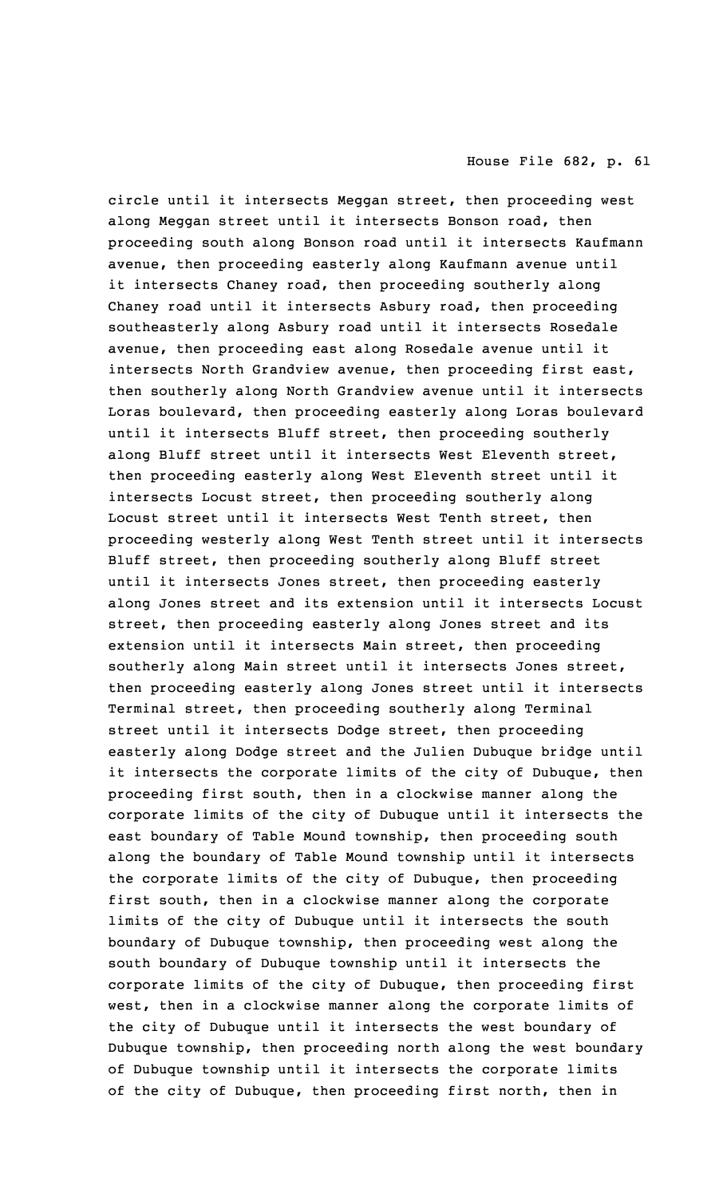circle until it intersects Meggan street, then proceeding west along Meggan street until it intersects Bonson road, then proceeding south along Bonson road until it intersects Kaufmann avenue, then proceeding easterly along Kaufmann avenue until it intersects Chaney road, then proceeding southerly along Chaney road until it intersects Asbury road, then proceeding southeasterly along Asbury road until it intersects Rosedale avenue, then proceeding east along Rosedale avenue until it intersects North Grandview avenue, then proceeding first east, then southerly along North Grandview avenue until it intersects Loras boulevard, then proceeding easterly along Loras boulevard until it intersects Bluff street, then proceeding southerly along Bluff street until it intersects West Eleventh street, then proceeding easterly along West Eleventh street until it intersects Locust street, then proceeding southerly along Locust street until it intersects West Tenth street, then proceeding westerly along West Tenth street until it intersects Bluff street, then proceeding southerly along Bluff street until it intersects Jones street, then proceeding easterly along Jones street and its extension until it intersects Locust street, then proceeding easterly along Jones street and its extension until it intersects Main street, then proceeding southerly along Main street until it intersects Jones street, then proceeding easterly along Jones street until it intersects Terminal street, then proceeding southerly along Terminal street until it intersects Dodge street, then proceeding easterly along Dodge street and the Julien Dubuque bridge until it intersects the corporate limits of the city of Dubuque, then proceeding first south, then in a clockwise manner along the corporate limits of the city of Dubuque until it intersects the east boundary of Table Mound township, then proceeding south along the boundary of Table Mound township until it intersects the corporate limits of the city of Dubuque, then proceeding first south, then in a clockwise manner along the corporate limits of the city of Dubuque until it intersects the south boundary of Dubuque township, then proceeding west along the south boundary of Dubuque township until it intersects the corporate limits of the city of Dubuque, then proceeding first west, then in a clockwise manner along the corporate limits of the city of Dubuque until it intersects the west boundary of Dubuque township, then proceeding north along the west boundary of Dubuque township until it intersects the corporate limits of the city of Dubuque, then proceeding first north, then in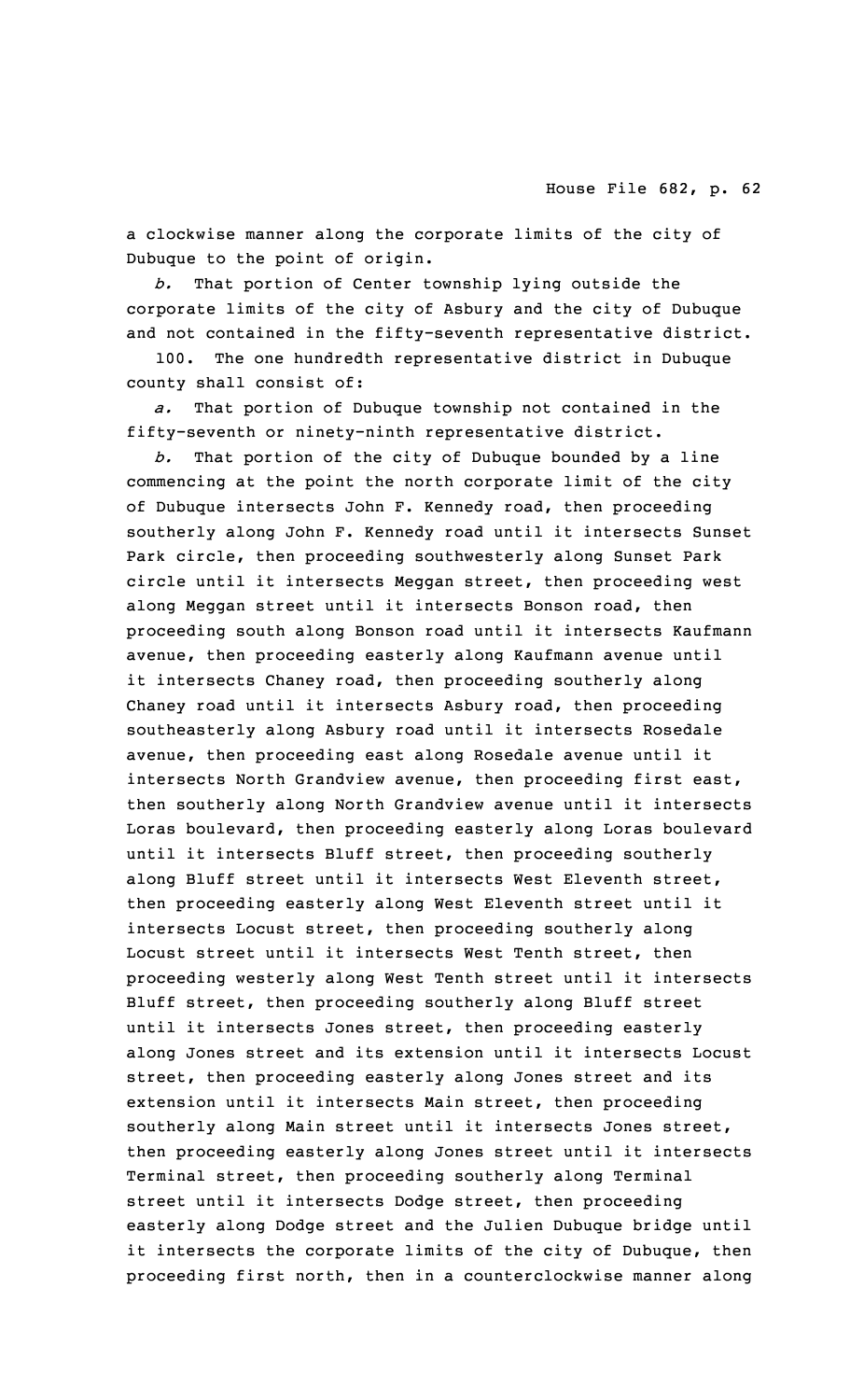a clockwise manner along the corporate limits of the city of Dubuque to the point of origin.

*b.* That portion of Center township lying outside the corporate limits of the city of Asbury and the city of Dubuque and not contained in the fifty-seventh representative district.

100. The one hundredth representative district in Dubuque county shall consist of:

*a.* That portion of Dubuque township not contained in the fifty-seventh or ninety-ninth representative district.

*b.* That portion of the city of Dubuque bounded by a line commencing at the point the north corporate limit of the city of Dubuque intersects John F. Kennedy road, then proceeding southerly along John F. Kennedy road until it intersects Sunset Park circle, then proceeding southwesterly along Sunset Park circle until it intersects Meggan street, then proceeding west along Meggan street until it intersects Bonson road, then proceeding south along Bonson road until it intersects Kaufmann avenue, then proceeding easterly along Kaufmann avenue until it intersects Chaney road, then proceeding southerly along Chaney road until it intersects Asbury road, then proceeding southeasterly along Asbury road until it intersects Rosedale avenue, then proceeding east along Rosedale avenue until it intersects North Grandview avenue, then proceeding first east, then southerly along North Grandview avenue until it intersects Loras boulevard, then proceeding easterly along Loras boulevard until it intersects Bluff street, then proceeding southerly along Bluff street until it intersects West Eleventh street, then proceeding easterly along West Eleventh street until it intersects Locust street, then proceeding southerly along Locust street until it intersects West Tenth street, then proceeding westerly along West Tenth street until it intersects Bluff street, then proceeding southerly along Bluff street until it intersects Jones street, then proceeding easterly along Jones street and its extension until it intersects Locust street, then proceeding easterly along Jones street and its extension until it intersects Main street, then proceeding southerly along Main street until it intersects Jones street, then proceeding easterly along Jones street until it intersects Terminal street, then proceeding southerly along Terminal street until it intersects Dodge street, then proceeding easterly along Dodge street and the Julien Dubuque bridge until it intersects the corporate limits of the city of Dubuque, then proceeding first north, then in a counterclockwise manner along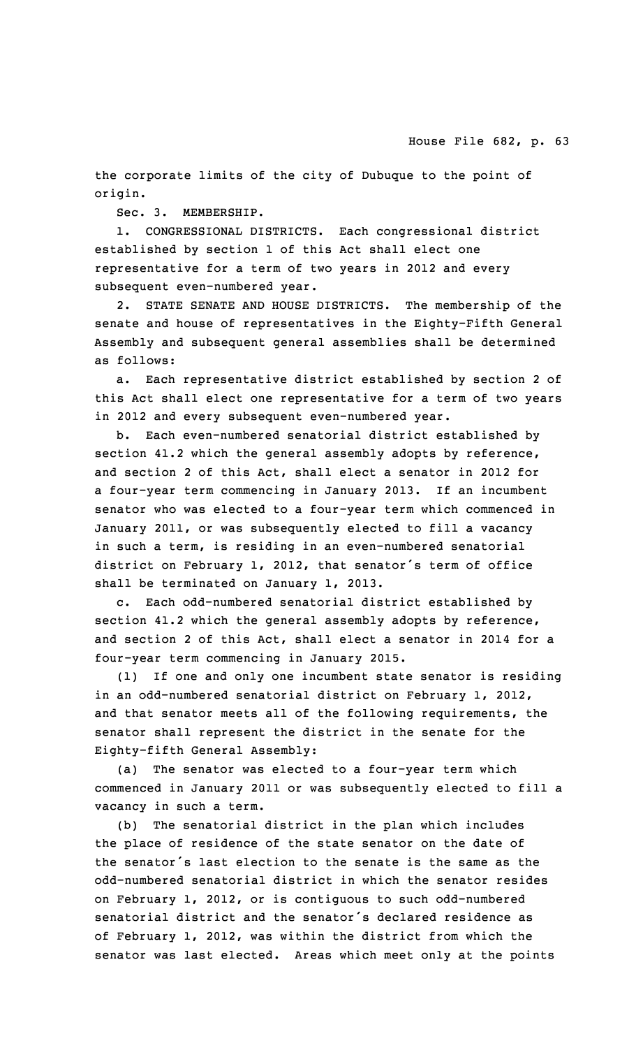the corporate limits of the city of Dubuque to the point of origin.

Sec. 3. MEMBERSHIP.

1. CONGRESSIONAL DISTRICTS. Each congressional district established by section 1 of this Act shall elect one representative for a term of two years in 2012 and every subsequent even-numbered year.

2. STATE SENATE AND HOUSE DISTRICTS. The membership of the senate and house of representatives in the Eighty-Fifth General Assembly and subsequent general assemblies shall be determined as follows:

a. Each representative district established by section 2 of this Act shall elect one representative for a term of two years in 2012 and every subsequent even-numbered year.

b. Each even-numbered senatorial district established by section 41.2 which the general assembly adopts by reference, and section 2 of this Act, shall elect a senator in 2012 for a four-year term commencing in January 2013. If an incumbent senator who was elected to a four-year term which commenced in January 2011, or was subsequently elected to fill a vacancy in such a term, is residing in an even-numbered senatorial district on February 1, 2012, that senator's term of office shall be terminated on January 1, 2013.

c. Each odd-numbered senatorial district established by section 41.2 which the general assembly adopts by reference, and section 2 of this Act, shall elect a senator in 2014 for a four-year term commencing in January 2015.

(1) If one and only one incumbent state senator is residing in an odd-numbered senatorial district on February 1, 2012, and that senator meets all of the following requirements, the senator shall represent the district in the senate for the Eighty-fifth General Assembly:

(a) The senator was elected to a four-year term which commenced in January 2011 or was subsequently elected to fill a vacancy in such a term.

(b) The senatorial district in the plan which includes the place of residence of the state senator on the date of the senator's last election to the senate is the same as the odd-numbered senatorial district in which the senator resides on February 1, 2012, or is contiguous to such odd-numbered senatorial district and the senator's declared residence as of February 1, 2012, was within the district from which the senator was last elected. Areas which meet only at the points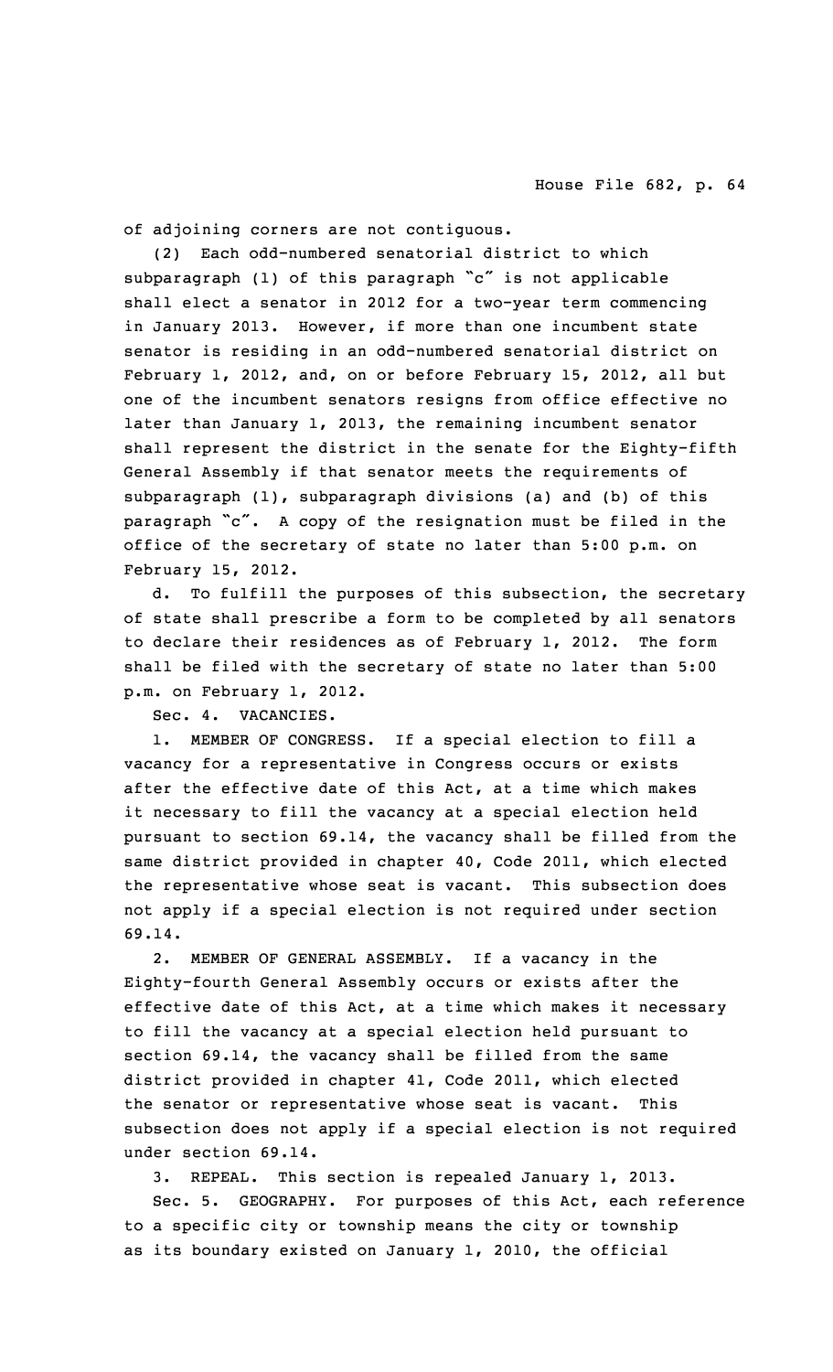of adjoining corners are not contiguous.

(2) Each odd-numbered senatorial district to which subparagraph (1) of this paragraph "c" is not applicable shall elect a senator in 2012 for a two-year term commencing in January 2013. However, if more than one incumbent state senator is residing in an odd-numbered senatorial district on February 1, 2012, and, on or before February 15, 2012, all but one of the incumbent senators resigns from office effective no later than January 1, 2013, the remaining incumbent senator shall represent the district in the senate for the Eighty-fifth General Assembly if that senator meets the requirements of subparagraph (1), subparagraph divisions (a) and (b) of this paragraph "c". A copy of the resignation must be filed in the office of the secretary of state no later than 5:00 p.m. on February 15, 2012.

d. To fulfill the purposes of this subsection, the secretary of state shall prescribe a form to be completed by all senators to declare their residences as of February 1, 2012. The form shall be filed with the secretary of state no later than 5:00 p.m. on February 1, 2012.

Sec. 4. VACANCIES.

1. MEMBER OF CONGRESS. If a special election to fill a vacancy for a representative in Congress occurs or exists after the effective date of this Act, at a time which makes it necessary to fill the vacancy at a special election held pursuant to section 69.14, the vacancy shall be filled from the same district provided in chapter 40, Code 2011, which elected the representative whose seat is vacant. This subsection does not apply if a special election is not required under section 69.14.

2. MEMBER OF GENERAL ASSEMBLY. If a vacancy in the Eighty-fourth General Assembly occurs or exists after the effective date of this Act, at a time which makes it necessary to fill the vacancy at a special election held pursuant to section 69.14, the vacancy shall be filled from the same district provided in chapter 41, Code 2011, which elected the senator or representative whose seat is vacant. This subsection does not apply if a special election is not required under section 69.14.

3. REPEAL. This section is repealed January 1, 2013.

Sec. 5. GEOGRAPHY. For purposes of this Act, each reference to a specific city or township means the city or township as its boundary existed on January 1, 2010, the official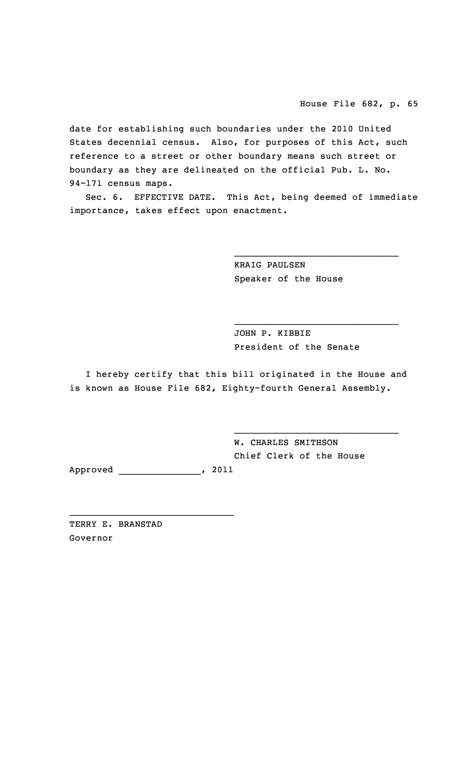date for establishing such boundaries under the 2010 United States decennial census. Also, for purposes of this Act, such reference to a street or other boundary means such street or boundary as they are delineated on the official Pub. L. No. 94-171 census maps.

Sec. 6. EFFECTIVE DATE. This Act, being deemed of immediate importance, takes effect upon enactment.

______________________________

KRAIG PAULSEN

Speaker of the House

______________________________

JOHN P. KIBBIE

President of the Senate

I hereby certify that this bill originated in the House and is known as House File 682, Eighty-fourth General Assembly.

______________________________

W. CHARLES SMITHSON

Chief Clerk of the House

Approved ______________, 2011

______________________________

TERRY E. BRANSTAD

Governor